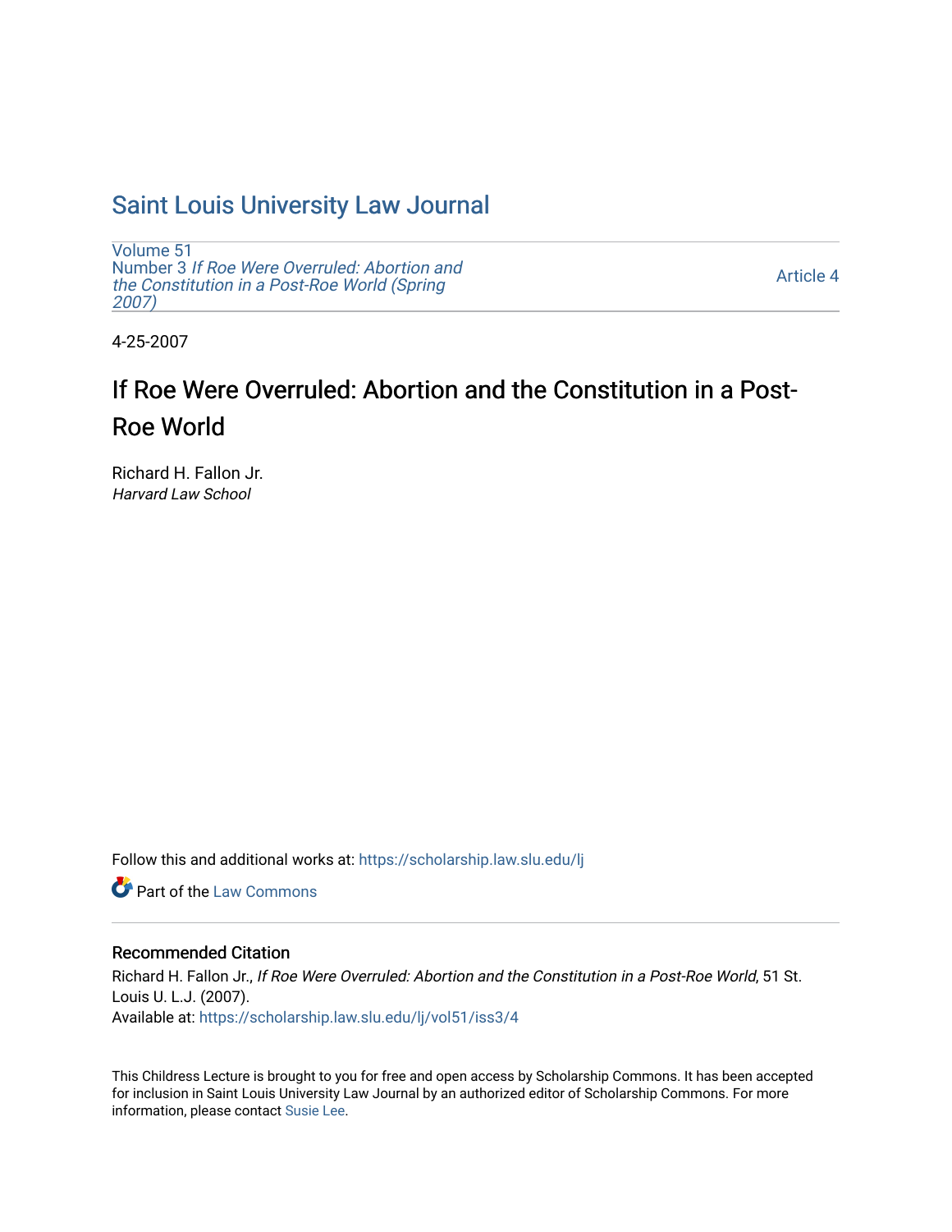# Saint Louis University Law Journal

Volume 51
Number 3 *If Roe Were Overruled: Abortion and the Constitution in a Post-Roe World (Spring 2007)*

Article 4

4-25-2007

## If Roe Were Overruled: Abortion and the Constitution in a Post-Roe World

Richard H. Fallon Jr.
*Harvard Law School*

Follow this and additional works at: https://scholarship.law.slu.edu/lj

Part of the Law Commons

### Recommended Citation

Richard H. Fallon Jr., *If Roe Were Overruled: Abortion and the Constitution in a Post-Roe World*, 51 St. Louis U. L.J. (2007).
Available at: https://scholarship.law.slu.edu/lj/vol51/iss3/4

This Childress Lecture is brought to you for free and open access by Scholarship Commons. It has been accepted for inclusion in Saint Louis University Law Journal by an authorized editor of Scholarship Commons. For more information, please contact Susie Lee.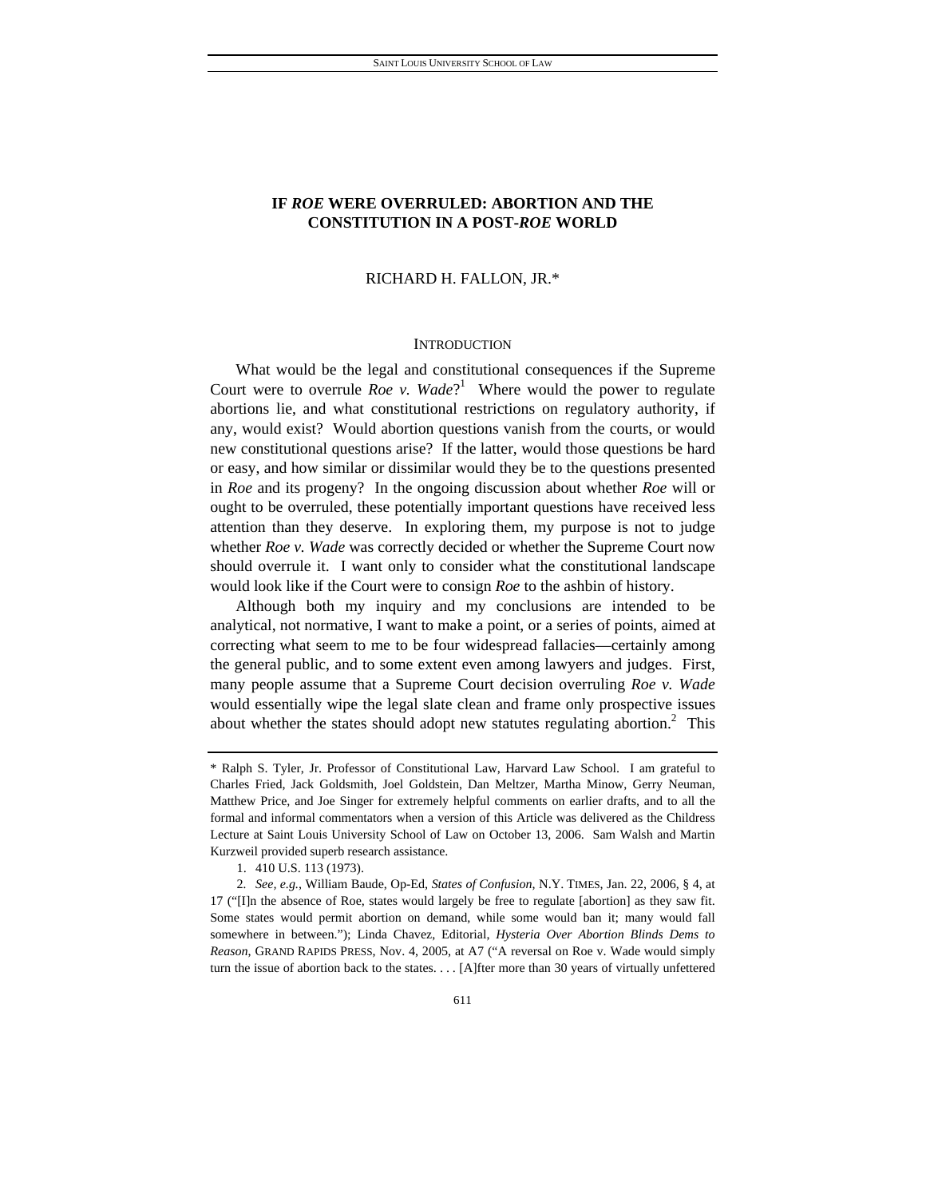# IF *ROE* WERE OVERRULED: ABORTION AND THE CONSTITUTION IN A POST-*ROE* WORLD

RICHARD H. FALLON, JR.*

## INTRODUCTION

What would be the legal and constitutional consequences if the Supreme Court were to overrule *Roe v. Wade*?[1] Where would the power to regulate abortions lie, and what constitutional restrictions on regulatory authority, if any, would exist? Would abortion questions vanish from the courts, or would new constitutional questions arise? If the latter, would those questions be hard or easy, and how similar or dissimilar would they be to the questions presented in *Roe* and its progeny? In the ongoing discussion about whether *Roe* will or ought to be overruled, these potentially important questions have received less attention than they deserve. In exploring them, my purpose is not to judge whether *Roe v. Wade* was correctly decided or whether the Supreme Court now should overrule it. I want only to consider what the constitutional landscape would look like if the Court were to consign *Roe* to the ashbin of history.

Although both my inquiry and my conclusions are intended to be analytical, not normative, I want to make a point, or a series of points, aimed at correcting what seem to me to be four widespread fallacies—certainly among the general public, and to some extent even among lawyers and judges. First, many people assume that a Supreme Court decision overruling *Roe v. Wade* would essentially wipe the legal slate clean and frame only prospective issues about whether the states should adopt new statutes regulating abortion.[2] This

---

\* Ralph S. Tyler, Jr. Professor of Constitutional Law, Harvard Law School. I am grateful to Charles Fried, Jack Goldsmith, Joel Goldstein, Dan Meltzer, Martha Minow, Gerry Neuman, Matthew Price, and Joe Singer for extremely helpful comments on earlier drafts, and to all the formal and informal commentators when a version of this Article was delivered as the Childress Lecture at Saint Louis University School of Law on October 13, 2006. Sam Walsh and Martin Kurzweil provided superb research assistance.

1. 410 U.S. 113 (1973).

2. *See, e.g.*, William Baude, Op-Ed, *States of Confusion*, N.Y. TIMES, Jan. 22, 2006, § 4, at 17 ("[I]n the absence of Roe, states would largely be free to regulate [abortion] as they saw fit. Some states would permit abortion on demand, while some would ban it; many would fall somewhere in between."); Linda Chavez, Editorial, *Hysteria Over Abortion Blinds Dems to Reason*, GRAND RAPIDS PRESS, Nov. 4, 2005, at A7 ("A reversal on Roe v. Wade would simply turn the issue of abortion back to the states. . . . [A]fter more than 30 years of virtually unfettered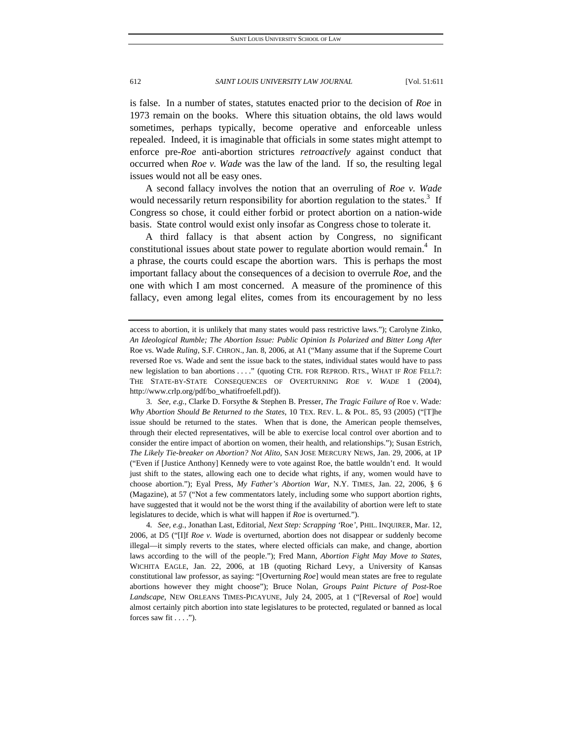is false. In a number of states, statutes enacted prior to the decision of *Roe* in 1973 remain on the books. Where this situation obtains, the old laws would sometimes, perhaps typically, become operative and enforceable unless repealed. Indeed, it is imaginable that officials in some states might attempt to enforce pre-*Roe* anti-abortion strictures *retroactively* against conduct that occurred when *Roe v. Wade* was the law of the land. If so, the resulting legal issues would not all be easy ones.

A second fallacy involves the notion that an overruling of *Roe v. Wade* would necessarily return responsibility for abortion regulation to the states.[3] If Congress so chose, it could either forbid or protect abortion on a nation-wide basis. State control would exist only insofar as Congress chose to tolerate it.

A third fallacy is that absent action by Congress, no significant constitutional issues about state power to regulate abortion would remain.[4] In a phrase, the courts could escape the abortion wars. This is perhaps the most important fallacy about the consequences of a decision to overrule *Roe*, and the one with which I am most concerned. A measure of the prominence of this fallacy, even among legal elites, comes from its encouragement by no less

---

access to abortion, it is unlikely that many states would pass restrictive laws."); Carolyne Zinko, *An Ideological Rumble; The Abortion Issue: Public Opinion Is Polarized and Bitter Long After* Roe vs. Wade *Ruling*, S.F. CHRON., Jan. 8, 2006, at A1 ("Many assume that if the Supreme Court reversed Roe vs. Wade and sent the issue back to the states, individual states would have to pass new legislation to ban abortions . . . ." (quoting CTR. FOR REPROD. RTS., WHAT IF *ROE* FELL?: THE STATE-BY-STATE CONSEQUENCES OF OVERTURNING *ROE V. WADE* 1 (2004), http://www.crlp.org/pdf/bo_whatifroefell.pdf)).

3. *See, e.g.*, Clarke D. Forsythe & Stephen B. Presser, *The Tragic Failure of* Roe v. Wade*: Why Abortion Should Be Returned to the States*, 10 TEX. REV. L. & POL. 85, 93 (2005) ("[T]he issue should be returned to the states. When that is done, the American people themselves, through their elected representatives, will be able to exercise local control over abortion and to consider the entire impact of abortion on women, their health, and relationships."); Susan Estrich, *The Likely Tie-breaker on Abortion? Not Alito*, SAN JOSE MERCURY NEWS, Jan. 29, 2006, at 1P ("Even if [Justice Anthony] Kennedy were to vote against Roe, the battle wouldn't end. It would just shift to the states, allowing each one to decide what rights, if any, women would have to choose abortion."); Eyal Press, *My Father's Abortion War*, N.Y. TIMES, Jan. 22, 2006, § 6 (Magazine), at 57 ("Not a few commentators lately, including some who support abortion rights, have suggested that it would not be the worst thing if the availability of abortion were left to state legislatures to decide, which is what will happen if *Roe* is overturned.").

4. *See, e.g.*, Jonathan Last, Editorial, *Next Step: Scrapping 'Roe'*, PHIL. INQUIRER, Mar. 12, 2006, at D5 ("[I]f *Roe v. Wade* is overturned, abortion does not disappear or suddenly become illegal—it simply reverts to the states, where elected officials can make, and change, abortion laws according to the will of the people."); Fred Mann, *Abortion Fight May Move to States*, WICHITA EAGLE, Jan. 22, 2006, at 1B (quoting Richard Levy, a University of Kansas constitutional law professor, as saying: "[Overturning *Roe*] would mean states are free to regulate abortions however they might choose"); Bruce Nolan, *Groups Paint Picture of Post-*Roe *Landscape*, NEW ORLEANS TIMES-PICAYUNE, July 24, 2005, at 1 ("[Reversal of *Roe*] would almost certainly pitch abortion into state legislatures to be protected, regulated or banned as local forces saw fit . . . .").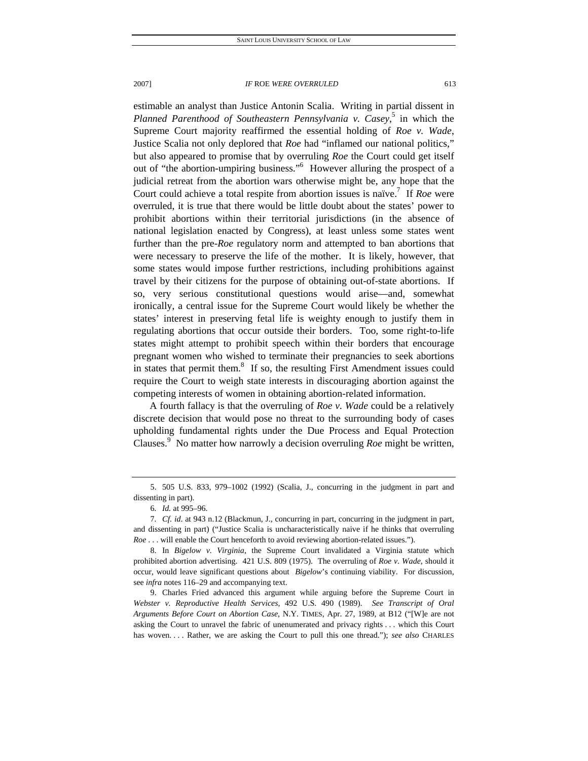estimable an analyst than Justice Antonin Scalia. Writing in partial dissent in *Planned Parenthood of Southeastern Pennsylvania v. Casey*,[5] in which the Supreme Court majority reaffirmed the essential holding of *Roe v. Wade*, Justice Scalia not only deplored that *Roe* had "inflamed our national politics," but also appeared to promise that by overruling *Roe* the Court could get itself out of "the abortion-umpiring business."[6] However alluring the prospect of a judicial retreat from the abortion wars otherwise might be, any hope that the Court could achieve a total respite from abortion issues is naïve.[7] If *Roe* were overruled, it is true that there would be little doubt about the states' power to prohibit abortions within their territorial jurisdictions (in the absence of national legislation enacted by Congress), at least unless some states went further than the pre-*Roe* regulatory norm and attempted to ban abortions that were necessary to preserve the life of the mother. It is likely, however, that some states would impose further restrictions, including prohibitions against travel by their citizens for the purpose of obtaining out-of-state abortions. If so, very serious constitutional questions would arise—and, somewhat ironically, a central issue for the Supreme Court would likely be whether the states' interest in preserving fetal life is weighty enough to justify them in regulating abortions that occur outside their borders. Too, some right-to-life states might attempt to prohibit speech within their borders that encourage pregnant women who wished to terminate their pregnancies to seek abortions in states that permit them.[8] If so, the resulting First Amendment issues could require the Court to weigh state interests in discouraging abortion against the competing interests of women in obtaining abortion-related information.

A fourth fallacy is that the overruling of *Roe v. Wade* could be a relatively discrete decision that would pose no threat to the surrounding body of cases upholding fundamental rights under the Due Process and Equal Protection Clauses.[9] No matter how narrowly a decision overruling *Roe* might be written,

---

5. 505 U.S. 833, 979–1002 (1992) (Scalia, J., concurring in the judgment in part and dissenting in part).

6. *Id.* at 995–96.

7. *Cf. id.* at 943 n.12 (Blackmun, J., concurring in part, concurring in the judgment in part, and dissenting in part) ("Justice Scalia is uncharacteristically naive if he thinks that overruling *Roe* . . . will enable the Court henceforth to avoid reviewing abortion-related issues.").

8. In *Bigelow v. Virginia*, the Supreme Court invalidated a Virginia statute which prohibited abortion advertising. 421 U.S. 809 (1975). The overruling of *Roe v. Wade*, should it occur, would leave significant questions about *Bigelow*'s continuing viability. For discussion, see *infra* notes 116–29 and accompanying text.

9. Charles Fried advanced this argument while arguing before the Supreme Court in *Webster v. Reproductive Health Services*, 492 U.S. 490 (1989). *See Transcript of Oral Arguments Before Court on Abortion Case*, N.Y. TIMES, Apr. 27, 1989, at B12 ("[W]e are not asking the Court to unravel the fabric of unenumerated and privacy rights . . . which this Court has woven. . . . Rather, we are asking the Court to pull this one thread."); *see also* CHARLES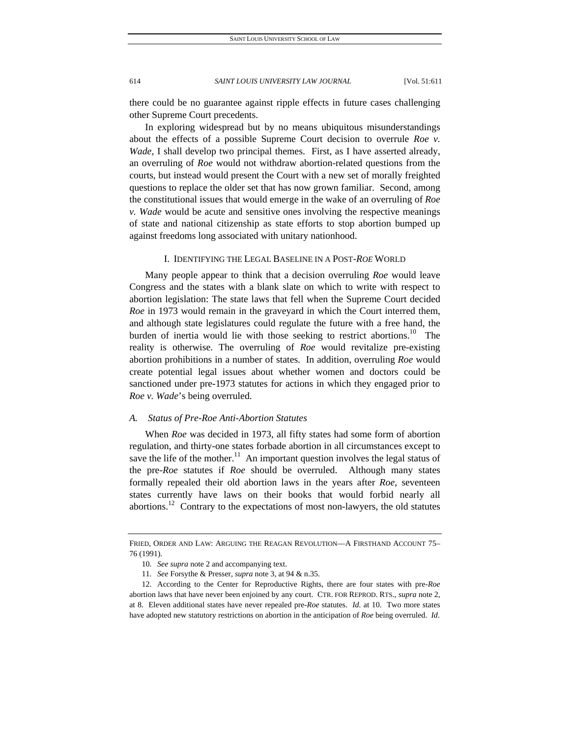there could be no guarantee against ripple effects in future cases challenging other Supreme Court precedents.

In exploring widespread but by no means ubiquitous misunderstandings about the effects of a possible Supreme Court decision to overrule *Roe v. Wade*, I shall develop two principal themes. First, as I have asserted already, an overruling of *Roe* would not withdraw abortion-related questions from the courts, but instead would present the Court with a new set of morally freighted questions to replace the older set that has now grown familiar. Second, among the constitutional issues that would emerge in the wake of an overruling of *Roe v. Wade* would be acute and sensitive ones involving the respective meanings of state and national citizenship as state efforts to stop abortion bumped up against freedoms long associated with unitary nationhood.

## I. IDENTIFYING THE LEGAL BASELINE IN A POST-*ROE* WORLD

Many people appear to think that a decision overruling *Roe* would leave Congress and the states with a blank slate on which to write with respect to abortion legislation: The state laws that fell when the Supreme Court decided *Roe* in 1973 would remain in the graveyard in which the Court interred them, and although state legislatures could regulate the future with a free hand, the burden of inertia would lie with those seeking to restrict abortions.[10] The reality is otherwise. The overruling of *Roe* would revitalize pre-existing abortion prohibitions in a number of states. In addition, overruling *Roe* would create potential legal issues about whether women and doctors could be sanctioned under pre-1973 statutes for actions in which they engaged prior to *Roe v. Wade*'s being overruled.

### *A. Status of Pre-Roe Anti-Abortion Statutes*

When *Roe* was decided in 1973, all fifty states had some form of abortion regulation, and thirty-one states forbade abortion in all circumstances except to save the life of the mother.[11] An important question involves the legal status of the pre-*Roe* statutes if *Roe* should be overruled. Although many states formally repealed their old abortion laws in the years after *Roe*, seventeen states currently have laws on their books that would forbid nearly all abortions.[12] Contrary to the expectations of most non-lawyers, the old statutes

---

FRIED, ORDER AND LAW: ARGUING THE REAGAN REVOLUTION—A FIRSTHAND ACCOUNT 75–76 (1991).

10. *See supra* note 2 and accompanying text.

11. *See* Forsythe & Presser, *supra* note 3, at 94 & n.35.

12. According to the Center for Reproductive Rights, there are four states with pre-*Roe* abortion laws that have never been enjoined by any court. CTR. FOR REPROD. RTS., *supra* note 2, at 8. Eleven additional states have never repealed pre-*Roe* statutes. *Id.* at 10. Two more states have adopted new statutory restrictions on abortion in the anticipation of *Roe* being overruled. *Id*.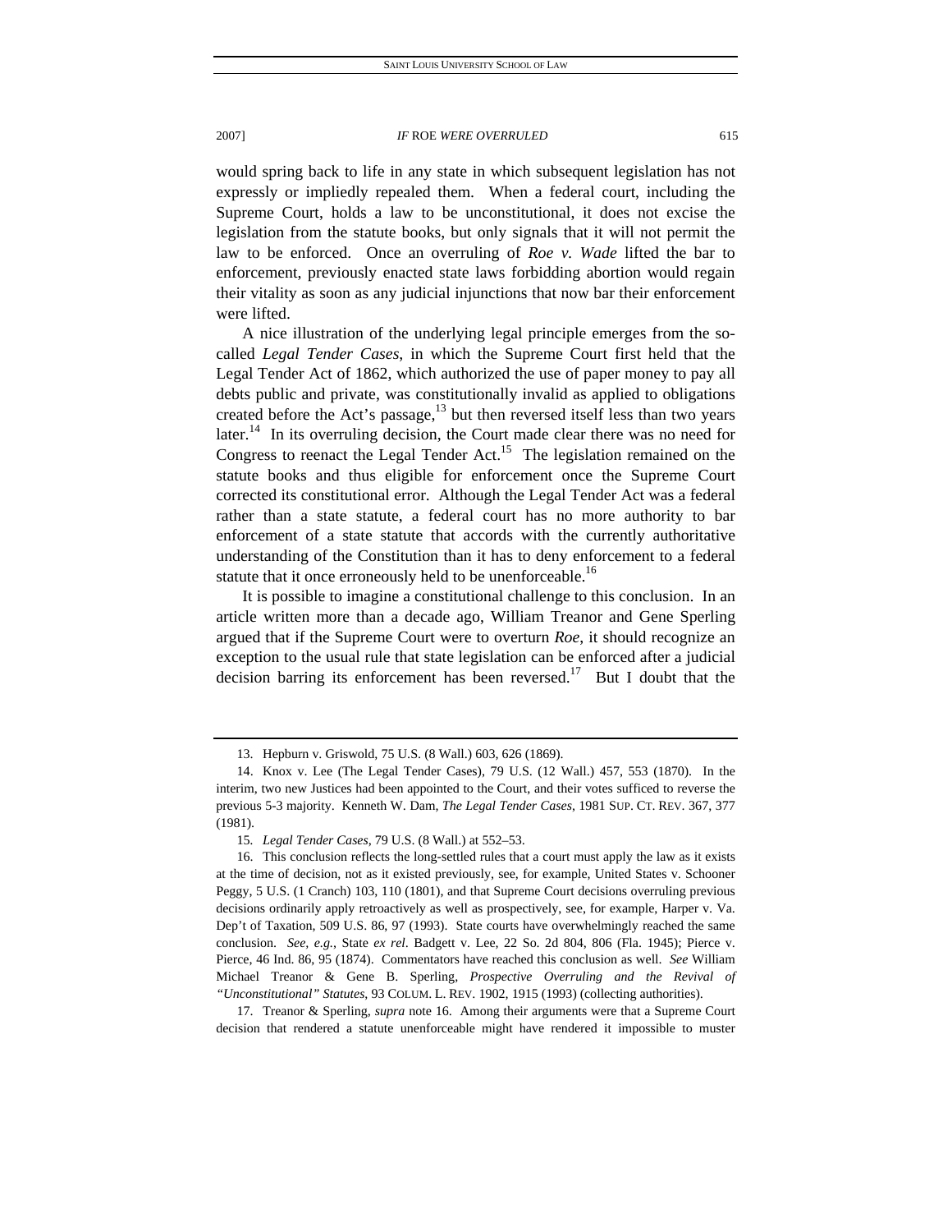would spring back to life in any state in which subsequent legislation has not expressly or impliedly repealed them. When a federal court, including the Supreme Court, holds a law to be unconstitutional, it does not excise the legislation from the statute books, but only signals that it will not permit the law to be enforced. Once an overruling of *Roe v. Wade* lifted the bar to enforcement, previously enacted state laws forbidding abortion would regain their vitality as soon as any judicial injunctions that now bar their enforcement were lifted.

A nice illustration of the underlying legal principle emerges from the so-called *Legal Tender Cases*, in which the Supreme Court first held that the Legal Tender Act of 1862, which authorized the use of paper money to pay all debts public and private, was constitutionally invalid as applied to obligations created before the Act's passage,[13] but then reversed itself less than two years later.[14] In its overruling decision, the Court made clear there was no need for Congress to reenact the Legal Tender Act.[15] The legislation remained on the statute books and thus eligible for enforcement once the Supreme Court corrected its constitutional error. Although the Legal Tender Act was a federal rather than a state statute, a federal court has no more authority to bar enforcement of a state statute that accords with the currently authoritative understanding of the Constitution than it has to deny enforcement to a federal statute that it once erroneously held to be unenforceable.[16]

It is possible to imagine a constitutional challenge to this conclusion. In an article written more than a decade ago, William Treanor and Gene Sperling argued that if the Supreme Court were to overturn *Roe*, it should recognize an exception to the usual rule that state legislation can be enforced after a judicial decision barring its enforcement has been reversed.[17] But I doubt that the

---

13. Hepburn v. Griswold, 75 U.S. (8 Wall.) 603, 626 (1869).

14. Knox v. Lee (The Legal Tender Cases), 79 U.S. (12 Wall.) 457, 553 (1870). In the interim, two new Justices had been appointed to the Court, and their votes sufficed to reverse the previous 5-3 majority. Kenneth W. Dam, *The Legal Tender Cases*, 1981 SUP. CT. REV. 367, 377 (1981).

15. *Legal Tender Cases*, 79 U.S. (8 Wall.) at 552–53.

16. This conclusion reflects the long-settled rules that a court must apply the law as it exists at the time of decision, not as it existed previously, see, for example, United States v. Schooner Peggy, 5 U.S. (1 Cranch) 103, 110 (1801), and that Supreme Court decisions overruling previous decisions ordinarily apply retroactively as well as prospectively, see, for example, Harper v. Va. Dep't of Taxation, 509 U.S. 86, 97 (1993). State courts have overwhelmingly reached the same conclusion. *See, e.g.*, State *ex rel*. Badgett v. Lee, 22 So. 2d 804, 806 (Fla. 1945); Pierce v. Pierce, 46 Ind. 86, 95 (1874). Commentators have reached this conclusion as well. *See* William Michael Treanor & Gene B. Sperling, *Prospective Overruling and the Revival of "Unconstitutional" Statutes*, 93 COLUM. L. REV. 1902, 1915 (1993) (collecting authorities).

17. Treanor & Sperling, *supra* note 16. Among their arguments were that a Supreme Court decision that rendered a statute unenforceable might have rendered it impossible to muster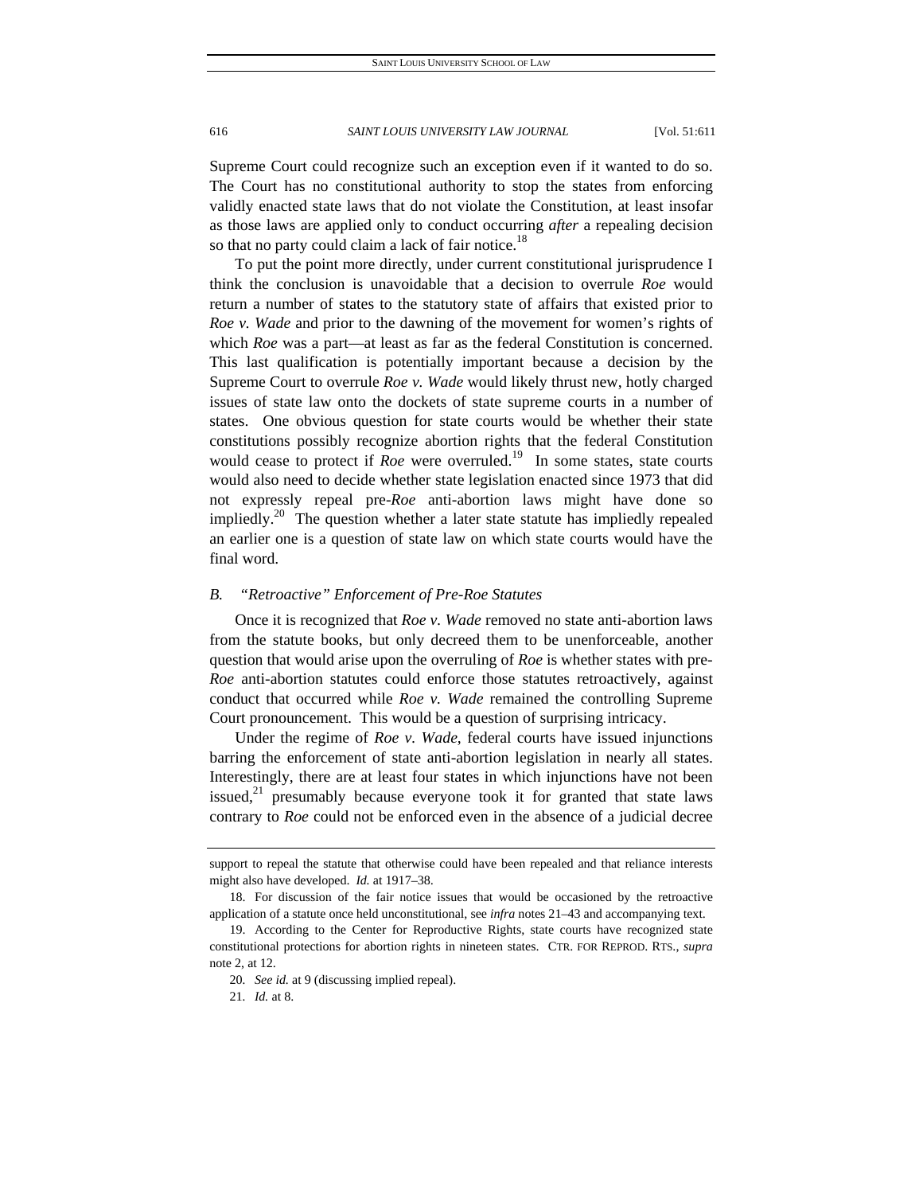Supreme Court could recognize such an exception even if it wanted to do so. The Court has no constitutional authority to stop the states from enforcing validly enacted state laws that do not violate the Constitution, at least insofar as those laws are applied only to conduct occurring *after* a repealing decision so that no party could claim a lack of fair notice.[18]

To put the point more directly, under current constitutional jurisprudence I think the conclusion is unavoidable that a decision to overrule *Roe* would return a number of states to the statutory state of affairs that existed prior to *Roe v. Wade* and prior to the dawning of the movement for women's rights of which *Roe* was a part—at least as far as the federal Constitution is concerned. This last qualification is potentially important because a decision by the Supreme Court to overrule *Roe v. Wade* would likely thrust new, hotly charged issues of state law onto the dockets of state supreme courts in a number of states. One obvious question for state courts would be whether their state constitutions possibly recognize abortion rights that the federal Constitution would cease to protect if *Roe* were overruled.[19] In some states, state courts would also need to decide whether state legislation enacted since 1973 that did not expressly repeal pre-*Roe* anti-abortion laws might have done so impliedly.[20] The question whether a later state statute has impliedly repealed an earlier one is a question of state law on which state courts would have the final word.

### B. *"Retroactive" Enforcement of Pre-Roe Statutes*

Once it is recognized that *Roe v. Wade* removed no state anti-abortion laws from the statute books, but only decreed them to be unenforceable, another question that would arise upon the overruling of *Roe* is whether states with pre-*Roe* anti-abortion statutes could enforce those statutes retroactively, against conduct that occurred while *Roe v. Wade* remained the controlling Supreme Court pronouncement. This would be a question of surprising intricacy.

Under the regime of *Roe v. Wade*, federal courts have issued injunctions barring the enforcement of state anti-abortion legislation in nearly all states. Interestingly, there are at least four states in which injunctions have not been issued,[21] presumably because everyone took it for granted that state laws contrary to *Roe* could not be enforced even in the absence of a judicial decree

---

support to repeal the statute that otherwise could have been repealed and that reliance interests might also have developed. *Id.* at 1917–38.

18. For discussion of the fair notice issues that would be occasioned by the retroactive application of a statute once held unconstitutional, see *infra* notes 21–43 and accompanying text.

19. According to the Center for Reproductive Rights, state courts have recognized state constitutional protections for abortion rights in nineteen states. CTR. FOR REPROD. RTS., *supra* note 2, at 12.

20. *See id.* at 9 (discussing implied repeal).

21. *Id.* at 8.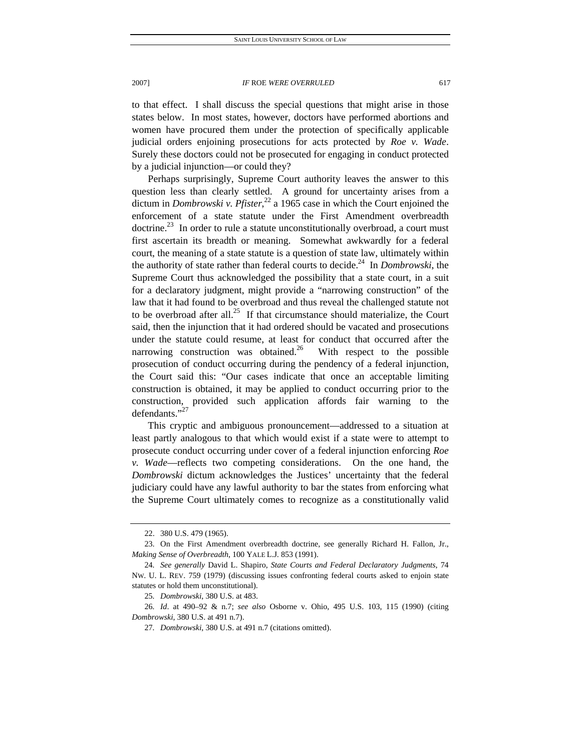to that effect. I shall discuss the special questions that might arise in those states below. In most states, however, doctors have performed abortions and women have procured them under the protection of specifically applicable judicial orders enjoining prosecutions for acts protected by *Roe v. Wade*. Surely these doctors could not be prosecuted for engaging in conduct protected by a judicial injunction—or could they?

Perhaps surprisingly, Supreme Court authority leaves the answer to this question less than clearly settled. A ground for uncertainty arises from a dictum in *Dombrowski v. Pfister*,[22] a 1965 case in which the Court enjoined the enforcement of a state statute under the First Amendment overbreadth doctrine.[23] In order to rule a statute unconstitutionally overbroad, a court must first ascertain its breadth or meaning. Somewhat awkwardly for a federal court, the meaning of a state statute is a question of state law, ultimately within the authority of state rather than federal courts to decide.[24] In *Dombrowski*, the Supreme Court thus acknowledged the possibility that a state court, in a suit for a declaratory judgment, might provide a "narrowing construction" of the law that it had found to be overbroad and thus reveal the challenged statute not to be overbroad after all.[25] If that circumstance should materialize, the Court said, then the injunction that it had ordered should be vacated and prosecutions under the statute could resume, at least for conduct that occurred after the narrowing construction was obtained.[26] With respect to the possible prosecution of conduct occurring during the pendency of a federal injunction, the Court said this: "Our cases indicate that once an acceptable limiting construction is obtained, it may be applied to conduct occurring prior to the construction, provided such application affords fair warning to the defendants."[27]

This cryptic and ambiguous pronouncement—addressed to a situation at least partly analogous to that which would exist if a state were to attempt to prosecute conduct occurring under cover of a federal injunction enforcing *Roe v. Wade*—reflects two competing considerations. On the one hand, the *Dombrowski* dictum acknowledges the Justices' uncertainty that the federal judiciary could have any lawful authority to bar the states from enforcing what the Supreme Court ultimately comes to recognize as a constitutionally valid

---

22. 380 U.S. 479 (1965).

23. On the First Amendment overbreadth doctrine, see generally Richard H. Fallon, Jr., *Making Sense of Overbreadth*, 100 YALE L.J. 853 (1991).

24. *See generally* David L. Shapiro, *State Courts and Federal Declaratory Judgments*, 74 NW. U. L. REV. 759 (1979) (discussing issues confronting federal courts asked to enjoin state statutes or hold them unconstitutional).

25. *Dombrowski*, 380 U.S. at 483.

26. *Id*. at 490–92 & n.7; *see also* Osborne v. Ohio, 495 U.S. 103, 115 (1990) (citing *Dombrowski*, 380 U.S. at 491 n.7).

27. *Dombrowski*, 380 U.S. at 491 n.7 (citations omitted).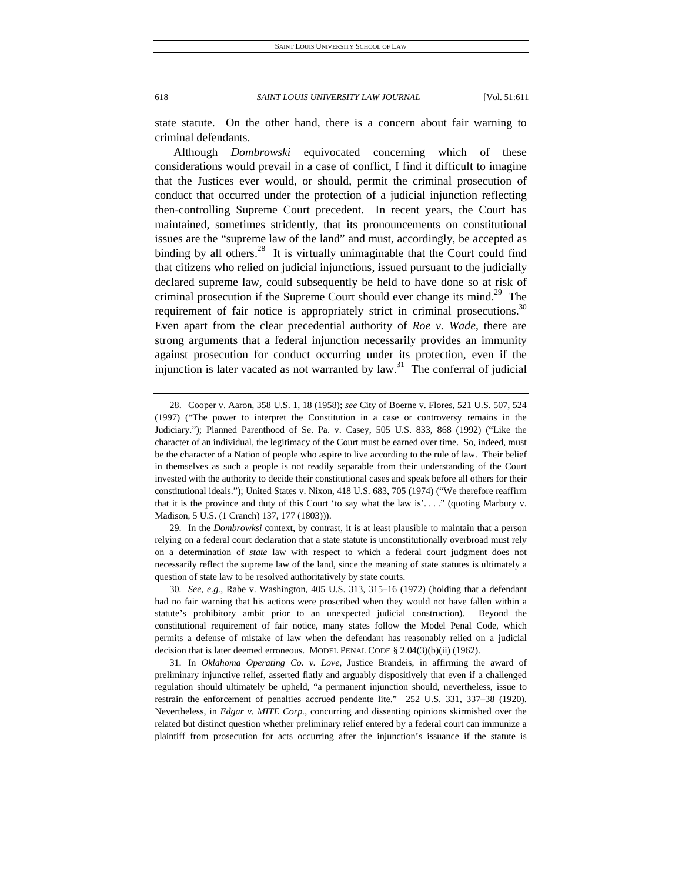state statute. On the other hand, there is a concern about fair warning to criminal defendants.

Although *Dombrowski* equivocated concerning which of these considerations would prevail in a case of conflict, I find it difficult to imagine that the Justices ever would, or should, permit the criminal prosecution of conduct that occurred under the protection of a judicial injunction reflecting then-controlling Supreme Court precedent. In recent years, the Court has maintained, sometimes stridently, that its pronouncements on constitutional issues are the "supreme law of the land" and must, accordingly, be accepted as binding by all others.[28] It is virtually unimaginable that the Court could find that citizens who relied on judicial injunctions, issued pursuant to the judicially declared supreme law, could subsequently be held to have done so at risk of criminal prosecution if the Supreme Court should ever change its mind.[29] The requirement of fair notice is appropriately strict in criminal prosecutions.[30] Even apart from the clear precedential authority of *Roe v. Wade*, there are strong arguments that a federal injunction necessarily provides an immunity against prosecution for conduct occurring under its protection, even if the injunction is later vacated as not warranted by law.[31] The conferral of judicial

---

28. Cooper v. Aaron, 358 U.S. 1, 18 (1958); *see* City of Boerne v. Flores, 521 U.S. 507, 524 (1997) ("The power to interpret the Constitution in a case or controversy remains in the Judiciary."); Planned Parenthood of Se. Pa. v. Casey, 505 U.S. 833, 868 (1992) ("Like the character of an individual, the legitimacy of the Court must be earned over time. So, indeed, must be the character of a Nation of people who aspire to live according to the rule of law. Their belief in themselves as such a people is not readily separable from their understanding of the Court invested with the authority to decide their constitutional cases and speak before all others for their constitutional ideals."); United States v. Nixon, 418 U.S. 683, 705 (1974) ("We therefore reaffirm that it is the province and duty of this Court 'to say what the law is'. . . ." (quoting Marbury v. Madison, 5 U.S. (1 Cranch) 137, 177 (1803))).

29. In the *Dombrowksi* context, by contrast, it is at least plausible to maintain that a person relying on a federal court declaration that a state statute is unconstitutionally overbroad must rely on a determination of *state* law with respect to which a federal court judgment does not necessarily reflect the supreme law of the land, since the meaning of state statutes is ultimately a question of state law to be resolved authoritatively by state courts.

30. *See, e.g.*, Rabe v. Washington, 405 U.S. 313, 315–16 (1972) (holding that a defendant had no fair warning that his actions were proscribed when they would not have fallen within a statute's prohibitory ambit prior to an unexpected judicial construction). Beyond the constitutional requirement of fair notice, many states follow the Model Penal Code, which permits a defense of mistake of law when the defendant has reasonably relied on a judicial decision that is later deemed erroneous. MODEL PENAL CODE § 2.04(3)(b)(ii) (1962).

31. In *Oklahoma Operating Co. v. Love*, Justice Brandeis, in affirming the award of preliminary injunctive relief, asserted flatly and arguably dispositively that even if a challenged regulation should ultimately be upheld, "a permanent injunction should, nevertheless, issue to restrain the enforcement of penalties accrued pendente lite." 252 U.S. 331, 337–38 (1920). Nevertheless, in *Edgar v. MITE Corp.*, concurring and dissenting opinions skirmished over the related but distinct question whether preliminary relief entered by a federal court can immunize a plaintiff from prosecution for acts occurring after the injunction's issuance if the statute is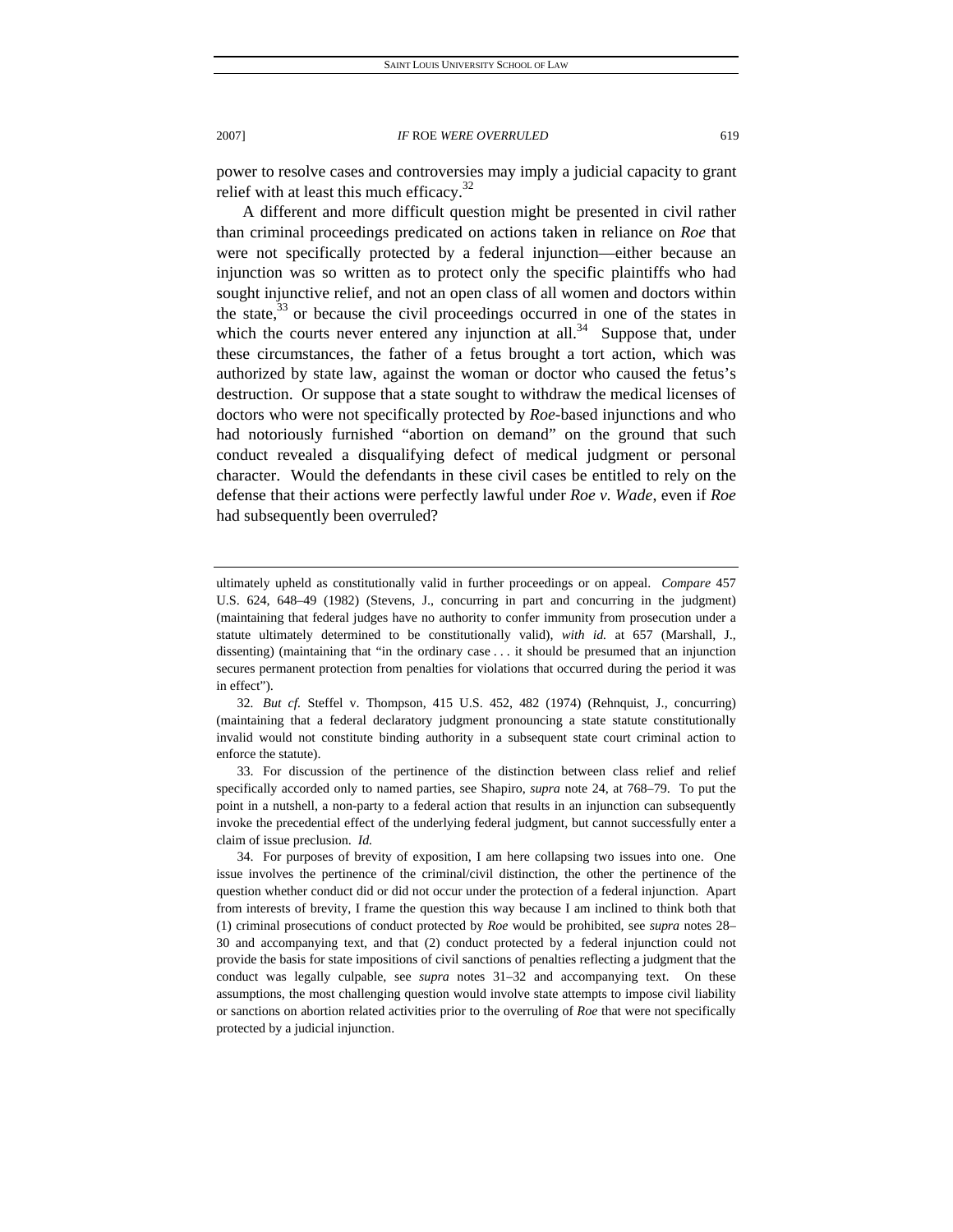power to resolve cases and controversies may imply a judicial capacity to grant relief with at least this much efficacy.[32]

A different and more difficult question might be presented in civil rather than criminal proceedings predicated on actions taken in reliance on *Roe* that were not specifically protected by a federal injunction—either because an injunction was so written as to protect only the specific plaintiffs who had sought injunctive relief, and not an open class of all women and doctors within the state,[33] or because the civil proceedings occurred in one of the states in which the courts never entered any injunction at all.[34] Suppose that, under these circumstances, the father of a fetus brought a tort action, which was authorized by state law, against the woman or doctor who caused the fetus's destruction. Or suppose that a state sought to withdraw the medical licenses of doctors who were not specifically protected by *Roe*-based injunctions and who had notoriously furnished "abortion on demand" on the ground that such conduct revealed a disqualifying defect of medical judgment or personal character. Would the defendants in these civil cases be entitled to rely on the defense that their actions were perfectly lawful under *Roe v. Wade*, even if *Roe* had subsequently been overruled?

---

ultimately upheld as constitutionally valid in further proceedings or on appeal. *Compare* 457 U.S. 624, 648–49 (1982) (Stevens, J., concurring in part and concurring in the judgment) (maintaining that federal judges have no authority to confer immunity from prosecution under a statute ultimately determined to be constitutionally valid), *with id.* at 657 (Marshall, J., dissenting) (maintaining that "in the ordinary case . . . it should be presumed that an injunction secures permanent protection from penalties for violations that occurred during the period it was in effect").

32. *But cf.* Steffel v. Thompson, 415 U.S. 452, 482 (1974) (Rehnquist, J., concurring) (maintaining that a federal declaratory judgment pronouncing a state statute constitutionally invalid would not constitute binding authority in a subsequent state court criminal action to enforce the statute).

33. For discussion of the pertinence of the distinction between class relief and relief specifically accorded only to named parties, see Shapiro, *supra* note 24, at 768–79. To put the point in a nutshell, a non-party to a federal action that results in an injunction can subsequently invoke the precedential effect of the underlying federal judgment, but cannot successfully enter a claim of issue preclusion. *Id.*

34. For purposes of brevity of exposition, I am here collapsing two issues into one. One issue involves the pertinence of the criminal/civil distinction, the other the pertinence of the question whether conduct did or did not occur under the protection of a federal injunction. Apart from interests of brevity, I frame the question this way because I am inclined to think both that (1) criminal prosecutions of conduct protected by *Roe* would be prohibited, see *supra* notes 28–30 and accompanying text, and that (2) conduct protected by a federal injunction could not provide the basis for state impositions of civil sanctions of penalties reflecting a judgment that the conduct was legally culpable, see *supra* notes 31–32 and accompanying text. On these assumptions, the most challenging question would involve state attempts to impose civil liability or sanctions on abortion related activities prior to the overruling of *Roe* that were not specifically protected by a judicial injunction.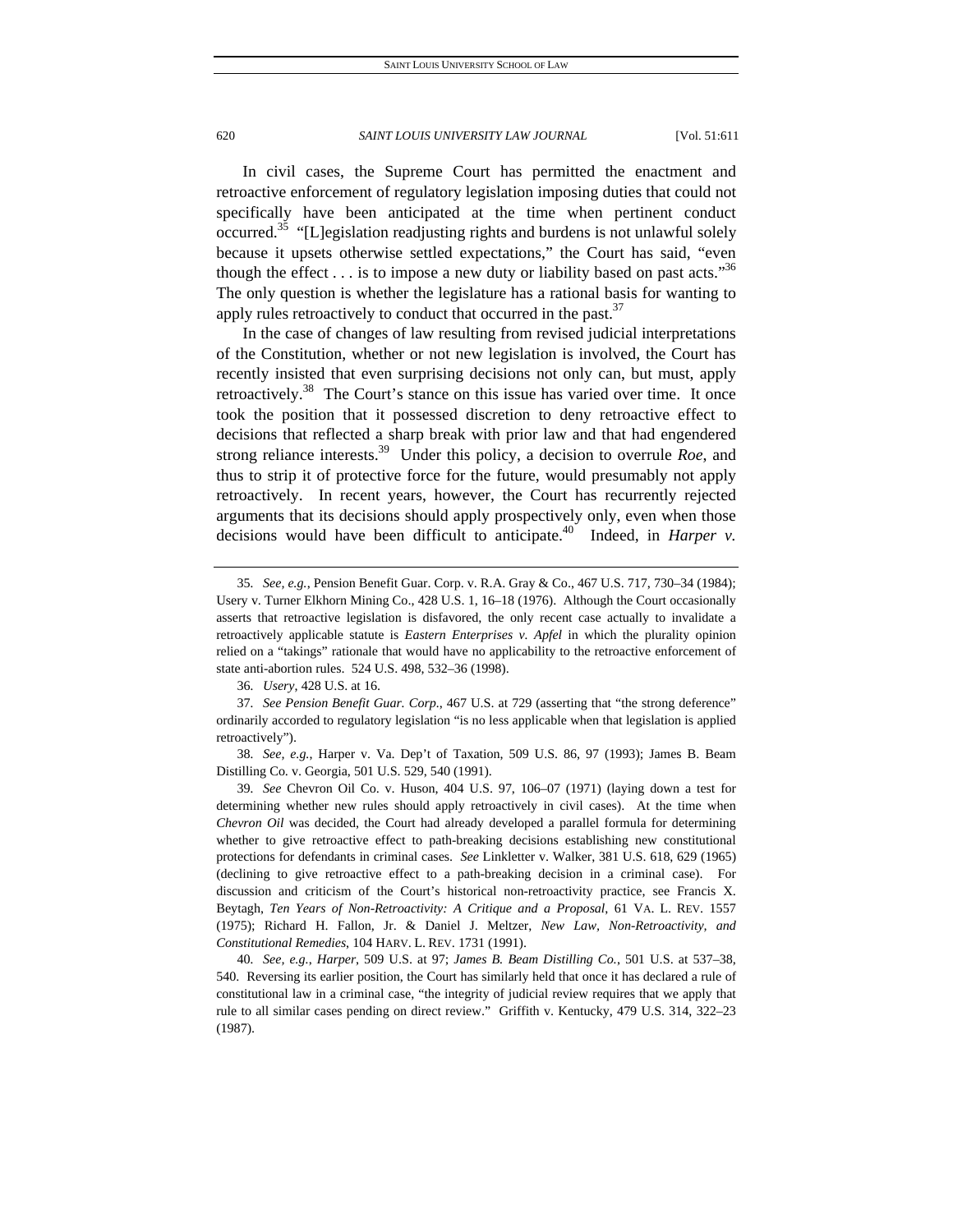In civil cases, the Supreme Court has permitted the enactment and retroactive enforcement of regulatory legislation imposing duties that could not specifically have been anticipated at the time when pertinent conduct occurred.[35] "[L]egislation readjusting rights and burdens is not unlawful solely because it upsets otherwise settled expectations," the Court has said, "even though the effect . . . is to impose a new duty or liability based on past acts."[36] The only question is whether the legislature has a rational basis for wanting to apply rules retroactively to conduct that occurred in the past.[37]

In the case of changes of law resulting from revised judicial interpretations of the Constitution, whether or not new legislation is involved, the Court has recently insisted that even surprising decisions not only can, but must, apply retroactively.[38] The Court's stance on this issue has varied over time. It once took the position that it possessed discretion to deny retroactive effect to decisions that reflected a sharp break with prior law and that had engendered strong reliance interests.[39] Under this policy, a decision to overrule *Roe*, and thus to strip it of protective force for the future, would presumably not apply retroactively. In recent years, however, the Court has recurrently rejected arguments that its decisions should apply prospectively only, even when those decisions would have been difficult to anticipate.[40] Indeed, in *Harper v.*

---

35. *See, e.g.*, Pension Benefit Guar. Corp. v. R.A. Gray & Co., 467 U.S. 717, 730–34 (1984); Usery v. Turner Elkhorn Mining Co., 428 U.S. 1, 16–18 (1976). Although the Court occasionally asserts that retroactive legislation is disfavored, the only recent case actually to invalidate a retroactively applicable statute is *Eastern Enterprises v. Apfel* in which the plurality opinion relied on a "takings" rationale that would have no applicability to the retroactive enforcement of state anti-abortion rules. 524 U.S. 498, 532–36 (1998).

36. *Usery*, 428 U.S. at 16.

37. *See Pension Benefit Guar. Corp.*, 467 U.S. at 729 (asserting that "the strong deference" ordinarily accorded to regulatory legislation "is no less applicable when that legislation is applied retroactively").

38. *See, e.g.*, Harper v. Va. Dep't of Taxation, 509 U.S. 86, 97 (1993); James B. Beam Distilling Co. v. Georgia, 501 U.S. 529, 540 (1991).

39. *See* Chevron Oil Co. v. Huson, 404 U.S. 97, 106–07 (1971) (laying down a test for determining whether new rules should apply retroactively in civil cases). At the time when *Chevron Oil* was decided, the Court had already developed a parallel formula for determining whether to give retroactive effect to path-breaking decisions establishing new constitutional protections for defendants in criminal cases. *See* Linkletter v. Walker, 381 U.S. 618, 629 (1965) (declining to give retroactive effect to a path-breaking decision in a criminal case). For discussion and criticism of the Court's historical non-retroactivity practice, see Francis X. Beytagh, *Ten Years of Non-Retroactivity: A Critique and a Proposal*, 61 VA. L. REV. 1557 (1975); Richard H. Fallon, Jr. & Daniel J. Meltzer, *New Law, Non-Retroactivity, and Constitutional Remedies*, 104 HARV. L. REV. 1731 (1991).

40. *See, e.g.*, *Harper*, 509 U.S. at 97; *James B. Beam Distilling Co.*, 501 U.S. at 537–38, 540. Reversing its earlier position, the Court has similarly held that once it has declared a rule of constitutional law in a criminal case, "the integrity of judicial review requires that we apply that rule to all similar cases pending on direct review." Griffith v. Kentucky, 479 U.S. 314, 322–23 (1987).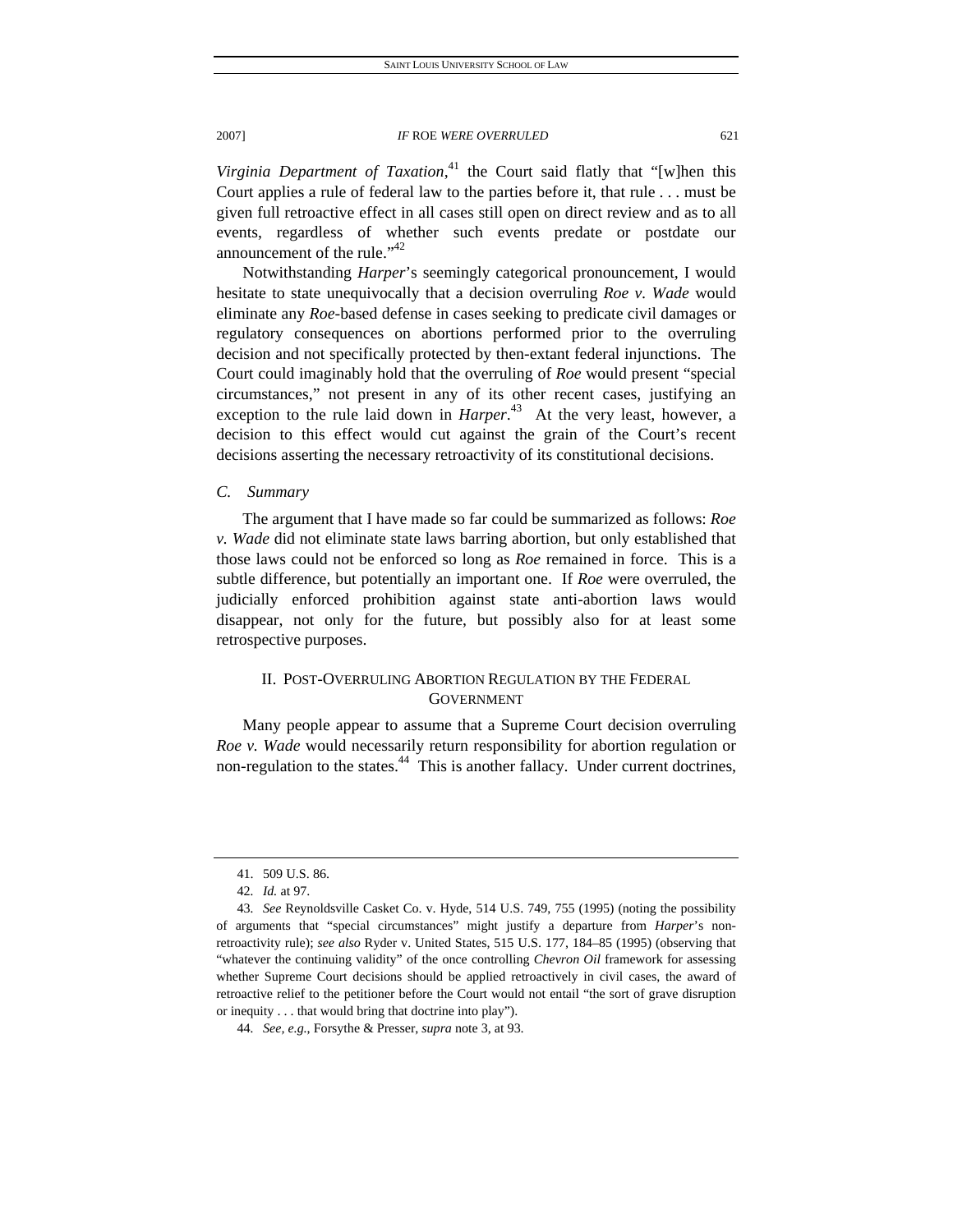*Virginia Department of Taxation*,[41] the Court said flatly that "[w]hen this Court applies a rule of federal law to the parties before it, that rule . . . must be given full retroactive effect in all cases still open on direct review and as to all events, regardless of whether such events predate or postdate our announcement of the rule."[42]

Notwithstanding *Harper*'s seemingly categorical pronouncement, I would hesitate to state unequivocally that a decision overruling *Roe v. Wade* would eliminate any *Roe*-based defense in cases seeking to predicate civil damages or regulatory consequences on abortions performed prior to the overruling decision and not specifically protected by then-extant federal injunctions. The Court could imaginably hold that the overruling of *Roe* would present "special circumstances," not present in any of its other recent cases, justifying an exception to the rule laid down in *Harper*.[43] At the very least, however, a decision to this effect would cut against the grain of the Court's recent decisions asserting the necessary retroactivity of its constitutional decisions.

### *C. Summary*

The argument that I have made so far could be summarized as follows: *Roe v. Wade* did not eliminate state laws barring abortion, but only established that those laws could not be enforced so long as *Roe* remained in force. This is a subtle difference, but potentially an important one. If *Roe* were overruled, the judicially enforced prohibition against state anti-abortion laws would disappear, not only for the future, but possibly also for at least some retrospective purposes.

## II. POST-OVERRULING ABORTION REGULATION BY THE FEDERAL GOVERNMENT

Many people appear to assume that a Supreme Court decision overruling *Roe v. Wade* would necessarily return responsibility for abortion regulation or non-regulation to the states.[44] This is another fallacy. Under current doctrines,

---

41. 509 U.S. 86.

42. *Id.* at 97.

43. *See* Reynoldsville Casket Co. v. Hyde, 514 U.S. 749, 755 (1995) (noting the possibility of arguments that "special circumstances" might justify a departure from *Harper*'s non-retroactivity rule); *see also* Ryder v. United States, 515 U.S. 177, 184–85 (1995) (observing that "whatever the continuing validity" of the once controlling *Chevron Oil* framework for assessing whether Supreme Court decisions should be applied retroactively in civil cases, the award of retroactive relief to the petitioner before the Court would not entail "the sort of grave disruption or inequity . . . that would bring that doctrine into play").

44. *See, e.g.*, Forsythe & Presser, *supra* note 3, at 93.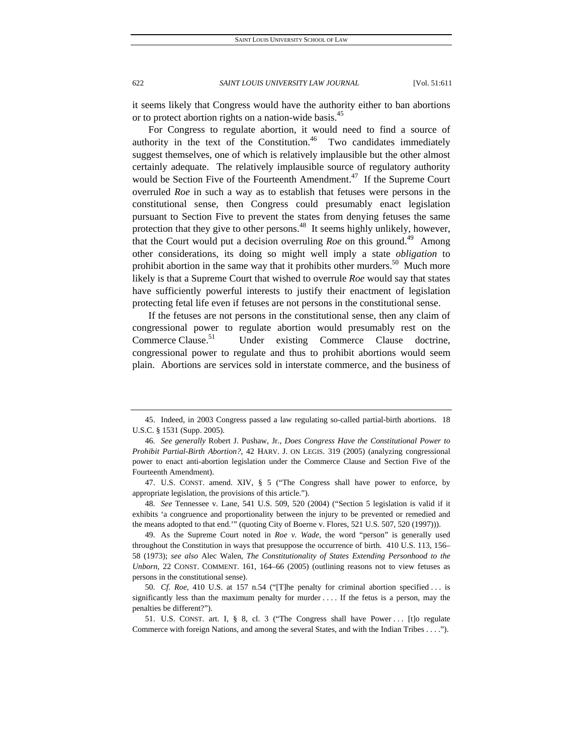it seems likely that Congress would have the authority either to ban abortions or to protect abortion rights on a nation-wide basis.[45]

For Congress to regulate abortion, it would need to find a source of authority in the text of the Constitution.[46] Two candidates immediately suggest themselves, one of which is relatively implausible but the other almost certainly adequate. The relatively implausible source of regulatory authority would be Section Five of the Fourteenth Amendment.[47] If the Supreme Court overruled *Roe* in such a way as to establish that fetuses were persons in the constitutional sense, then Congress could presumably enact legislation pursuant to Section Five to prevent the states from denying fetuses the same protection that they give to other persons.[48] It seems highly unlikely, however, that the Court would put a decision overruling *Roe* on this ground.[49] Among other considerations, its doing so might well imply a state *obligation* to prohibit abortion in the same way that it prohibits other murders.[50] Much more likely is that a Supreme Court that wished to overrule *Roe* would say that states have sufficiently powerful interests to justify their enactment of legislation protecting fetal life even if fetuses are not persons in the constitutional sense.

If the fetuses are not persons in the constitutional sense, then any claim of congressional power to regulate abortion would presumably rest on the Commerce Clause.[51] Under existing Commerce Clause doctrine, congressional power to regulate and thus to prohibit abortions would seem plain. Abortions are services sold in interstate commerce, and the business of

---

45. Indeed, in 2003 Congress passed a law regulating so-called partial-birth abortions. 18 U.S.C. § 1531 (Supp. 2005).

46. *See generally* Robert J. Pushaw, Jr., *Does Congress Have the Constitutional Power to Prohibit Partial-Birth Abortion?*, 42 HARV. J. ON LEGIS. 319 (2005) (analyzing congressional power to enact anti-abortion legislation under the Commerce Clause and Section Five of the Fourteenth Amendment).

47. U.S. CONST. amend. XIV, § 5 ("The Congress shall have power to enforce, by appropriate legislation, the provisions of this article.").

48. *See* Tennessee v. Lane, 541 U.S. 509, 520 (2004) ("Section 5 legislation is valid if it exhibits 'a congruence and proportionality between the injury to be prevented or remedied and the means adopted to that end.'" (quoting City of Boerne v. Flores, 521 U.S. 507, 520 (1997))).

49. As the Supreme Court noted in *Roe v. Wade*, the word "person" is generally used throughout the Constitution in ways that presuppose the occurrence of birth. 410 U.S. 113, 156–58 (1973); *see also* Alec Walen, *The Constitutionality of States Extending Personhood to the Unborn*, 22 CONST. COMMENT. 161, 164–66 (2005) (outlining reasons not to view fetuses as persons in the constitutional sense).

50. *Cf. Roe*, 410 U.S. at 157 n.54 ("[T]he penalty for criminal abortion specified . . . is significantly less than the maximum penalty for murder . . . . If the fetus is a person, may the penalties be different?").

51. U.S. CONST. art. I, § 8, cl. 3 ("The Congress shall have Power . . . [t]o regulate Commerce with foreign Nations, and among the several States, and with the Indian Tribes . . . .").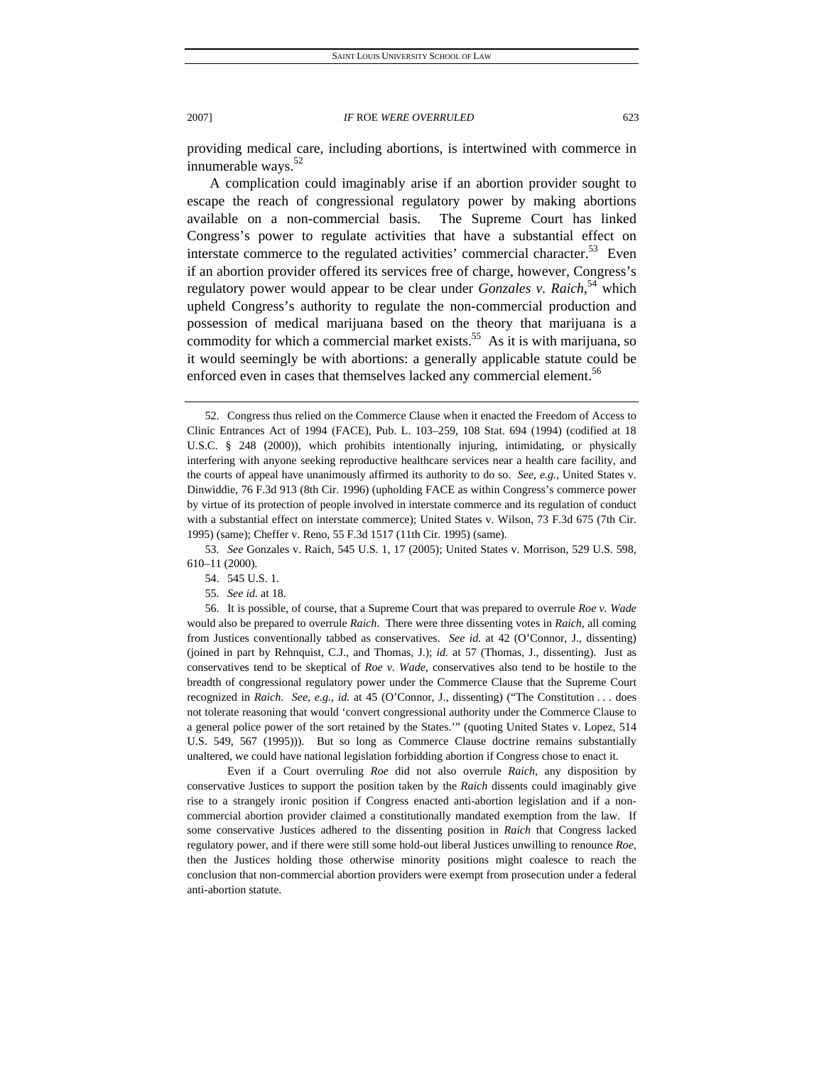providing medical care, including abortions, is intertwined with commerce in innumerable ways.[52]

A complication could imaginably arise if an abortion provider sought to escape the reach of congressional regulatory power by making abortions available on a non-commercial basis. The Supreme Court has linked Congress's power to regulate activities that have a substantial effect on interstate commerce to the regulated activities' commercial character.[53] Even if an abortion provider offered its services free of charge, however, Congress's regulatory power would appear to be clear under *Gonzales v. Raich*,[54] which upheld Congress's authority to regulate the non-commercial production and possession of medical marijuana based on the theory that marijuana is a commodity for which a commercial market exists.[55] As it is with marijuana, so it would seemingly be with abortions: a generally applicable statute could be enforced even in cases that themselves lacked any commercial element.[56]

---

52. Congress thus relied on the Commerce Clause when it enacted the Freedom of Access to Clinic Entrances Act of 1994 (FACE), Pub. L. 103–259, 108 Stat. 694 (1994) (codified at 18 U.S.C. § 248 (2000)), which prohibits intentionally injuring, intimidating, or physically interfering with anyone seeking reproductive healthcare services near a health care facility, and the courts of appeal have unanimously affirmed its authority to do so. *See, e.g.*, United States v. Dinwiddie, 76 F.3d 913 (8th Cir. 1996) (upholding FACE as within Congress's commerce power by virtue of its protection of people involved in interstate commerce and its regulation of conduct with a substantial effect on interstate commerce); United States v. Wilson, 73 F.3d 675 (7th Cir. 1995) (same); Cheffer v. Reno, 55 F.3d 1517 (11th Cir. 1995) (same).

53. *See* Gonzales v. Raich, 545 U.S. 1, 17 (2005); United States v. Morrison, 529 U.S. 598, 610–11 (2000).

54. 545 U.S. 1.

55. *See id.* at 18.

56. It is possible, of course, that a Supreme Court that was prepared to overrule *Roe v. Wade* would also be prepared to overrule *Raich*. There were three dissenting votes in *Raich*, all coming from Justices conventionally tabbed as conservatives. *See id.* at 42 (O'Connor, J., dissenting) (joined in part by Rehnquist, C.J., and Thomas, J.); *id.* at 57 (Thomas, J., dissenting). Just as conservatives tend to be skeptical of *Roe v. Wade*, conservatives also tend to be hostile to the breadth of congressional regulatory power under the Commerce Clause that the Supreme Court recognized in *Raich*. *See, e.g.*, *id.* at 45 (O'Connor, J., dissenting) ("The Constitution . . . does not tolerate reasoning that would 'convert congressional authority under the Commerce Clause to a general police power of the sort retained by the States.'" (quoting United States v. Lopez, 514 U.S. 549, 567 (1995))). But so long as Commerce Clause doctrine remains substantially unaltered, we could have national legislation forbidding abortion if Congress chose to enact it.

Even if a Court overruling *Roe* did not also overrule *Raich*, any disposition by conservative Justices to support the position taken by the *Raich* dissents could imaginably give rise to a strangely ironic position if Congress enacted anti-abortion legislation and if a non-commercial abortion provider claimed a constitutionally mandated exemption from the law. If some conservative Justices adhered to the dissenting position in *Raich* that Congress lacked regulatory power, and if there were still some hold-out liberal Justices unwilling to renounce *Roe*, then the Justices holding those otherwise minority positions might coalesce to reach the conclusion that non-commercial abortion providers were exempt from prosecution under a federal anti-abortion statute.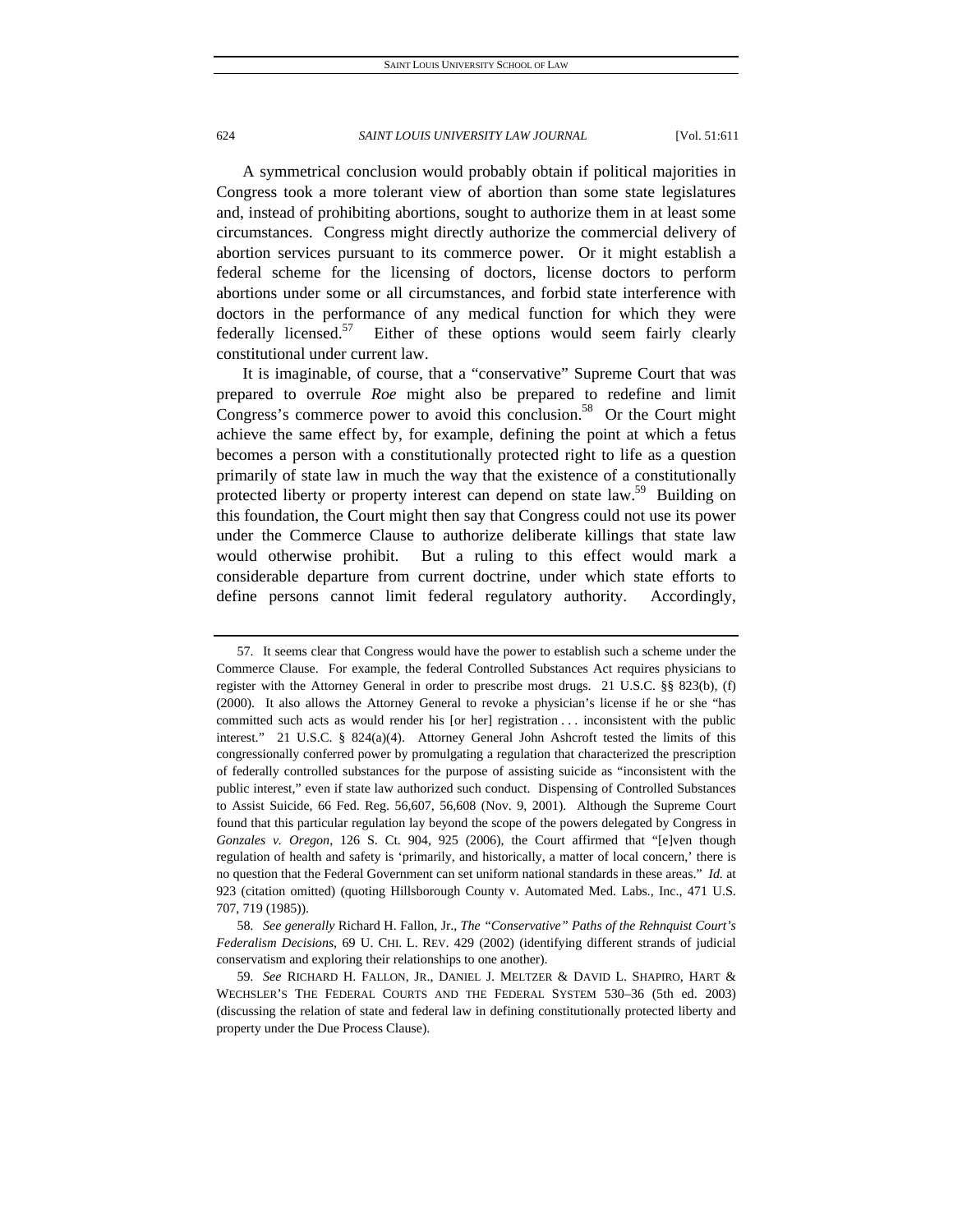A symmetrical conclusion would probably obtain if political majorities in Congress took a more tolerant view of abortion than some state legislatures and, instead of prohibiting abortions, sought to authorize them in at least some circumstances. Congress might directly authorize the commercial delivery of abortion services pursuant to its commerce power. Or it might establish a federal scheme for the licensing of doctors, license doctors to perform abortions under some or all circumstances, and forbid state interference with doctors in the performance of any medical function for which they were federally licensed.[57] Either of these options would seem fairly clearly constitutional under current law.

It is imaginable, of course, that a "conservative" Supreme Court that was prepared to overrule *Roe* might also be prepared to redefine and limit Congress's commerce power to avoid this conclusion.[58] Or the Court might achieve the same effect by, for example, defining the point at which a fetus becomes a person with a constitutionally protected right to life as a question primarily of state law in much the way that the existence of a constitutionally protected liberty or property interest can depend on state law.[59] Building on this foundation, the Court might then say that Congress could not use its power under the Commerce Clause to authorize deliberate killings that state law would otherwise prohibit. But a ruling to this effect would mark a considerable departure from current doctrine, under which state efforts to define persons cannot limit federal regulatory authority. Accordingly,

---

57. It seems clear that Congress would have the power to establish such a scheme under the Commerce Clause. For example, the federal Controlled Substances Act requires physicians to register with the Attorney General in order to prescribe most drugs. 21 U.S.C. §§ 823(b), (f) (2000). It also allows the Attorney General to revoke a physician's license if he or she "has committed such acts as would render his [or her] registration . . . inconsistent with the public interest." 21 U.S.C. § 824(a)(4). Attorney General John Ashcroft tested the limits of this congressionally conferred power by promulgating a regulation that characterized the prescription of federally controlled substances for the purpose of assisting suicide as "inconsistent with the public interest," even if state law authorized such conduct. Dispensing of Controlled Substances to Assist Suicide, 66 Fed. Reg. 56,607, 56,608 (Nov. 9, 2001). Although the Supreme Court found that this particular regulation lay beyond the scope of the powers delegated by Congress in *Gonzales v. Oregon*, 126 S. Ct. 904, 925 (2006), the Court affirmed that "[e]ven though regulation of health and safety is 'primarily, and historically, a matter of local concern,' there is no question that the Federal Government can set uniform national standards in these areas." *Id.* at 923 (citation omitted) (quoting Hillsborough County v. Automated Med. Labs., Inc., 471 U.S. 707, 719 (1985)).

58. *See generally* Richard H. Fallon, Jr., *The "Conservative" Paths of the Rehnquist Court's Federalism Decisions*, 69 U. CHI. L. REV. 429 (2002) (identifying different strands of judicial conservatism and exploring their relationships to one another).

59. *See* RICHARD H. FALLON, JR., DANIEL J. MELTZER & DAVID L. SHAPIRO, HART & WECHSLER'S THE FEDERAL COURTS AND THE FEDERAL SYSTEM 530–36 (5th ed. 2003) (discussing the relation of state and federal law in defining constitutionally protected liberty and property under the Due Process Clause).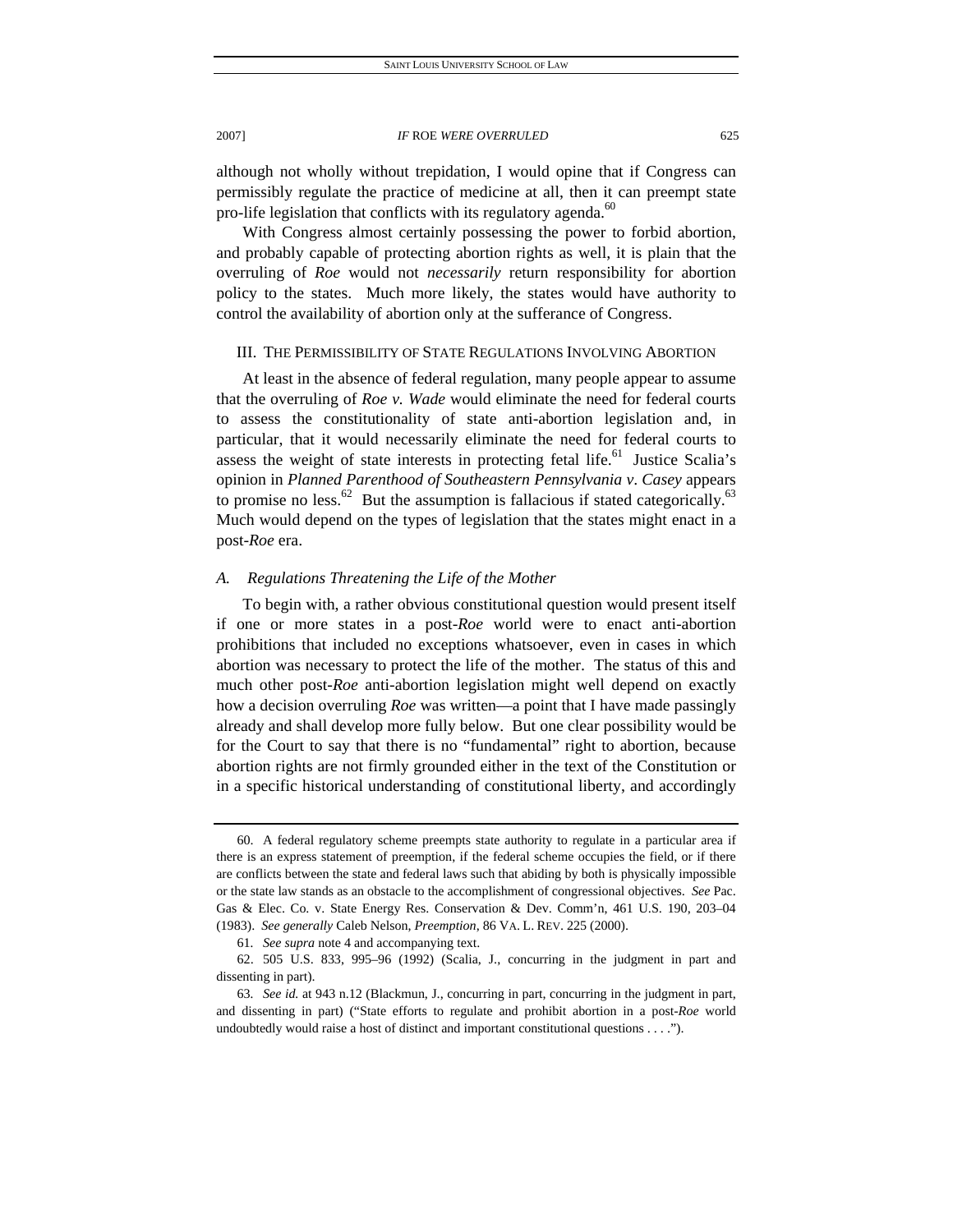although not wholly without trepidation, I would opine that if Congress can permissibly regulate the practice of medicine at all, then it can preempt state pro-life legislation that conflicts with its regulatory agenda.[60]

With Congress almost certainly possessing the power to forbid abortion, and probably capable of protecting abortion rights as well, it is plain that the overruling of *Roe* would not *necessarily* return responsibility for abortion policy to the states. Much more likely, the states would have authority to control the availability of abortion only at the sufferance of Congress.

## III. The Permissibility of State Regulations Involving Abortion

At least in the absence of federal regulation, many people appear to assume that the overruling of *Roe v. Wade* would eliminate the need for federal courts to assess the constitutionality of state anti-abortion legislation and, in particular, that it would necessarily eliminate the need for federal courts to assess the weight of state interests in protecting fetal life.[61] Justice Scalia's opinion in *Planned Parenthood of Southeastern Pennsylvania v. Casey* appears to promise no less.[62] But the assumption is fallacious if stated categorically.[63] Much would depend on the types of legislation that the states might enact in a post-*Roe* era.

### *A. Regulations Threatening the Life of the Mother*

To begin with, a rather obvious constitutional question would present itself if one or more states in a post-*Roe* world were to enact anti-abortion prohibitions that included no exceptions whatsoever, even in cases in which abortion was necessary to protect the life of the mother. The status of this and much other post-*Roe* anti-abortion legislation might well depend on exactly how a decision overruling *Roe* was written—a point that I have made passingly already and shall develop more fully below. But one clear possibility would be for the Court to say that there is no "fundamental" right to abortion, because abortion rights are not firmly grounded either in the text of the Constitution or in a specific historical understanding of constitutional liberty, and accordingly

---

60. A federal regulatory scheme preempts state authority to regulate in a particular area if there is an express statement of preemption, if the federal scheme occupies the field, or if there are conflicts between the state and federal laws such that abiding by both is physically impossible or the state law stands as an obstacle to the accomplishment of congressional objectives. *See* Pac. Gas & Elec. Co. v. State Energy Res. Conservation & Dev. Comm'n, 461 U.S. 190, 203–04 (1983). *See generally* Caleb Nelson, *Preemption*, 86 VA. L. REV. 225 (2000).

61. *See supra* note 4 and accompanying text.

62. 505 U.S. 833, 995–96 (1992) (Scalia, J., concurring in the judgment in part and dissenting in part).

63. *See id.* at 943 n.12 (Blackmun, J., concurring in part, concurring in the judgment in part, and dissenting in part) ("State efforts to regulate and prohibit abortion in a post-*Roe* world undoubtedly would raise a host of distinct and important constitutional questions . . . .").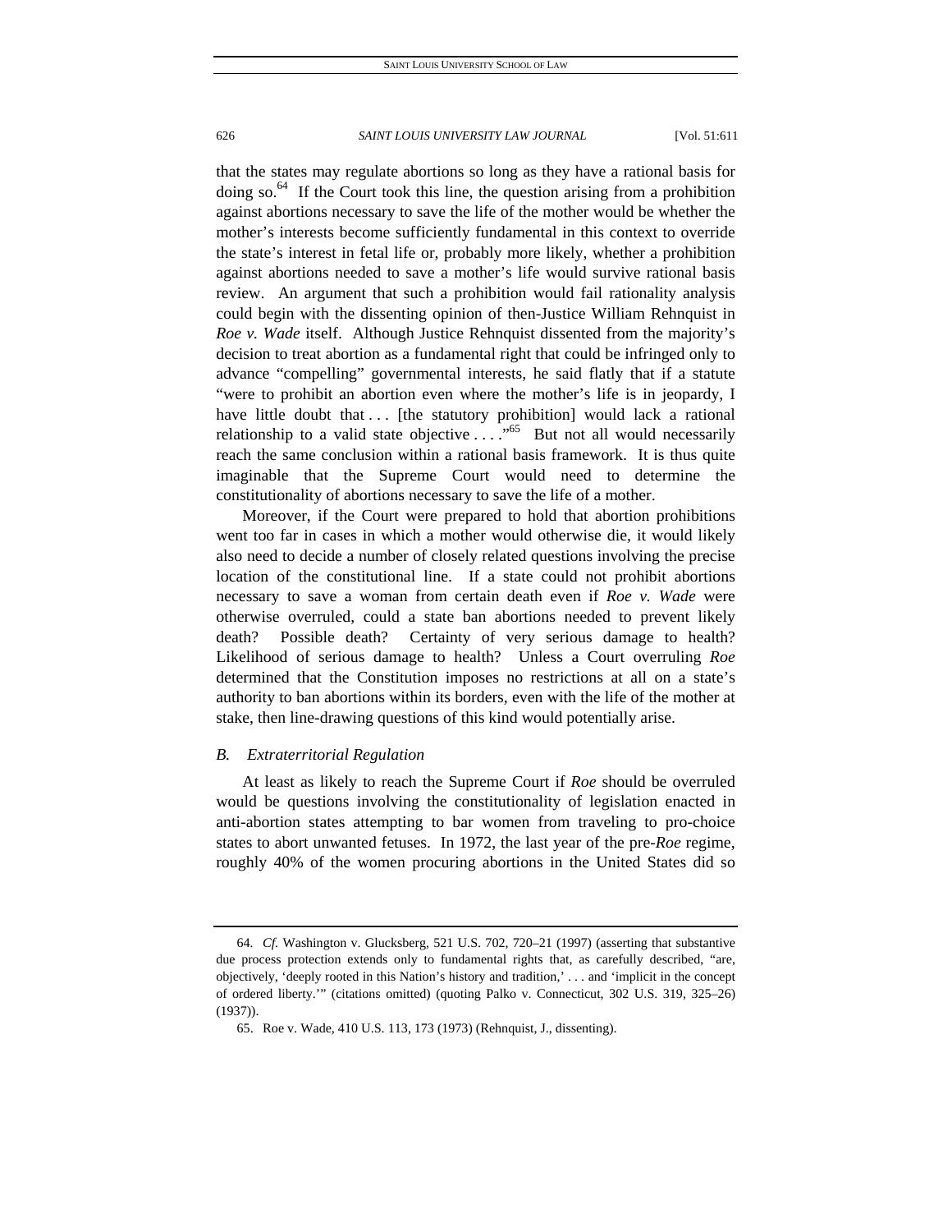that the states may regulate abortions so long as they have a rational basis for doing so.[64] If the Court took this line, the question arising from a prohibition against abortions necessary to save the life of the mother would be whether the mother's interests become sufficiently fundamental in this context to override the state's interest in fetal life or, probably more likely, whether a prohibition against abortions needed to save a mother's life would survive rational basis review. An argument that such a prohibition would fail rationality analysis could begin with the dissenting opinion of then-Justice William Rehnquist in *Roe v. Wade* itself. Although Justice Rehnquist dissented from the majority's decision to treat abortion as a fundamental right that could be infringed only to advance "compelling" governmental interests, he said flatly that if a statute "were to prohibit an abortion even where the mother's life is in jeopardy, I have little doubt that . . . [the statutory prohibition] would lack a rational relationship to a valid state objective . . . ."[65] But not all would necessarily reach the same conclusion within a rational basis framework. It is thus quite imaginable that the Supreme Court would need to determine the constitutionality of abortions necessary to save the life of a mother.

Moreover, if the Court were prepared to hold that abortion prohibitions went too far in cases in which a mother would otherwise die, it would likely also need to decide a number of closely related questions involving the precise location of the constitutional line. If a state could not prohibit abortions necessary to save a woman from certain death even if *Roe v. Wade* were otherwise overruled, could a state ban abortions needed to prevent likely death? Possible death? Certainty of very serious damage to health? Likelihood of serious damage to health? Unless a Court overruling *Roe* determined that the Constitution imposes no restrictions at all on a state's authority to ban abortions within its borders, even with the life of the mother at stake, then line-drawing questions of this kind would potentially arise.

### *B. Extraterritorial Regulation*

At least as likely to reach the Supreme Court if *Roe* should be overruled would be questions involving the constitutionality of legislation enacted in anti-abortion states attempting to bar women from traveling to pro-choice states to abort unwanted fetuses. In 1972, the last year of the pre-*Roe* regime, roughly 40% of the women procuring abortions in the United States did so

---

64. *Cf.* Washington v. Glucksberg, 521 U.S. 702, 720–21 (1997) (asserting that substantive due process protection extends only to fundamental rights that, as carefully described, "are, objectively, 'deeply rooted in this Nation's history and tradition,' . . . and 'implicit in the concept of ordered liberty.'" (citations omitted) (quoting Palko v. Connecticut, 302 U.S. 319, 325–26) (1937)).

65. Roe v. Wade, 410 U.S. 113, 173 (1973) (Rehnquist, J., dissenting).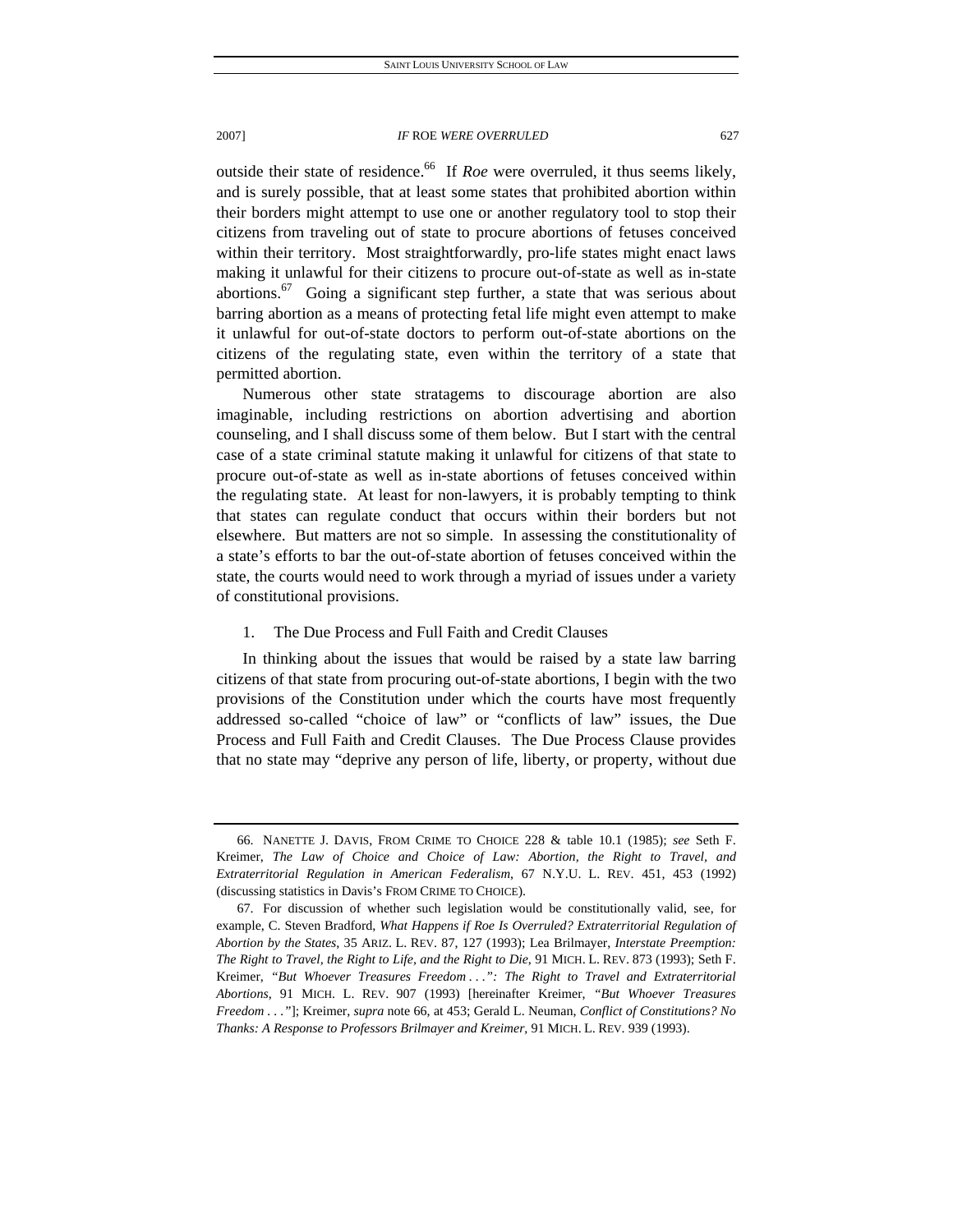outside their state of residence.[66] If *Roe* were overruled, it thus seems likely, and is surely possible, that at least some states that prohibited abortion within their borders might attempt to use one or another regulatory tool to stop their citizens from traveling out of state to procure abortions of fetuses conceived within their territory. Most straightforwardly, pro-life states might enact laws making it unlawful for their citizens to procure out-of-state as well as in-state abortions.[67] Going a significant step further, a state that was serious about barring abortion as a means of protecting fetal life might even attempt to make it unlawful for out-of-state doctors to perform out-of-state abortions on the citizens of the regulating state, even within the territory of a state that permitted abortion.

Numerous other state stratagems to discourage abortion are also imaginable, including restrictions on abortion advertising and abortion counseling, and I shall discuss some of them below. But I start with the central case of a state criminal statute making it unlawful for citizens of that state to procure out-of-state as well as in-state abortions of fetuses conceived within the regulating state. At least for non-lawyers, it is probably tempting to think that states can regulate conduct that occurs within their borders but not elsewhere. But matters are not so simple. In assessing the constitutionality of a state's efforts to bar the out-of-state abortion of fetuses conceived within the state, the courts would need to work through a myriad of issues under a variety of constitutional provisions.

### 1. The Due Process and Full Faith and Credit Clauses

In thinking about the issues that would be raised by a state law barring citizens of that state from procuring out-of-state abortions, I begin with the two provisions of the Constitution under which the courts have most frequently addressed so-called "choice of law" or "conflicts of law" issues, the Due Process and Full Faith and Credit Clauses. The Due Process Clause provides that no state may "deprive any person of life, liberty, or property, without due

---

66. NANETTE J. DAVIS, FROM CRIME TO CHOICE 228 & table 10.1 (1985); *see* Seth F. Kreimer, *The Law of Choice and Choice of Law: Abortion, the Right to Travel, and Extraterritorial Regulation in American Federalism*, 67 N.Y.U. L. REV. 451, 453 (1992) (discussing statistics in Davis's FROM CRIME TO CHOICE).

67. For discussion of whether such legislation would be constitutionally valid, see, for example, C. Steven Bradford, *What Happens if Roe Is Overruled? Extraterritorial Regulation of Abortion by the States*, 35 ARIZ. L. REV. 87, 127 (1993); Lea Brilmayer, *Interstate Preemption: The Right to Travel, the Right to Life, and the Right to Die*, 91 MICH. L. REV. 873 (1993); Seth F. Kreimer, *"But Whoever Treasures Freedom . . .": The Right to Travel and Extraterritorial Abortions*, 91 MICH. L. REV. 907 (1993) [hereinafter Kreimer, *"But Whoever Treasures Freedom . . ."*]; Kreimer, *supra* note 66, at 453; Gerald L. Neuman, *Conflict of Constitutions? No Thanks: A Response to Professors Brilmayer and Kreimer*, 91 MICH. L. REV. 939 (1993).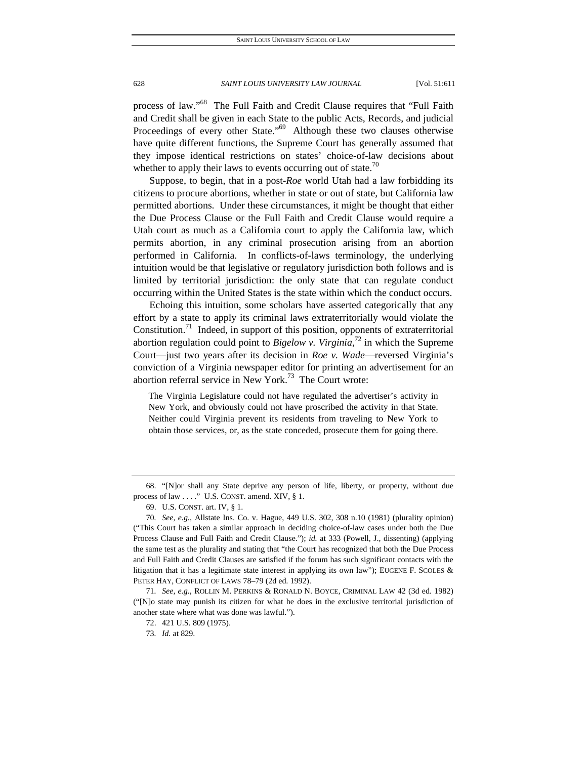process of law."[68] The Full Faith and Credit Clause requires that "Full Faith and Credit shall be given in each State to the public Acts, Records, and judicial Proceedings of every other State."[69] Although these two clauses otherwise have quite different functions, the Supreme Court has generally assumed that they impose identical restrictions on states' choice-of-law decisions about whether to apply their laws to events occurring out of state.[70]

Suppose, to begin, that in a post-*Roe* world Utah had a law forbidding its citizens to procure abortions, whether in state or out of state, but California law permitted abortions. Under these circumstances, it might be thought that either the Due Process Clause or the Full Faith and Credit Clause would require a Utah court as much as a California court to apply the California law, which permits abortion, in any criminal prosecution arising from an abortion performed in California. In conflicts-of-laws terminology, the underlying intuition would be that legislative or regulatory jurisdiction both follows and is limited by territorial jurisdiction: the only state that can regulate conduct occurring within the United States is the state within which the conduct occurs.

Echoing this intuition, some scholars have asserted categorically that any effort by a state to apply its criminal laws extraterritorially would violate the Constitution.[71] Indeed, in support of this position, opponents of extraterritorial abortion regulation could point to *Bigelow v. Virginia*,[72] in which the Supreme Court—just two years after its decision in *Roe v. Wade*—reversed Virginia's conviction of a Virginia newspaper editor for printing an advertisement for an abortion referral service in New York.[73] The Court wrote:

> The Virginia Legislature could not have regulated the advertiser's activity in New York, and obviously could not have proscribed the activity in that State. Neither could Virginia prevent its residents from traveling to New York to obtain those services, or, as the state conceded, prosecute them for going there.

---

68. "[N]or shall any State deprive any person of life, liberty, or property, without due process of law . . . ." U.S. CONST. amend. XIV, § 1.

69. U.S. CONST. art. IV, § 1.

70. *See, e.g.*, Allstate Ins. Co. v. Hague, 449 U.S. 302, 308 n.10 (1981) (plurality opinion) ("This Court has taken a similar approach in deciding choice-of-law cases under both the Due Process Clause and Full Faith and Credit Clause."); *id.* at 333 (Powell, J., dissenting) (applying the same test as the plurality and stating that "the Court has recognized that both the Due Process and Full Faith and Credit Clauses are satisfied if the forum has such significant contacts with the litigation that it has a legitimate state interest in applying its own law"); EUGENE F. SCOLES & PETER HAY, CONFLICT OF LAWS 78–79 (2d ed. 1992).

71. *See, e.g.*, ROLLIN M. PERKINS & RONALD N. BOYCE, CRIMINAL LAW 42 (3d ed. 1982) ("[N]o state may punish its citizen for what he does in the exclusive territorial jurisdiction of another state where what was done was lawful.").

72. 421 U.S. 809 (1975).

73. *Id.* at 829.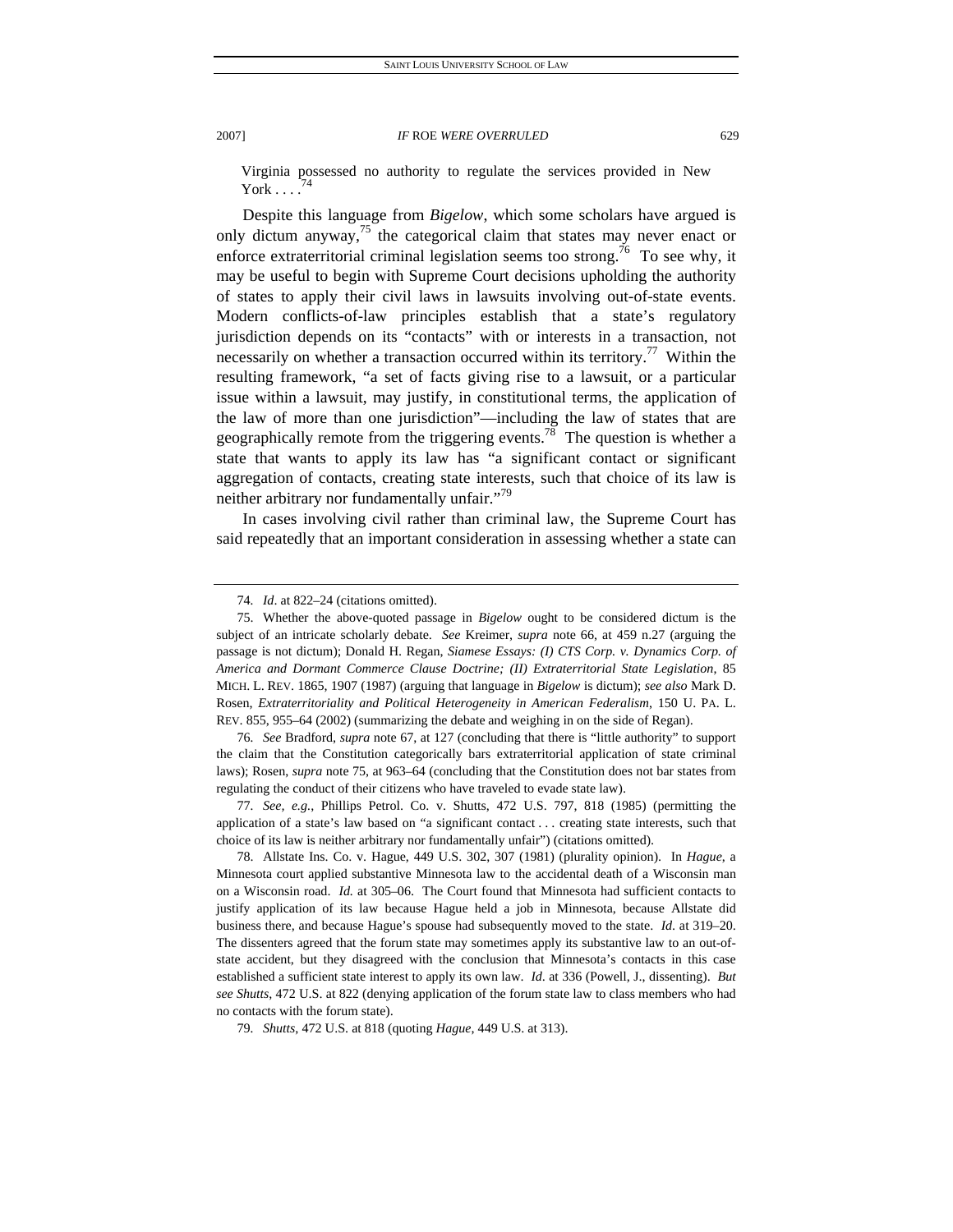Virginia possessed no authority to regulate the services provided in New York . . . .[74]

Despite this language from *Bigelow*, which some scholars have argued is only dictum anyway,[75] the categorical claim that states may never enact or enforce extraterritorial criminal legislation seems too strong.[76] To see why, it may be useful to begin with Supreme Court decisions upholding the authority of states to apply their civil laws in lawsuits involving out-of-state events. Modern conflicts-of-law principles establish that a state's regulatory jurisdiction depends on its "contacts" with or interests in a transaction, not necessarily on whether a transaction occurred within its territory.[77] Within the resulting framework, "a set of facts giving rise to a lawsuit, or a particular issue within a lawsuit, may justify, in constitutional terms, the application of the law of more than one jurisdiction"—including the law of states that are geographically remote from the triggering events.[78] The question is whether a state that wants to apply its law has "a significant contact or significant aggregation of contacts, creating state interests, such that choice of its law is neither arbitrary nor fundamentally unfair."[79]

In cases involving civil rather than criminal law, the Supreme Court has said repeatedly that an important consideration in assessing whether a state can

---

74. *Id*. at 822–24 (citations omitted).

75. Whether the above-quoted passage in *Bigelow* ought to be considered dictum is the subject of an intricate scholarly debate. *See* Kreimer, *supra* note 66, at 459 n.27 (arguing the passage is not dictum); Donald H. Regan, *Siamese Essays: (I) CTS Corp. v. Dynamics Corp. of America and Dormant Commerce Clause Doctrine; (II) Extraterritorial State Legislation*, 85 MICH. L. REV. 1865, 1907 (1987) (arguing that language in *Bigelow* is dictum); *see also* Mark D. Rosen, *Extraterritoriality and Political Heterogeneity in American Federalism*, 150 U. PA. L. REV. 855, 955–64 (2002) (summarizing the debate and weighing in on the side of Regan).

76. *See* Bradford, *supra* note 67, at 127 (concluding that there is "little authority" to support the claim that the Constitution categorically bars extraterritorial application of state criminal laws); Rosen, *supra* note 75, at 963–64 (concluding that the Constitution does not bar states from regulating the conduct of their citizens who have traveled to evade state law).

77. *See, e.g.*, Phillips Petrol. Co. v. Shutts, 472 U.S. 797, 818 (1985) (permitting the application of a state's law based on "a significant contact . . . creating state interests, such that choice of its law is neither arbitrary nor fundamentally unfair") (citations omitted).

78. Allstate Ins. Co. v. Hague, 449 U.S. 302, 307 (1981) (plurality opinion). In *Hague*, a Minnesota court applied substantive Minnesota law to the accidental death of a Wisconsin man on a Wisconsin road. *Id.* at 305–06. The Court found that Minnesota had sufficient contacts to justify application of its law because Hague held a job in Minnesota, because Allstate did business there, and because Hague's spouse had subsequently moved to the state. *Id*. at 319–20. The dissenters agreed that the forum state may sometimes apply its substantive law to an out-of-state accident, but they disagreed with the conclusion that Minnesota's contacts in this case established a sufficient state interest to apply its own law. *Id*. at 336 (Powell, J., dissenting). *But see Shutts*, 472 U.S. at 822 (denying application of the forum state law to class members who had no contacts with the forum state).

79. *Shutts*, 472 U.S. at 818 (quoting *Hague*, 449 U.S. at 313).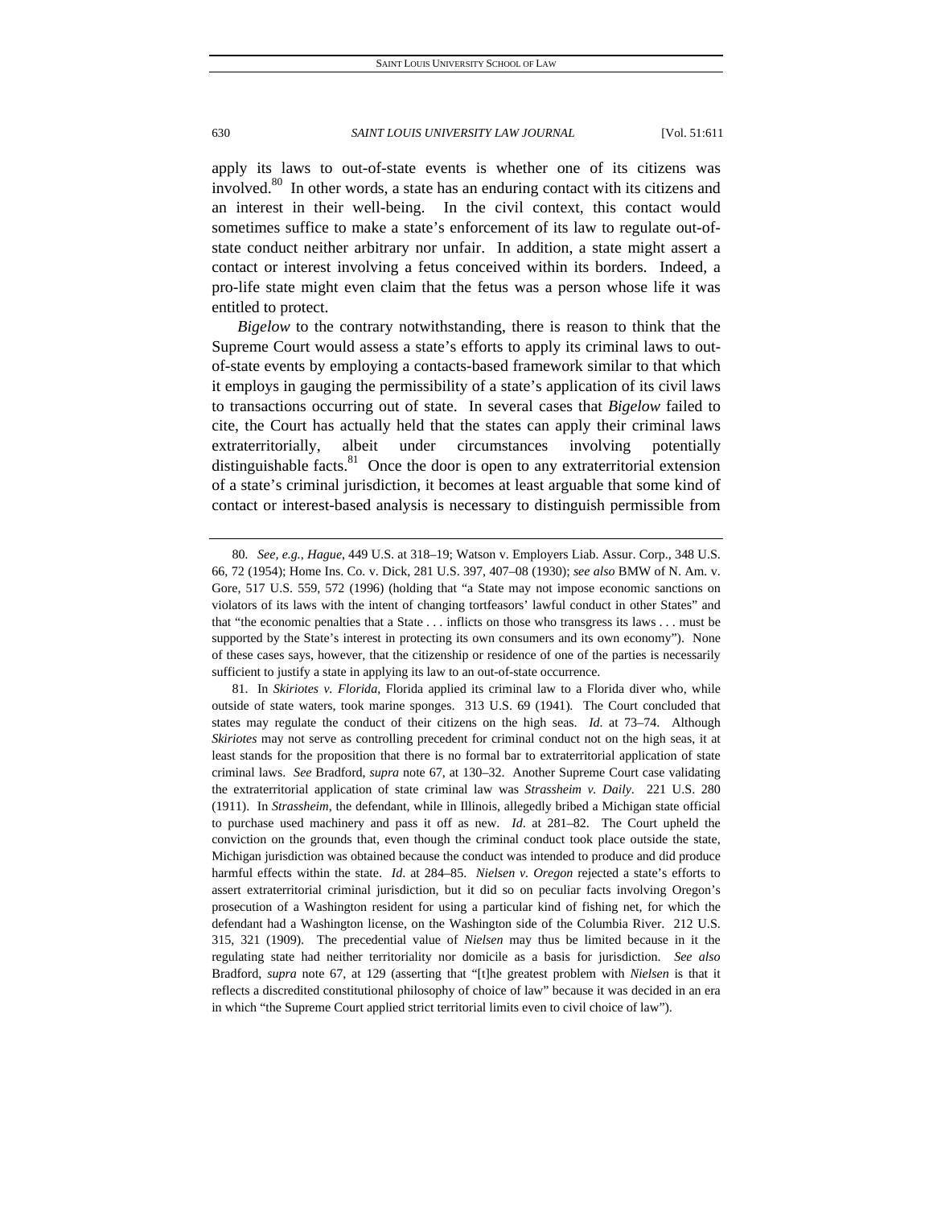apply its laws to out-of-state events is whether one of its citizens was involved.[80] In other words, a state has an enduring contact with its citizens and an interest in their well-being. In the civil context, this contact would sometimes suffice to make a state's enforcement of its law to regulate out-of-state conduct neither arbitrary nor unfair. In addition, a state might assert a contact or interest involving a fetus conceived within its borders. Indeed, a pro-life state might even claim that the fetus was a person whose life it was entitled to protect.

*Bigelow* to the contrary notwithstanding, there is reason to think that the Supreme Court would assess a state's efforts to apply its criminal laws to out-of-state events by employing a contacts-based framework similar to that which it employs in gauging the permissibility of a state's application of its civil laws to transactions occurring out of state. In several cases that *Bigelow* failed to cite, the Court has actually held that the states can apply their criminal laws extraterritorially, albeit under circumstances involving potentially distinguishable facts.[81] Once the door is open to any extraterritorial extension of a state's criminal jurisdiction, it becomes at least arguable that some kind of contact or interest-based analysis is necessary to distinguish permissible from

---

80. *See, e.g.*, *Hague*, 449 U.S. at 318–19; Watson v. Employers Liab. Assur. Corp., 348 U.S. 66, 72 (1954); Home Ins. Co. v. Dick, 281 U.S. 397, 407–08 (1930); *see also* BMW of N. Am. v. Gore, 517 U.S. 559, 572 (1996) (holding that "a State may not impose economic sanctions on violators of its laws with the intent of changing tortfeasors' lawful conduct in other States" and that "the economic penalties that a State . . . inflicts on those who transgress its laws . . . must be supported by the State's interest in protecting its own consumers and its own economy"). None of these cases says, however, that the citizenship or residence of one of the parties is necessarily sufficient to justify a state in applying its law to an out-of-state occurrence.

81. In *Skiriotes v. Florida*, Florida applied its criminal law to a Florida diver who, while outside of state waters, took marine sponges. 313 U.S. 69 (1941). The Court concluded that states may regulate the conduct of their citizens on the high seas. *Id.* at 73–74. Although *Skiriotes* may not serve as controlling precedent for criminal conduct not on the high seas, it at least stands for the proposition that there is no formal bar to extraterritorial application of state criminal laws. *See* Bradford, *supra* note 67, at 130–32. Another Supreme Court case validating the extraterritorial application of state criminal law was *Strassheim v. Daily*. 221 U.S. 280 (1911). In *Strassheim*, the defendant, while in Illinois, allegedly bribed a Michigan state official to purchase used machinery and pass it off as new. *Id.* at 281–82. The Court upheld the conviction on the grounds that, even though the criminal conduct took place outside the state, Michigan jurisdiction was obtained because the conduct was intended to produce and did produce harmful effects within the state. *Id.* at 284–85. *Nielsen v. Oregon* rejected a state's efforts to assert extraterritorial criminal jurisdiction, but it did so on peculiar facts involving Oregon's prosecution of a Washington resident for using a particular kind of fishing net, for which the defendant had a Washington license, on the Washington side of the Columbia River. 212 U.S. 315, 321 (1909). The precedential value of *Nielsen* may thus be limited because in it the regulating state had neither territoriality nor domicile as a basis for jurisdiction. *See also* Bradford, *supra* note 67, at 129 (asserting that "[t]he greatest problem with *Nielsen* is that it reflects a discredited constitutional philosophy of choice of law" because it was decided in an era in which "the Supreme Court applied strict territorial limits even to civil choice of law").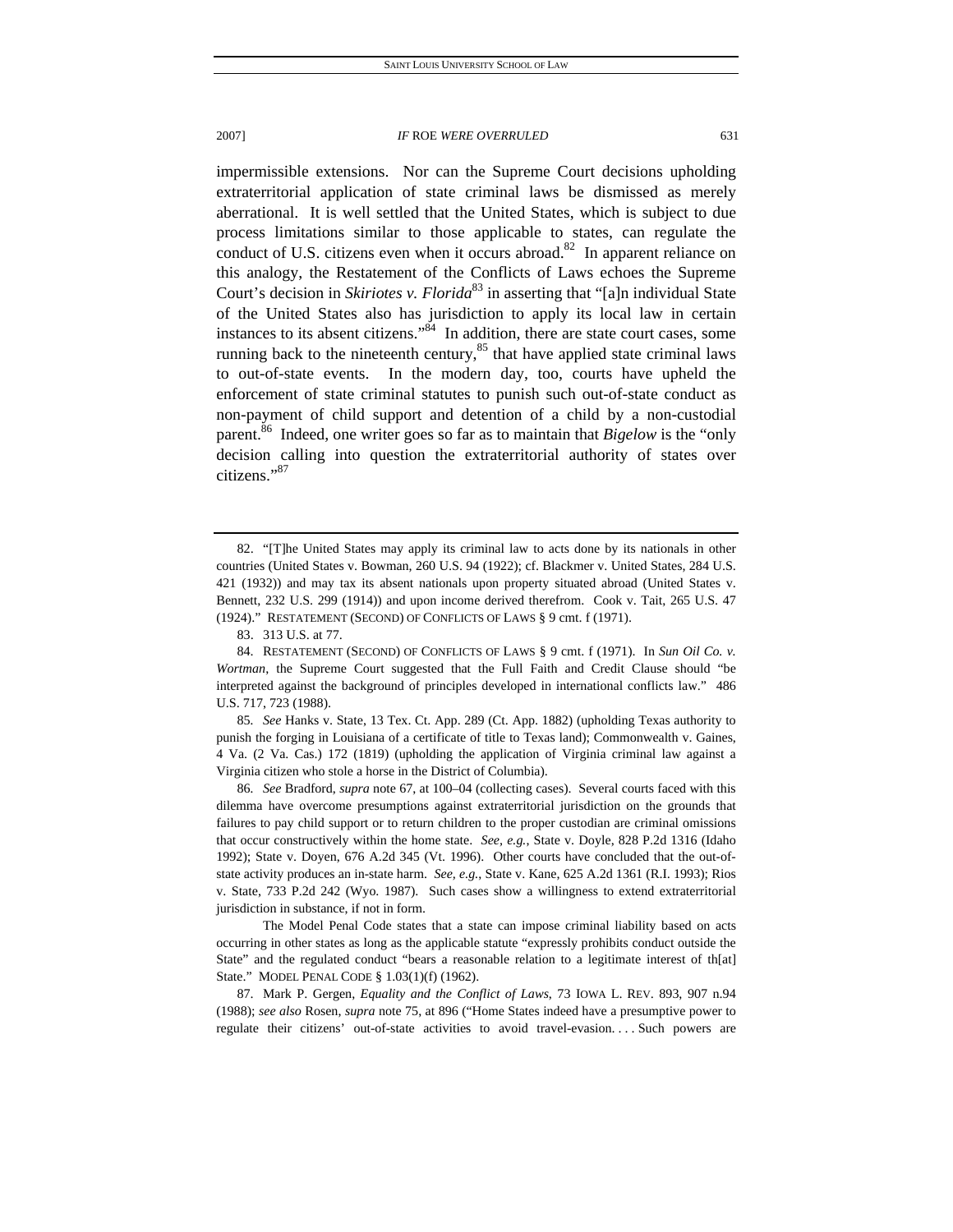impermissible extensions. Nor can the Supreme Court decisions upholding extraterritorial application of state criminal laws be dismissed as merely aberrational. It is well settled that the United States, which is subject to due process limitations similar to those applicable to states, can regulate the conduct of U.S. citizens even when it occurs abroad.[82] In apparent reliance on this analogy, the Restatement of the Conflicts of Laws echoes the Supreme Court's decision in *Skiriotes v. Florida*[83] in asserting that "[a]n individual State of the United States also has jurisdiction to apply its local law in certain instances to its absent citizens."[84] In addition, there are state court cases, some running back to the nineteenth century,[85] that have applied state criminal laws to out-of-state events. In the modern day, too, courts have upheld the enforcement of state criminal statutes to punish such out-of-state conduct as non-payment of child support and detention of a child by a non-custodial parent.[86] Indeed, one writer goes so far as to maintain that *Bigelow* is the "only decision calling into question the extraterritorial authority of states over citizens."[87]

---

82. "[T]he United States may apply its criminal law to acts done by its nationals in other countries (United States v. Bowman, 260 U.S. 94 (1922); cf. Blackmer v. United States, 284 U.S. 421 (1932)) and may tax its absent nationals upon property situated abroad (United States v. Bennett, 232 U.S. 299 (1914)) and upon income derived therefrom. Cook v. Tait, 265 U.S. 47 (1924)." RESTATEMENT (SECOND) OF CONFLICTS OF LAWS § 9 cmt. f (1971).

83. 313 U.S. at 77.

84. RESTATEMENT (SECOND) OF CONFLICTS OF LAWS § 9 cmt. f (1971). In *Sun Oil Co. v. Wortman*, the Supreme Court suggested that the Full Faith and Credit Clause should "be interpreted against the background of principles developed in international conflicts law." 486 U.S. 717, 723 (1988).

85. *See* Hanks v. State, 13 Tex. Ct. App. 289 (Ct. App. 1882) (upholding Texas authority to punish the forging in Louisiana of a certificate of title to Texas land); Commonwealth v. Gaines, 4 Va. (2 Va. Cas.) 172 (1819) (upholding the application of Virginia criminal law against a Virginia citizen who stole a horse in the District of Columbia).

86. *See* Bradford, *supra* note 67, at 100–04 (collecting cases). Several courts faced with this dilemma have overcome presumptions against extraterritorial jurisdiction on the grounds that failures to pay child support or to return children to the proper custodian are criminal omissions that occur constructively within the home state. *See, e.g.*, State v. Doyle, 828 P.2d 1316 (Idaho 1992); State v. Doyen, 676 A.2d 345 (Vt. 1996). Other courts have concluded that the out-of-state activity produces an in-state harm. *See, e.g.*, State v. Kane, 625 A.2d 1361 (R.I. 1993); Rios v. State, 733 P.2d 242 (Wyo. 1987). Such cases show a willingness to extend extraterritorial jurisdiction in substance, if not in form.

The Model Penal Code states that a state can impose criminal liability based on acts occurring in other states as long as the applicable statute "expressly prohibits conduct outside the State" and the regulated conduct "bears a reasonable relation to a legitimate interest of th[at] State." MODEL PENAL CODE § 1.03(1)(f) (1962).

87. Mark P. Gergen, *Equality and the Conflict of Laws*, 73 IOWA L. REV. 893, 907 n.94 (1988); *see also* Rosen, *supra* note 75, at 896 ("Home States indeed have a presumptive power to regulate their citizens' out-of-state activities to avoid travel-evasion. . . . Such powers are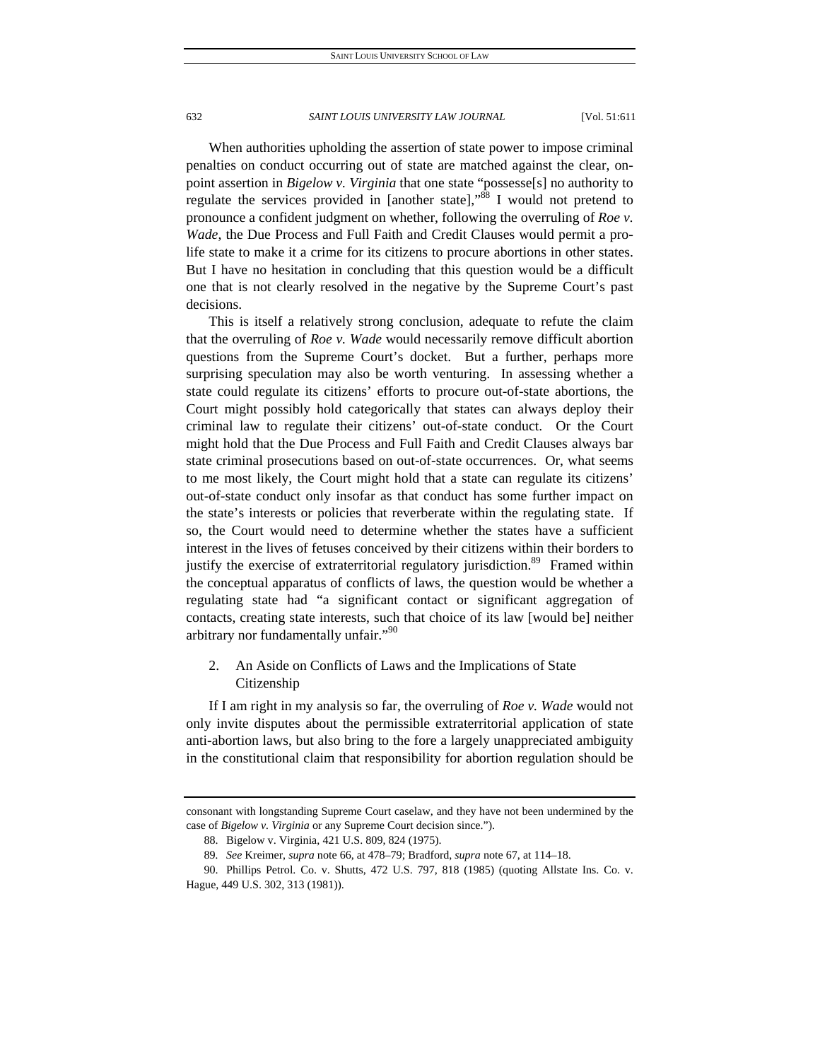When authorities upholding the assertion of state power to impose criminal penalties on conduct occurring out of state are matched against the clear, on-point assertion in *Bigelow v. Virginia* that one state "possesse[s] no authority to regulate the services provided in [another state],"[88] I would not pretend to pronounce a confident judgment on whether, following the overruling of *Roe v. Wade*, the Due Process and Full Faith and Credit Clauses would permit a pro-life state to make it a crime for its citizens to procure abortions in other states. But I have no hesitation in concluding that this question would be a difficult one that is not clearly resolved in the negative by the Supreme Court's past decisions.

This is itself a relatively strong conclusion, adequate to refute the claim that the overruling of *Roe v. Wade* would necessarily remove difficult abortion questions from the Supreme Court's docket. But a further, perhaps more surprising speculation may also be worth venturing. In assessing whether a state could regulate its citizens' efforts to procure out-of-state abortions, the Court might possibly hold categorically that states can always deploy their criminal law to regulate their citizens' out-of-state conduct. Or the Court might hold that the Due Process and Full Faith and Credit Clauses always bar state criminal prosecutions based on out-of-state occurrences. Or, what seems to me most likely, the Court might hold that a state can regulate its citizens' out-of-state conduct only insofar as that conduct has some further impact on the state's interests or policies that reverberate within the regulating state. If so, the Court would need to determine whether the states have a sufficient interest in the lives of fetuses conceived by their citizens within their borders to justify the exercise of extraterritorial regulatory jurisdiction.[89] Framed within the conceptual apparatus of conflicts of laws, the question would be whether a regulating state had "a significant contact or significant aggregation of contacts, creating state interests, such that choice of its law [would be] neither arbitrary nor fundamentally unfair."[90]

### 2. An Aside on Conflicts of Laws and the Implications of State Citizenship

If I am right in my analysis so far, the overruling of *Roe v. Wade* would not only invite disputes about the permissible extraterritorial application of state anti-abortion laws, but also bring to the fore a largely unappreciated ambiguity in the constitutional claim that responsibility for abortion regulation should be

---

consonant with longstanding Supreme Court caselaw, and they have not been undermined by the case of *Bigelow v. Virginia* or any Supreme Court decision since.").

88. Bigelow v. Virginia, 421 U.S. 809, 824 (1975).

89. *See* Kreimer, *supra* note 66, at 478–79; Bradford, *supra* note 67, at 114–18.

90. Phillips Petrol. Co. v. Shutts, 472 U.S. 797, 818 (1985) (quoting Allstate Ins. Co. v. Hague, 449 U.S. 302, 313 (1981)).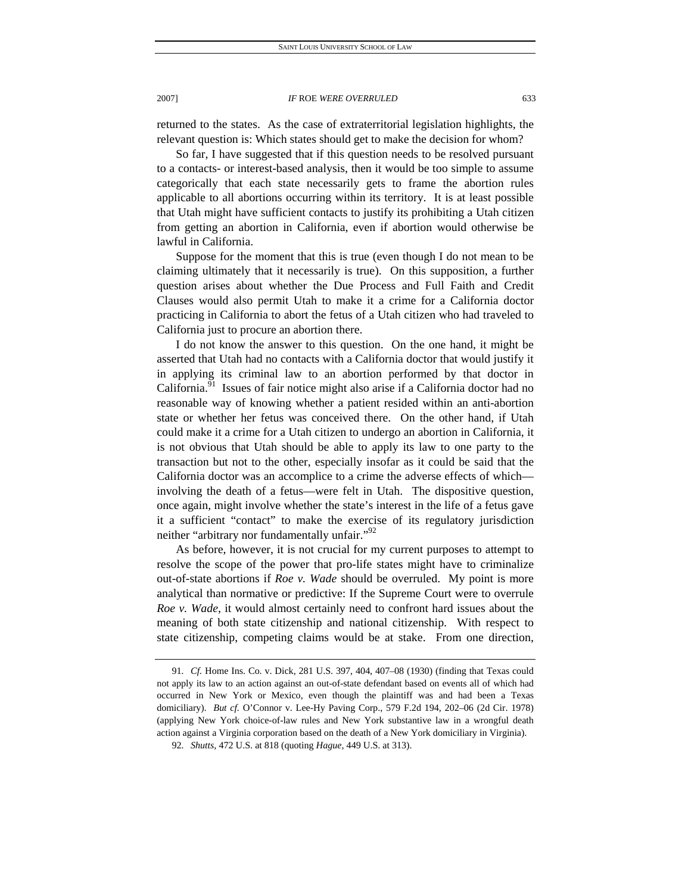returned to the states. As the case of extraterritorial legislation highlights, the relevant question is: Which states should get to make the decision for whom?

So far, I have suggested that if this question needs to be resolved pursuant to a contacts- or interest-based analysis, then it would be too simple to assume categorically that each state necessarily gets to frame the abortion rules applicable to all abortions occurring within its territory. It is at least possible that Utah might have sufficient contacts to justify its prohibiting a Utah citizen from getting an abortion in California, even if abortion would otherwise be lawful in California.

Suppose for the moment that this is true (even though I do not mean to be claiming ultimately that it necessarily is true). On this supposition, a further question arises about whether the Due Process and Full Faith and Credit Clauses would also permit Utah to make it a crime for a California doctor practicing in California to abort the fetus of a Utah citizen who had traveled to California just to procure an abortion there.

I do not know the answer to this question. On the one hand, it might be asserted that Utah had no contacts with a California doctor that would justify it in applying its criminal law to an abortion performed by that doctor in California.[91] Issues of fair notice might also arise if a California doctor had no reasonable way of knowing whether a patient resided within an anti-abortion state or whether her fetus was conceived there. On the other hand, if Utah could make it a crime for a Utah citizen to undergo an abortion in California, it is not obvious that Utah should be able to apply its law to one party to the transaction but not to the other, especially insofar as it could be said that the California doctor was an accomplice to a crime the adverse effects of which—involving the death of a fetus—were felt in Utah. The dispositive question, once again, might involve whether the state's interest in the life of a fetus gave it a sufficient "contact" to make the exercise of its regulatory jurisdiction neither "arbitrary nor fundamentally unfair."[92]

As before, however, it is not crucial for my current purposes to attempt to resolve the scope of the power that pro-life states might have to criminalize out-of-state abortions if *Roe v. Wade* should be overruled. My point is more analytical than normative or predictive: If the Supreme Court were to overrule *Roe v. Wade*, it would almost certainly need to confront hard issues about the meaning of both state citizenship and national citizenship. With respect to state citizenship, competing claims would be at stake. From one direction,

91. *Cf.* Home Ins. Co. v. Dick, 281 U.S. 397, 404, 407–08 (1930) (finding that Texas could not apply its law to an action against an out-of-state defendant based on events all of which had occurred in New York or Mexico, even though the plaintiff was and had been a Texas domiciliary). *But cf.* O'Connor v. Lee-Hy Paving Corp., 579 F.2d 194, 202–06 (2d Cir. 1978) (applying New York choice-of-law rules and New York substantive law in a wrongful death action against a Virginia corporation based on the death of a New York domiciliary in Virginia).

92. *Shutts*, 472 U.S. at 818 (quoting *Hague*, 449 U.S. at 313).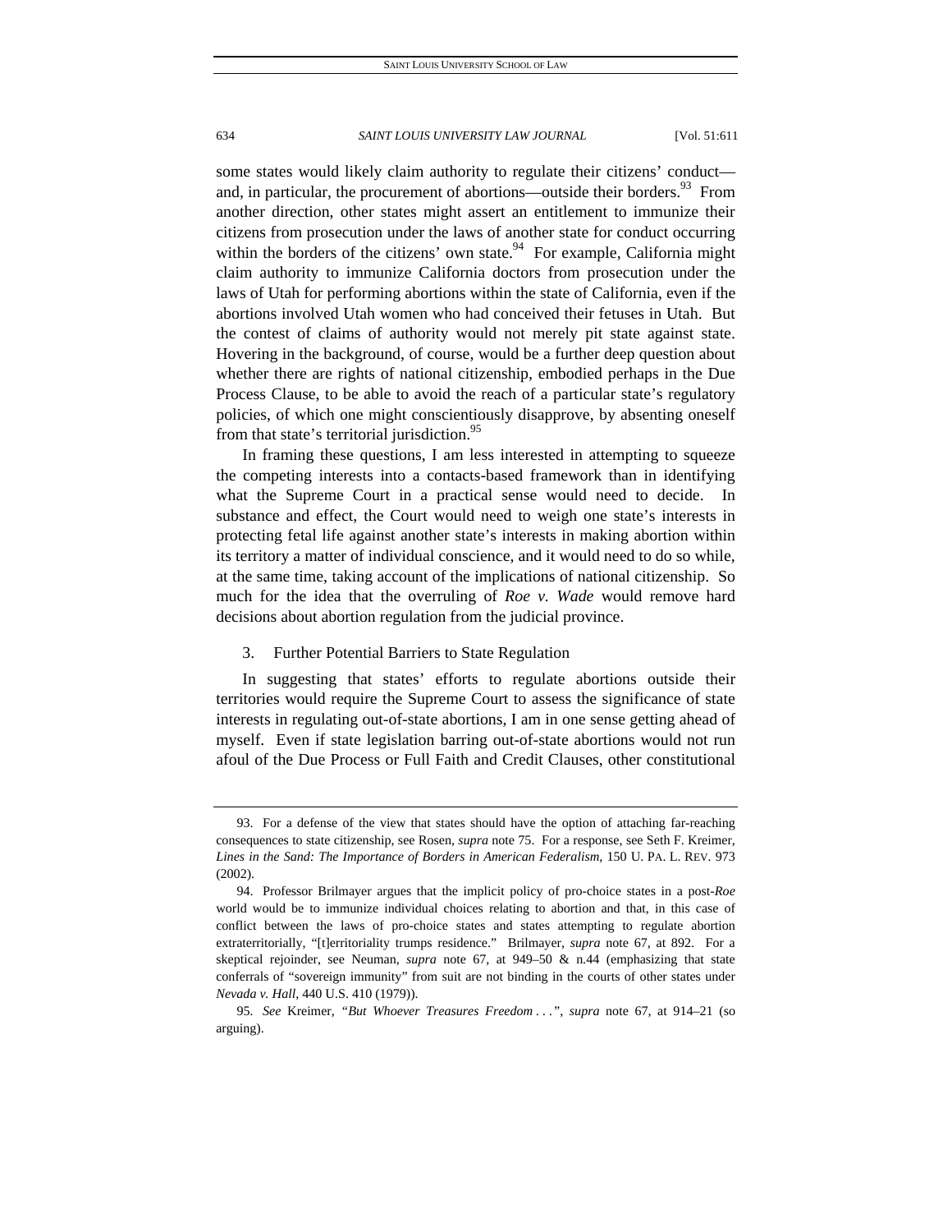some states would likely claim authority to regulate their citizens' conduct—and, in particular, the procurement of abortions—outside their borders.[93] From another direction, other states might assert an entitlement to immunize their citizens from prosecution under the laws of another state for conduct occurring within the borders of the citizens' own state.[94] For example, California might claim authority to immunize California doctors from prosecution under the laws of Utah for performing abortions within the state of California, even if the abortions involved Utah women who had conceived their fetuses in Utah. But the contest of claims of authority would not merely pit state against state. Hovering in the background, of course, would be a further deep question about whether there are rights of national citizenship, embodied perhaps in the Due Process Clause, to be able to avoid the reach of a particular state's regulatory policies, of which one might conscientiously disapprove, by absenting oneself from that state's territorial jurisdiction.[95]

In framing these questions, I am less interested in attempting to squeeze the competing interests into a contacts-based framework than in identifying what the Supreme Court in a practical sense would need to decide. In substance and effect, the Court would need to weigh one state's interests in protecting fetal life against another state's interests in making abortion within its territory a matter of individual conscience, and it would need to do so while, at the same time, taking account of the implications of national citizenship. So much for the idea that the overruling of *Roe v. Wade* would remove hard decisions about abortion regulation from the judicial province.

### 3. Further Potential Barriers to State Regulation

In suggesting that states' efforts to regulate abortions outside their territories would require the Supreme Court to assess the significance of state interests in regulating out-of-state abortions, I am in one sense getting ahead of myself. Even if state legislation barring out-of-state abortions would not run afoul of the Due Process or Full Faith and Credit Clauses, other constitutional

---

93. For a defense of the view that states should have the option of attaching far-reaching consequences to state citizenship, see Rosen, *supra* note 75. For a response, see Seth F. Kreimer, *Lines in the Sand: The Importance of Borders in American Federalism*, 150 U. PA. L. REV. 973 (2002).

94. Professor Brilmayer argues that the implicit policy of pro-choice states in a post-*Roe* world would be to immunize individual choices relating to abortion and that, in this case of conflict between the laws of pro-choice states and states attempting to regulate abortion extraterritorially, "[t]erritoriality trumps residence." Brilmayer, *supra* note 67, at 892. For a skeptical rejoinder, see Neuman, *supra* note 67, at 949–50 & n.44 (emphasizing that state conferrals of "sovereign immunity" from suit are not binding in the courts of other states under *Nevada v. Hall*, 440 U.S. 410 (1979)).

95. *See* Kreimer, *"But Whoever Treasures Freedom . . ."*, *supra* note 67, at 914–21 (so arguing).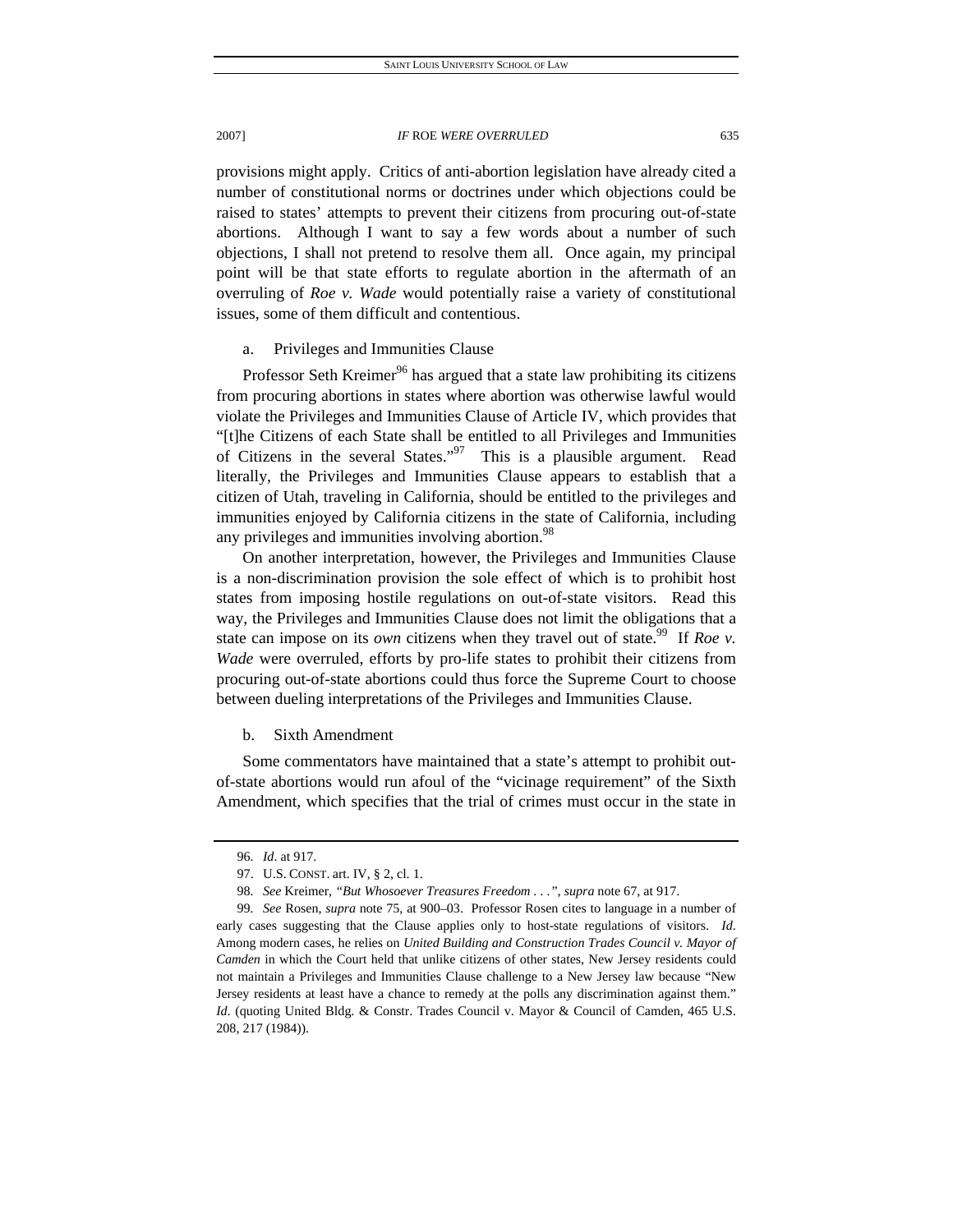provisions might apply. Critics of anti-abortion legislation have already cited a number of constitutional norms or doctrines under which objections could be raised to states' attempts to prevent their citizens from procuring out-of-state abortions. Although I want to say a few words about a number of such objections, I shall not pretend to resolve them all. Once again, my principal point will be that state efforts to regulate abortion in the aftermath of an overruling of *Roe v. Wade* would potentially raise a variety of constitutional issues, some of them difficult and contentious.

a. Privileges and Immunities Clause

Professor Seth Kreimer[96] has argued that a state law prohibiting its citizens from procuring abortions in states where abortion was otherwise lawful would violate the Privileges and Immunities Clause of Article IV, which provides that "[t]he Citizens of each State shall be entitled to all Privileges and Immunities of Citizens in the several States."[97] This is a plausible argument. Read literally, the Privileges and Immunities Clause appears to establish that a citizen of Utah, traveling in California, should be entitled to the privileges and immunities enjoyed by California citizens in the state of California, including any privileges and immunities involving abortion.[98]

On another interpretation, however, the Privileges and Immunities Clause is a non-discrimination provision the sole effect of which is to prohibit host states from imposing hostile regulations on out-of-state visitors. Read this way, the Privileges and Immunities Clause does not limit the obligations that a state can impose on its *own* citizens when they travel out of state.[99] If *Roe v. Wade* were overruled, efforts by pro-life states to prohibit their citizens from procuring out-of-state abortions could thus force the Supreme Court to choose between dueling interpretations of the Privileges and Immunities Clause.

b. Sixth Amendment

Some commentators have maintained that a state's attempt to prohibit out-of-state abortions would run afoul of the "vicinage requirement" of the Sixth Amendment, which specifies that the trial of crimes must occur in the state in

---

96. *Id*. at 917.

97. U.S. CONST. art. IV, § 2, cl. 1.

98. *See* Kreimer, *"But Whosoever Treasures Freedom . . ."*, *supra* note 67, at 917.

99. *See* Rosen, *supra* note 75, at 900–03. Professor Rosen cites to language in a number of early cases suggesting that the Clause applies only to host-state regulations of visitors. *Id*. Among modern cases, he relies on *United Building and Construction Trades Council v. Mayor of Camden* in which the Court held that unlike citizens of other states, New Jersey residents could not maintain a Privileges and Immunities Clause challenge to a New Jersey law because "New Jersey residents at least have a chance to remedy at the polls any discrimination against them." *Id*. (quoting United Bldg. & Constr. Trades Council v. Mayor & Council of Camden, 465 U.S. 208, 217 (1984)).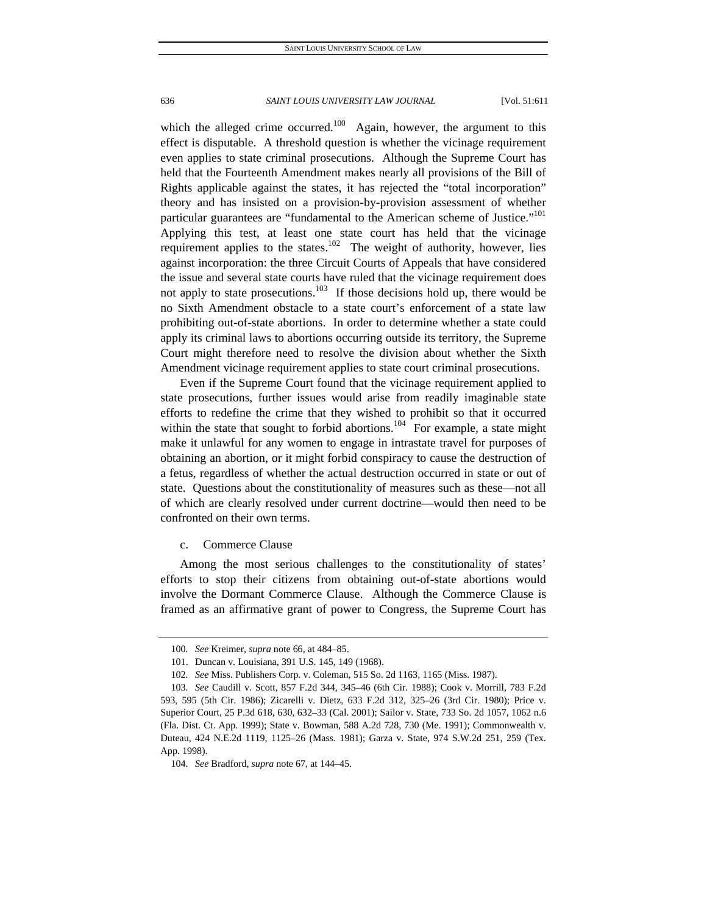which the alleged crime occurred.[100] Again, however, the argument to this effect is disputable. A threshold question is whether the vicinage requirement even applies to state criminal prosecutions. Although the Supreme Court has held that the Fourteenth Amendment makes nearly all provisions of the Bill of Rights applicable against the states, it has rejected the "total incorporation" theory and has insisted on a provision-by-provision assessment of whether particular guarantees are "fundamental to the American scheme of Justice."[101] Applying this test, at least one state court has held that the vicinage requirement applies to the states.[102] The weight of authority, however, lies against incorporation: the three Circuit Courts of Appeals that have considered the issue and several state courts have ruled that the vicinage requirement does not apply to state prosecutions.[103] If those decisions hold up, there would be no Sixth Amendment obstacle to a state court's enforcement of a state law prohibiting out-of-state abortions. In order to determine whether a state could apply its criminal laws to abortions occurring outside its territory, the Supreme Court might therefore need to resolve the division about whether the Sixth Amendment vicinage requirement applies to state court criminal prosecutions.

Even if the Supreme Court found that the vicinage requirement applied to state prosecutions, further issues would arise from readily imaginable state efforts to redefine the crime that they wished to prohibit so that it occurred within the state that sought to forbid abortions.[104] For example, a state might make it unlawful for any women to engage in intrastate travel for purposes of obtaining an abortion, or it might forbid conspiracy to cause the destruction of a fetus, regardless of whether the actual destruction occurred in state or out of state. Questions about the constitutionality of measures such as these—not all of which are clearly resolved under current doctrine—would then need to be confronted on their own terms.

c. Commerce Clause

Among the most serious challenges to the constitutionality of states' efforts to stop their citizens from obtaining out-of-state abortions would involve the Dormant Commerce Clause. Although the Commerce Clause is framed as an affirmative grant of power to Congress, the Supreme Court has

100. *See* Kreimer, *supra* note 66, at 484–85.

101. Duncan v. Louisiana, 391 U.S. 145, 149 (1968).

102. *See* Miss. Publishers Corp. v. Coleman, 515 So. 2d 1163, 1165 (Miss. 1987).

103. *See* Caudill v. Scott, 857 F.2d 344, 345–46 (6th Cir. 1988); Cook v. Morrill, 783 F.2d 593, 595 (5th Cir. 1986); Zicarelli v. Dietz, 633 F.2d 312, 325–26 (3rd Cir. 1980); Price v. Superior Court, 25 P.3d 618, 630, 632–33 (Cal. 2001); Sailor v. State, 733 So. 2d 1057, 1062 n.6 (Fla. Dist. Ct. App. 1999); State v. Bowman, 588 A.2d 728, 730 (Me. 1991); Commonwealth v. Duteau, 424 N.E.2d 1119, 1125–26 (Mass. 1981); Garza v. State, 974 S.W.2d 251, 259 (Tex. App. 1998).

104. *See* Bradford, *supra* note 67, at 144–45.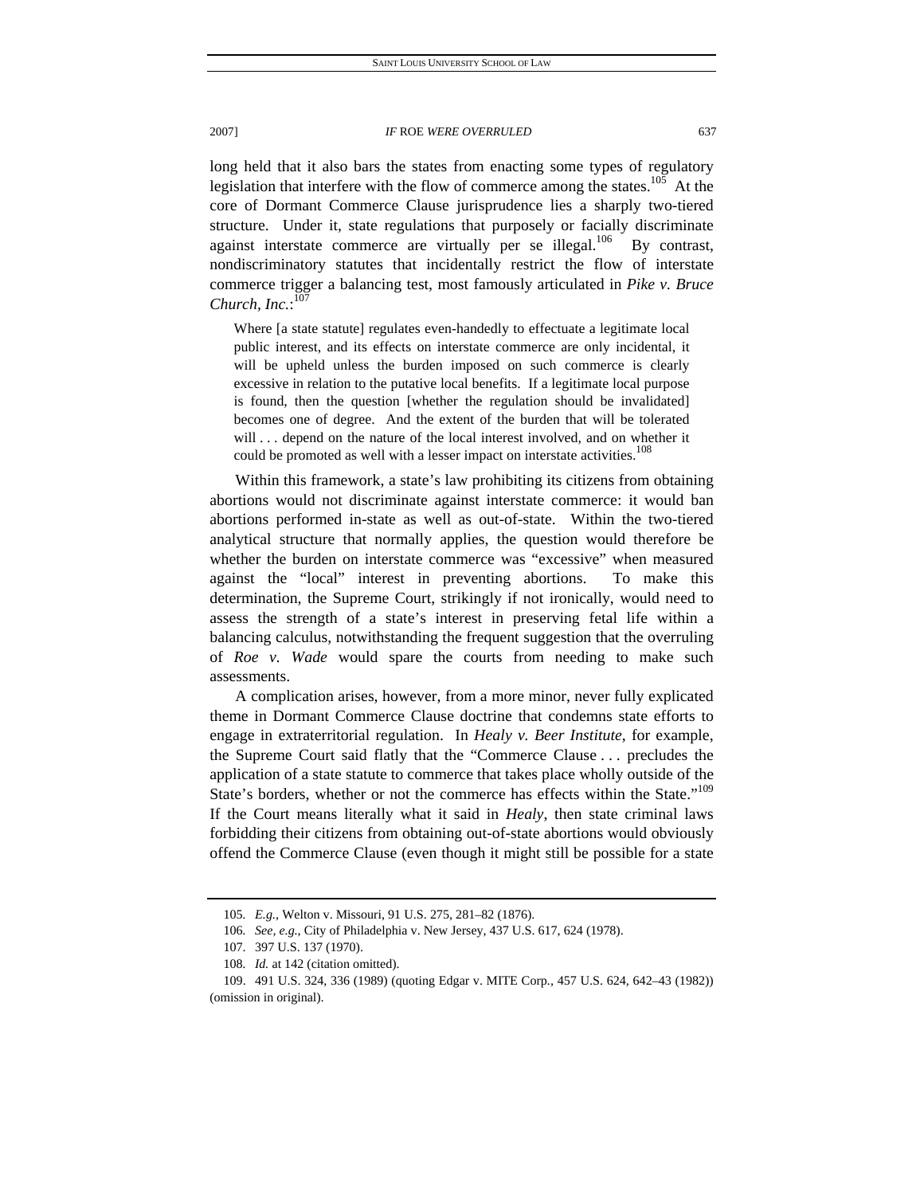long held that it also bars the states from enacting some types of regulatory legislation that interfere with the flow of commerce among the states.[105] At the core of Dormant Commerce Clause jurisprudence lies a sharply two-tiered structure. Under it, state regulations that purposely or facially discriminate against interstate commerce are virtually per se illegal.[106] By contrast, nondiscriminatory statutes that incidentally restrict the flow of interstate commerce trigger a balancing test, most famously articulated in *Pike v. Bruce Church, Inc.*:[107]

> Where [a state statute] regulates even-handedly to effectuate a legitimate local public interest, and its effects on interstate commerce are only incidental, it will be upheld unless the burden imposed on such commerce is clearly excessive in relation to the putative local benefits. If a legitimate local purpose is found, then the question [whether the regulation should be invalidated] becomes one of degree. And the extent of the burden that will be tolerated will . . . depend on the nature of the local interest involved, and on whether it could be promoted as well with a lesser impact on interstate activities.[108]

Within this framework, a state's law prohibiting its citizens from obtaining abortions would not discriminate against interstate commerce: it would ban abortions performed in-state as well as out-of-state. Within the two-tiered analytical structure that normally applies, the question would therefore be whether the burden on interstate commerce was "excessive" when measured against the "local" interest in preventing abortions. To make this determination, the Supreme Court, strikingly if not ironically, would need to assess the strength of a state's interest in preserving fetal life within a balancing calculus, notwithstanding the frequent suggestion that the overruling of *Roe v. Wade* would spare the courts from needing to make such assessments.

A complication arises, however, from a more minor, never fully explicated theme in Dormant Commerce Clause doctrine that condemns state efforts to engage in extraterritorial regulation. In *Healy v. Beer Institute*, for example, the Supreme Court said flatly that the "Commerce Clause . . . precludes the application of a state statute to commerce that takes place wholly outside of the State's borders, whether or not the commerce has effects within the State."[109] If the Court means literally what it said in *Healy*, then state criminal laws forbidding their citizens from obtaining out-of-state abortions would obviously offend the Commerce Clause (even though it might still be possible for a state

---

105. *E.g.*, Welton v. Missouri, 91 U.S. 275, 281–82 (1876).

106. *See, e.g.*, City of Philadelphia v. New Jersey, 437 U.S. 617, 624 (1978).

107. 397 U.S. 137 (1970).

108. *Id.* at 142 (citation omitted).

109. 491 U.S. 324, 336 (1989) (quoting Edgar v. MITE Corp., 457 U.S. 624, 642–43 (1982)) (omission in original).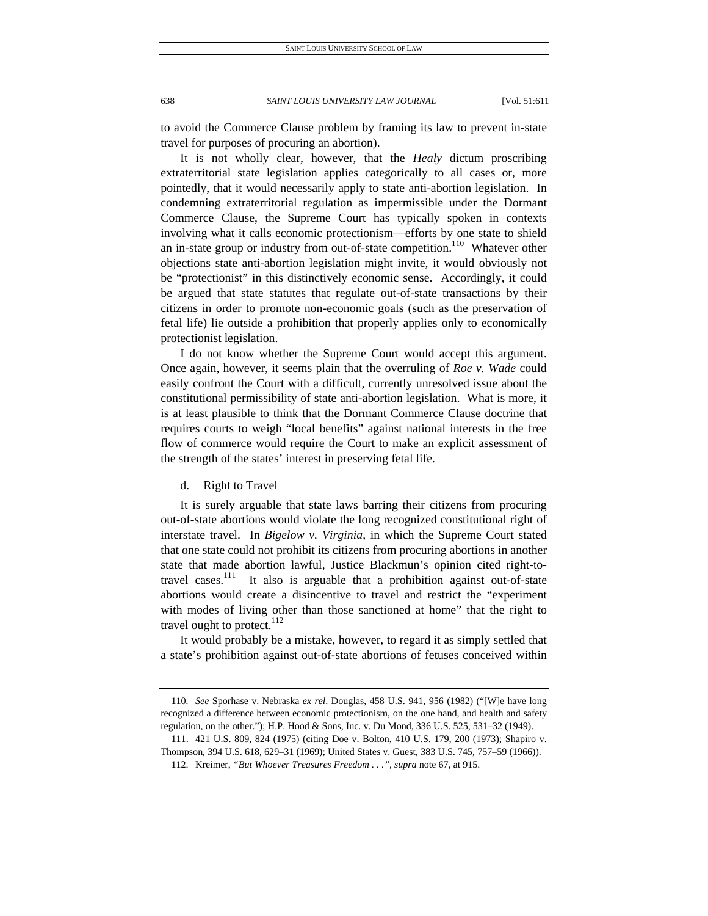to avoid the Commerce Clause problem by framing its law to prevent in-state travel for purposes of procuring an abortion).

It is not wholly clear, however, that the *Healy* dictum proscribing extraterritorial state legislation applies categorically to all cases or, more pointedly, that it would necessarily apply to state anti-abortion legislation. In condemning extraterritorial regulation as impermissible under the Dormant Commerce Clause, the Supreme Court has typically spoken in contexts involving what it calls economic protectionism—efforts by one state to shield an in-state group or industry from out-of-state competition.[110] Whatever other objections state anti-abortion legislation might invite, it would obviously not be "protectionist" in this distinctively economic sense. Accordingly, it could be argued that state statutes that regulate out-of-state transactions by their citizens in order to promote non-economic goals (such as the preservation of fetal life) lie outside a prohibition that properly applies only to economically protectionist legislation.

I do not know whether the Supreme Court would accept this argument. Once again, however, it seems plain that the overruling of *Roe v. Wade* could easily confront the Court with a difficult, currently unresolved issue about the constitutional permissibility of state anti-abortion legislation. What is more, it is at least plausible to think that the Dormant Commerce Clause doctrine that requires courts to weigh "local benefits" against national interests in the free flow of commerce would require the Court to make an explicit assessment of the strength of the states' interest in preserving fetal life.

d. Right to Travel

It is surely arguable that state laws barring their citizens from procuring out-of-state abortions would violate the long recognized constitutional right of interstate travel. In *Bigelow v. Virginia*, in which the Supreme Court stated that one state could not prohibit its citizens from procuring abortions in another state that made abortion lawful, Justice Blackmun's opinion cited right-to-travel cases.[111] It also is arguable that a prohibition against out-of-state abortions would create a disincentive to travel and restrict the "experiment with modes of living other than those sanctioned at home" that the right to travel ought to protect.[112]

It would probably be a mistake, however, to regard it as simply settled that a state's prohibition against out-of-state abortions of fetuses conceived within

---

110. *See* Sporhase v. Nebraska *ex rel*. Douglas, 458 U.S. 941, 956 (1982) ("[W]e have long recognized a difference between economic protectionism, on the one hand, and health and safety regulation, on the other."); H.P. Hood & Sons, Inc. v. Du Mond, 336 U.S. 525, 531–32 (1949).

111. 421 U.S. 809, 824 (1975) (citing Doe v. Bolton, 410 U.S. 179, 200 (1973); Shapiro v. Thompson, 394 U.S. 618, 629–31 (1969); United States v. Guest, 383 U.S. 745, 757–59 (1966)).

112. Kreimer, *"But Whoever Treasures Freedom . . ."*, *supra* note 67, at 915.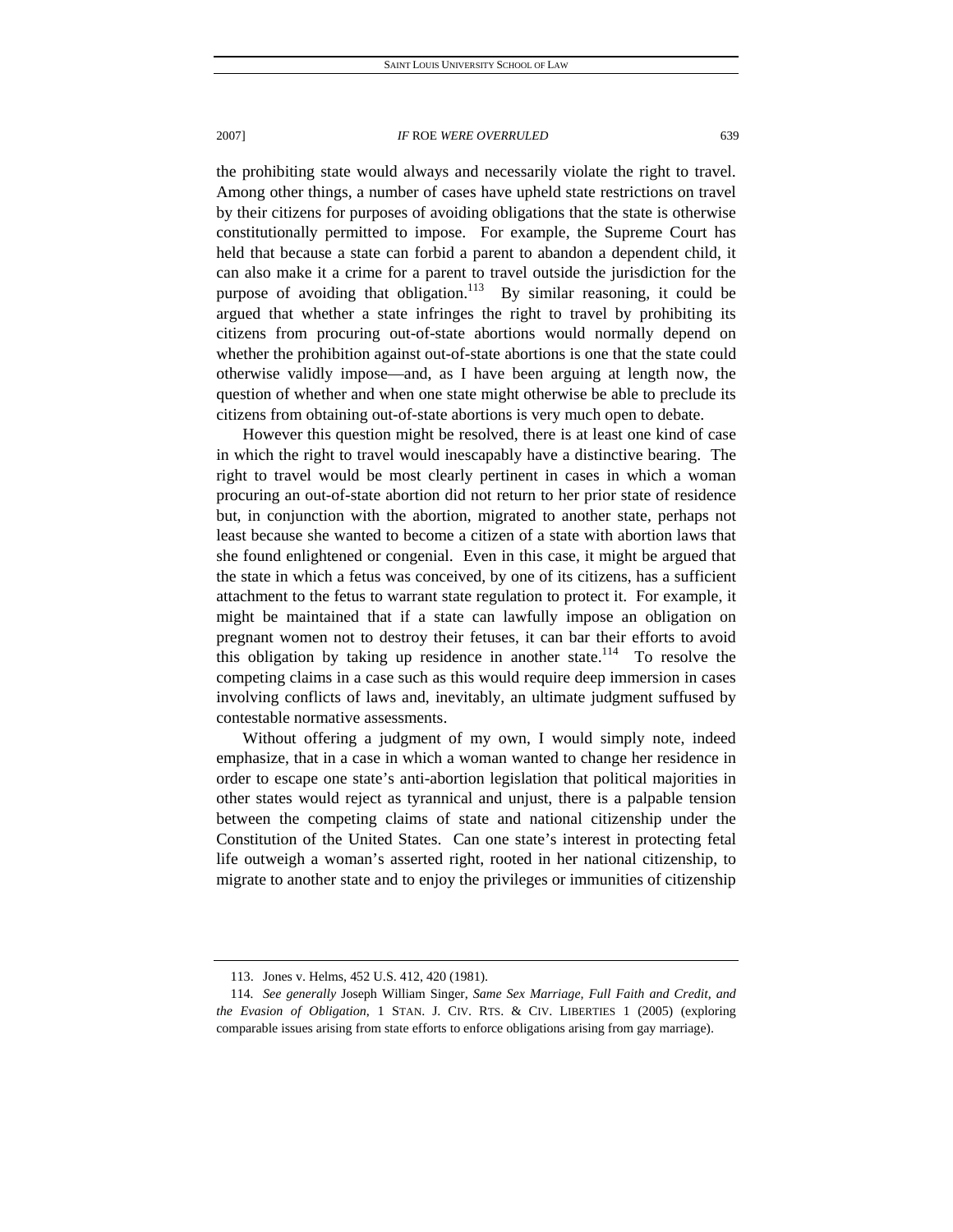the prohibiting state would always and necessarily violate the right to travel. Among other things, a number of cases have upheld state restrictions on travel by their citizens for purposes of avoiding obligations that the state is otherwise constitutionally permitted to impose. For example, the Supreme Court has held that because a state can forbid a parent to abandon a dependent child, it can also make it a crime for a parent to travel outside the jurisdiction for the purpose of avoiding that obligation.[113] By similar reasoning, it could be argued that whether a state infringes the right to travel by prohibiting its citizens from procuring out-of-state abortions would normally depend on whether the prohibition against out-of-state abortions is one that the state could otherwise validly impose—and, as I have been arguing at length now, the question of whether and when one state might otherwise be able to preclude its citizens from obtaining out-of-state abortions is very much open to debate.

However this question might be resolved, there is at least one kind of case in which the right to travel would inescapably have a distinctive bearing. The right to travel would be most clearly pertinent in cases in which a woman procuring an out-of-state abortion did not return to her prior state of residence but, in conjunction with the abortion, migrated to another state, perhaps not least because she wanted to become a citizen of a state with abortion laws that she found enlightened or congenial. Even in this case, it might be argued that the state in which a fetus was conceived, by one of its citizens, has a sufficient attachment to the fetus to warrant state regulation to protect it. For example, it might be maintained that if a state can lawfully impose an obligation on pregnant women not to destroy their fetuses, it can bar their efforts to avoid this obligation by taking up residence in another state.[114] To resolve the competing claims in a case such as this would require deep immersion in cases involving conflicts of laws and, inevitably, an ultimate judgment suffused by contestable normative assessments.

Without offering a judgment of my own, I would simply note, indeed emphasize, that in a case in which a woman wanted to change her residence in order to escape one state's anti-abortion legislation that political majorities in other states would reject as tyrannical and unjust, there is a palpable tension between the competing claims of state and national citizenship under the Constitution of the United States. Can one state's interest in protecting fetal life outweigh a woman's asserted right, rooted in her national citizenship, to migrate to another state and to enjoy the privileges or immunities of citizenship

---

113. Jones v. Helms, 452 U.S. 412, 420 (1981).

114. *See generally* Joseph William Singer, *Same Sex Marriage, Full Faith and Credit, and the Evasion of Obligation*, 1 STAN. J. CIV. RTS. & CIV. LIBERTIES 1 (2005) (exploring comparable issues arising from state efforts to enforce obligations arising from gay marriage).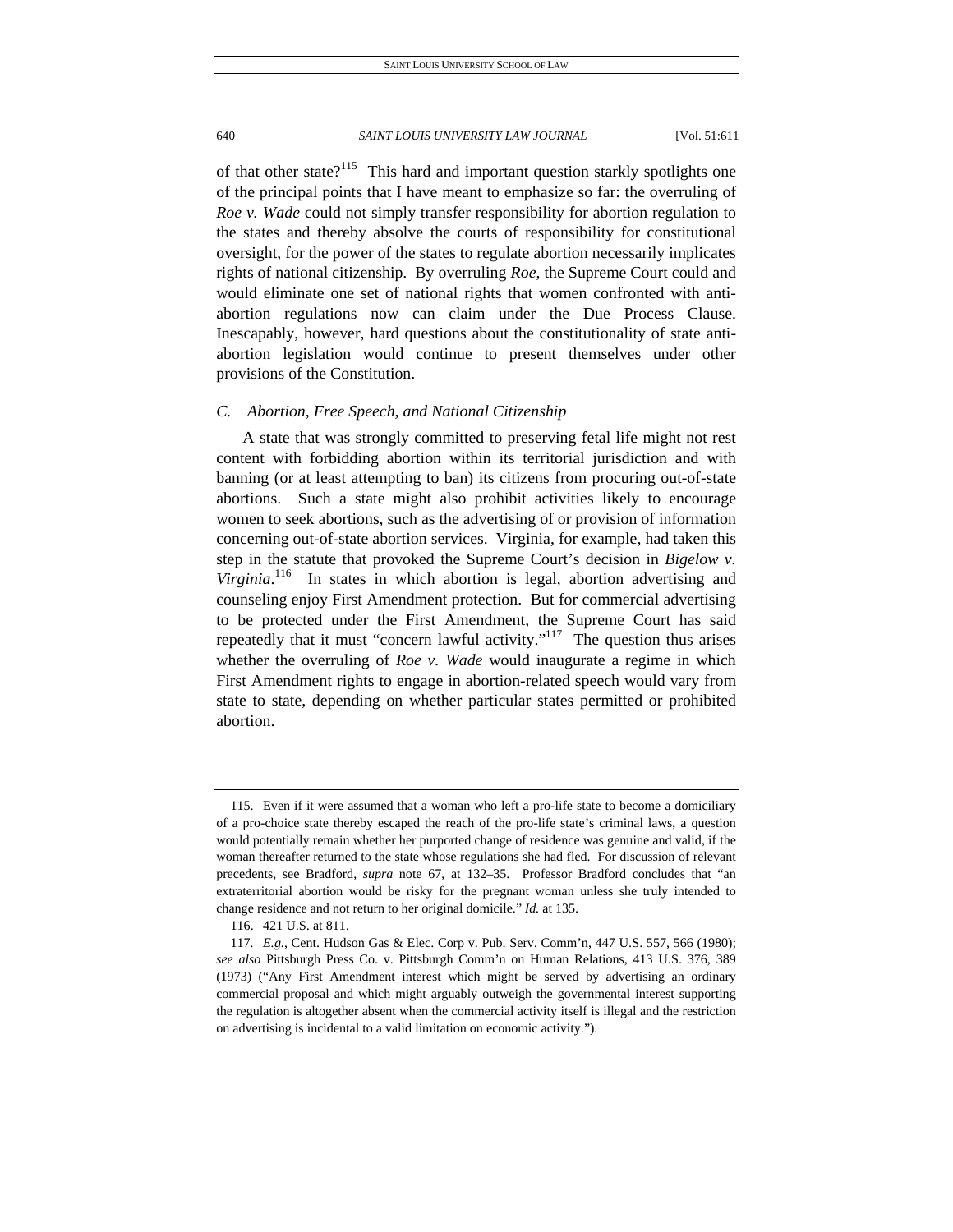of that other state?[115] This hard and important question starkly spotlights one of the principal points that I have meant to emphasize so far: the overruling of *Roe v. Wade* could not simply transfer responsibility for abortion regulation to the states and thereby absolve the courts of responsibility for constitutional oversight, for the power of the states to regulate abortion necessarily implicates rights of national citizenship. By overruling *Roe*, the Supreme Court could and would eliminate one set of national rights that women confronted with anti-abortion regulations now can claim under the Due Process Clause. Inescapably, however, hard questions about the constitutionality of state anti-abortion legislation would continue to present themselves under other provisions of the Constitution.

### *C. Abortion, Free Speech, and National Citizenship*

A state that was strongly committed to preserving fetal life might not rest content with forbidding abortion within its territorial jurisdiction and with banning (or at least attempting to ban) its citizens from procuring out-of-state abortions. Such a state might also prohibit activities likely to encourage women to seek abortions, such as the advertising of or provision of information concerning out-of-state abortion services. Virginia, for example, had taken this step in the statute that provoked the Supreme Court's decision in *Bigelow v. Virginia*.[116] In states in which abortion is legal, abortion advertising and counseling enjoy First Amendment protection. But for commercial advertising to be protected under the First Amendment, the Supreme Court has said repeatedly that it must "concern lawful activity."[117] The question thus arises whether the overruling of *Roe v. Wade* would inaugurate a regime in which First Amendment rights to engage in abortion-related speech would vary from state to state, depending on whether particular states permitted or prohibited abortion.

---

115. Even if it were assumed that a woman who left a pro-life state to become a domiciliary of a pro-choice state thereby escaped the reach of the pro-life state's criminal laws, a question would potentially remain whether her purported change of residence was genuine and valid, if the woman thereafter returned to the state whose regulations she had fled. For discussion of relevant precedents, see Bradford, *supra* note 67, at 132–35. Professor Bradford concludes that "an extraterritorial abortion would be risky for the pregnant woman unless she truly intended to change residence and not return to her original domicile." *Id.* at 135.

116. 421 U.S. at 811.

117. *E.g.*, Cent. Hudson Gas & Elec. Corp v. Pub. Serv. Comm'n, 447 U.S. 557, 566 (1980); *see also* Pittsburgh Press Co. v. Pittsburgh Comm'n on Human Relations, 413 U.S. 376, 389 (1973) ("Any First Amendment interest which might be served by advertising an ordinary commercial proposal and which might arguably outweigh the governmental interest supporting the regulation is altogether absent when the commercial activity itself is illegal and the restriction on advertising is incidental to a valid limitation on economic activity.").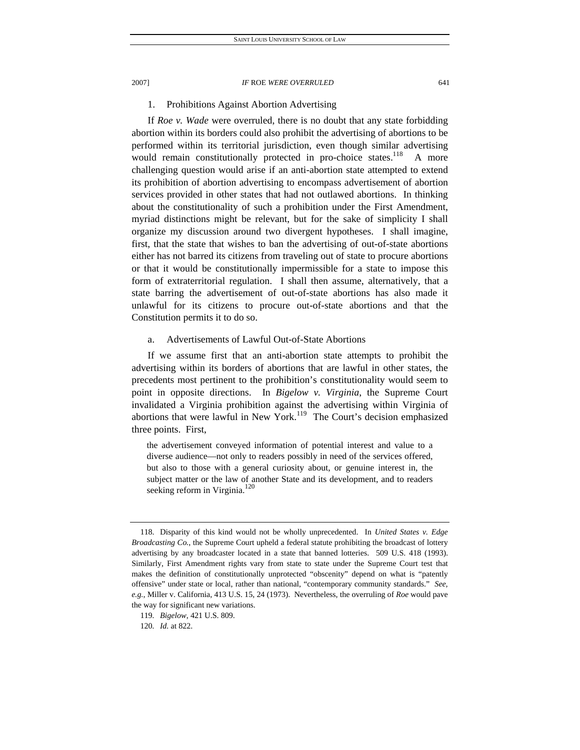1. Prohibitions Against Abortion Advertising

If *Roe v. Wade* were overruled, there is no doubt that any state forbidding abortion within its borders could also prohibit the advertising of abortions to be performed within its territorial jurisdiction, even though similar advertising would remain constitutionally protected in pro-choice states.[118] A more challenging question would arise if an anti-abortion state attempted to extend its prohibition of abortion advertising to encompass advertisement of abortion services provided in other states that had not outlawed abortions. In thinking about the constitutionality of such a prohibition under the First Amendment, myriad distinctions might be relevant, but for the sake of simplicity I shall organize my discussion around two divergent hypotheses. I shall imagine, first, that the state that wishes to ban the advertising of out-of-state abortions either has not barred its citizens from traveling out of state to procure abortions or that it would be constitutionally impermissible for a state to impose this form of extraterritorial regulation. I shall then assume, alternatively, that a state barring the advertisement of out-of-state abortions has also made it unlawful for its citizens to procure out-of-state abortions and that the Constitution permits it to do so.

a. Advertisements of Lawful Out-of-State Abortions

If we assume first that an anti-abortion state attempts to prohibit the advertising within its borders of abortions that are lawful in other states, the precedents most pertinent to the prohibition's constitutionality would seem to point in opposite directions. In *Bigelow v. Virginia*, the Supreme Court invalidated a Virginia prohibition against the advertising within Virginia of abortions that were lawful in New York.[119] The Court's decision emphasized three points. First,

> the advertisement conveyed information of potential interest and value to a diverse audience—not only to readers possibly in need of the services offered, but also to those with a general curiosity about, or genuine interest in, the subject matter or the law of another State and its development, and to readers seeking reform in Virginia.[120]

---

118. Disparity of this kind would not be wholly unprecedented. In *United States v. Edge Broadcasting Co.*, the Supreme Court upheld a federal statute prohibiting the broadcast of lottery advertising by any broadcaster located in a state that banned lotteries. 509 U.S. 418 (1993). Similarly, First Amendment rights vary from state to state under the Supreme Court test that makes the definition of constitutionally unprotected "obscenity" depend on what is "patently offensive" under state or local, rather than national, "contemporary community standards." *See, e.g.*, Miller v. California, 413 U.S. 15, 24 (1973). Nevertheless, the overruling of *Roe* would pave the way for significant new variations.

119. *Bigelow*, 421 U.S. 809.

120. *Id.* at 822.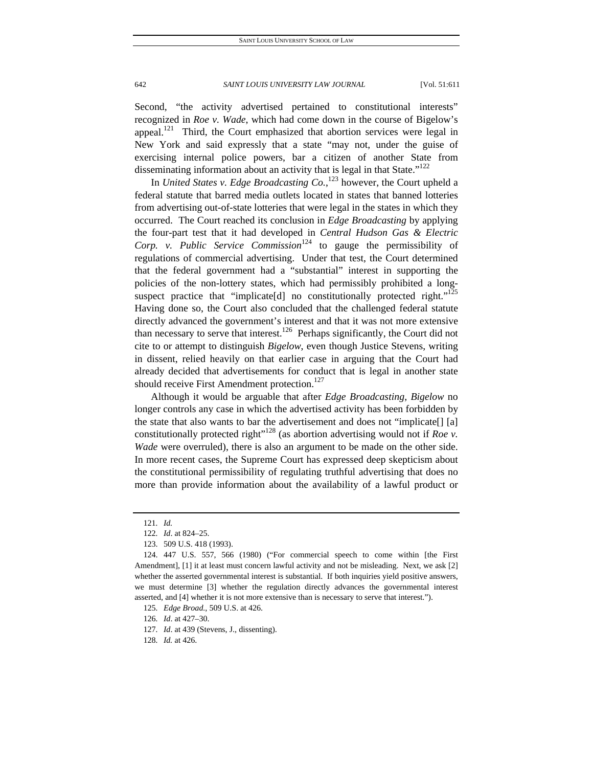Second, "the activity advertised pertained to constitutional interests" recognized in *Roe v. Wade*, which had come down in the course of Bigelow's appeal.[121] Third, the Court emphasized that abortion services were legal in New York and said expressly that a state "may not, under the guise of exercising internal police powers, bar a citizen of another State from disseminating information about an activity that is legal in that State."[122]

In *United States v. Edge Broadcasting Co.*,[123] however, the Court upheld a federal statute that barred media outlets located in states that banned lotteries from advertising out-of-state lotteries that were legal in the states in which they occurred. The Court reached its conclusion in *Edge Broadcasting* by applying the four-part test that it had developed in *Central Hudson Gas & Electric Corp. v. Public Service Commission*[124] to gauge the permissibility of regulations of commercial advertising. Under that test, the Court determined that the federal government had a "substantial" interest in supporting the policies of the non-lottery states, which had permissibly prohibited a long-suspect practice that "implicate[d] no constitutionally protected right."[125] Having done so, the Court also concluded that the challenged federal statute directly advanced the government's interest and that it was not more extensive than necessary to serve that interest.[126] Perhaps significantly, the Court did not cite to or attempt to distinguish *Bigelow*, even though Justice Stevens, writing in dissent, relied heavily on that earlier case in arguing that the Court had already decided that advertisements for conduct that is legal in another state should receive First Amendment protection.[127]

Although it would be arguable that after *Edge Broadcasting*, *Bigelow* no longer controls any case in which the advertised activity has been forbidden by the state that also wants to bar the advertisement and does not "implicate[] [a] constitutionally protected right"[128] (as abortion advertising would not if *Roe v. Wade* were overruled), there is also an argument to be made on the other side. In more recent cases, the Supreme Court has expressed deep skepticism about the constitutional permissibility of regulating truthful advertising that does no more than provide information about the availability of a lawful product or

---

121. *Id.*

122. *Id*. at 824–25.

123. 509 U.S. 418 (1993).

124. 447 U.S. 557, 566 (1980) ("For commercial speech to come within [the First Amendment], [1] it at least must concern lawful activity and not be misleading. Next, we ask [2] whether the asserted governmental interest is substantial. If both inquiries yield positive answers, we must determine [3] whether the regulation directly advances the governmental interest asserted, and [4] whether it is not more extensive than is necessary to serve that interest.").

125. *Edge Broad.*, 509 U.S. at 426.

126. *Id*. at 427–30.

127. *Id*. at 439 (Stevens, J., dissenting).

128. *Id.* at 426.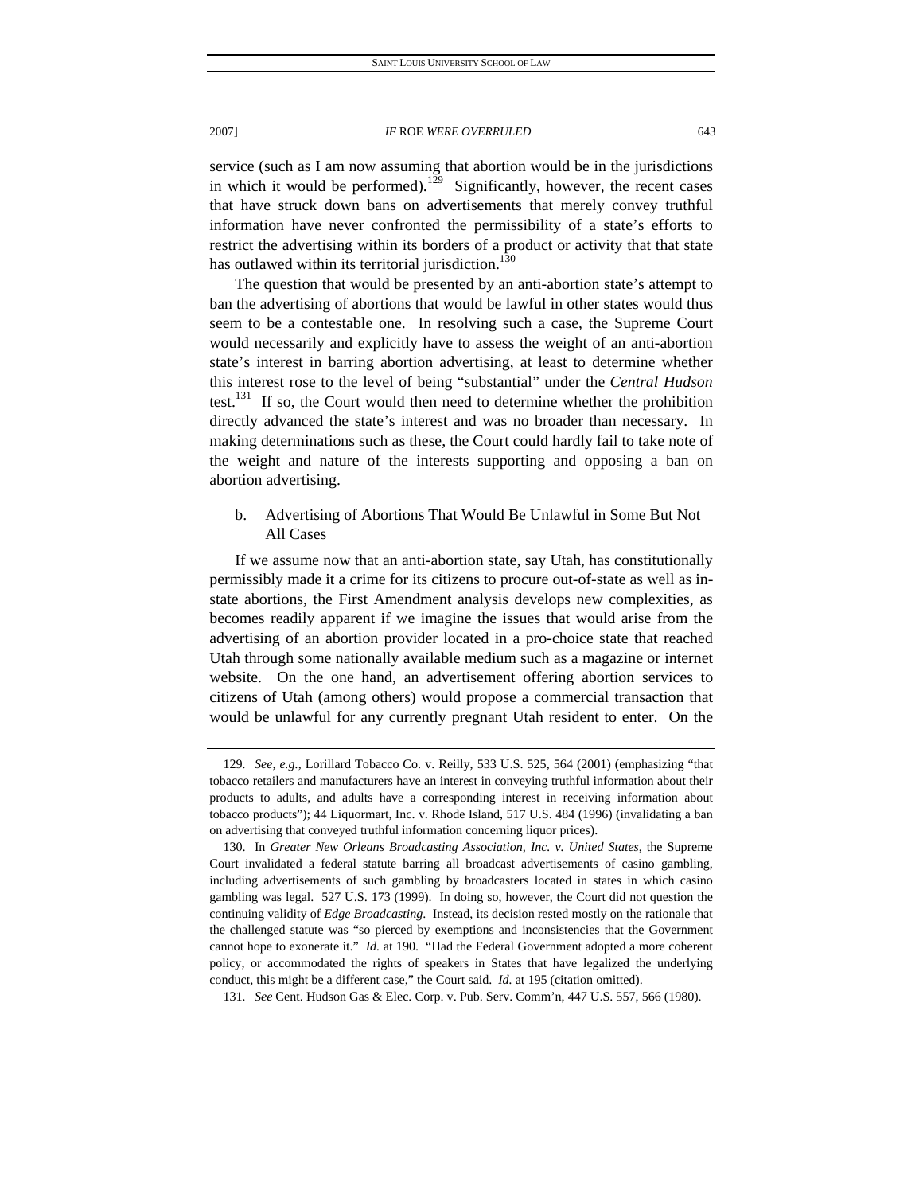service (such as I am now assuming that abortion would be in the jurisdictions in which it would be performed).[129] Significantly, however, the recent cases that have struck down bans on advertisements that merely convey truthful information have never confronted the permissibility of a state's efforts to restrict the advertising within its borders of a product or activity that that state has outlawed within its territorial jurisdiction.[130]

The question that would be presented by an anti-abortion state's attempt to ban the advertising of abortions that would be lawful in other states would thus seem to be a contestable one. In resolving such a case, the Supreme Court would necessarily and explicitly have to assess the weight of an anti-abortion state's interest in barring abortion advertising, at least to determine whether this interest rose to the level of being "substantial" under the *Central Hudson* test.[131] If so, the Court would then need to determine whether the prohibition directly advanced the state's interest and was no broader than necessary. In making determinations such as these, the Court could hardly fail to take note of the weight and nature of the interests supporting and opposing a ban on abortion advertising.

b. Advertising of Abortions That Would Be Unlawful in Some But Not All Cases

If we assume now that an anti-abortion state, say Utah, has constitutionally permissibly made it a crime for its citizens to procure out-of-state as well as in-state abortions, the First Amendment analysis develops new complexities, as becomes readily apparent if we imagine the issues that would arise from the advertising of an abortion provider located in a pro-choice state that reached Utah through some nationally available medium such as a magazine or internet website. On the one hand, an advertisement offering abortion services to citizens of Utah (among others) would propose a commercial transaction that would be unlawful for any currently pregnant Utah resident to enter. On the

---

129. *See, e.g.*, Lorillard Tobacco Co. v. Reilly, 533 U.S. 525, 564 (2001) (emphasizing "that tobacco retailers and manufacturers have an interest in conveying truthful information about their products to adults, and adults have a corresponding interest in receiving information about tobacco products"); 44 Liquormart, Inc. v. Rhode Island, 517 U.S. 484 (1996) (invalidating a ban on advertising that conveyed truthful information concerning liquor prices).

130. In *Greater New Orleans Broadcasting Association, Inc. v. United States*, the Supreme Court invalidated a federal statute barring all broadcast advertisements of casino gambling, including advertisements of such gambling by broadcasters located in states in which casino gambling was legal. 527 U.S. 173 (1999). In doing so, however, the Court did not question the continuing validity of *Edge Broadcasting*. Instead, its decision rested mostly on the rationale that the challenged statute was "so pierced by exemptions and inconsistencies that the Government cannot hope to exonerate it." *Id.* at 190. "Had the Federal Government adopted a more coherent policy, or accommodated the rights of speakers in States that have legalized the underlying conduct, this might be a different case," the Court said. *Id.* at 195 (citation omitted).

131. *See* Cent. Hudson Gas & Elec. Corp. v. Pub. Serv. Comm'n, 447 U.S. 557, 566 (1980).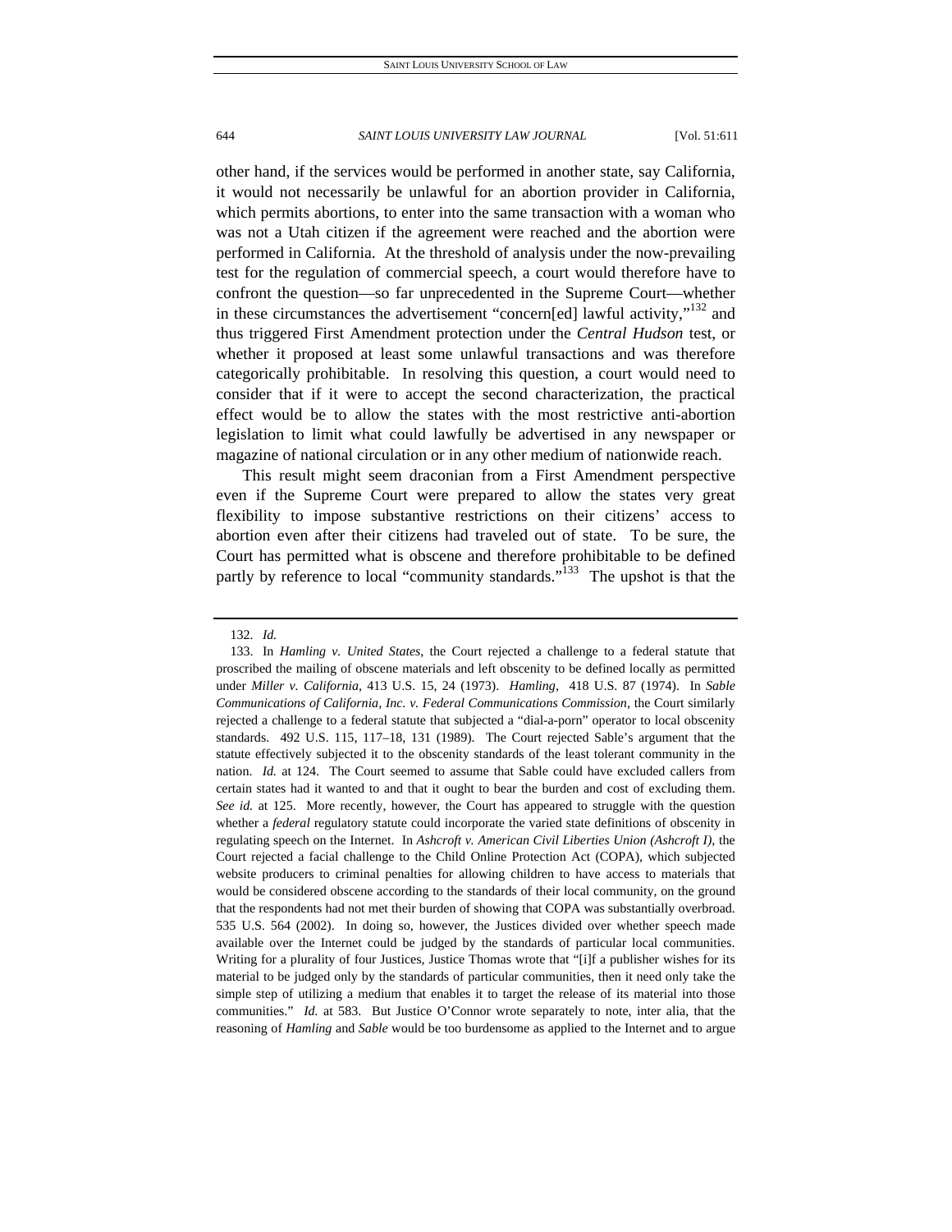other hand, if the services would be performed in another state, say California, it would not necessarily be unlawful for an abortion provider in California, which permits abortions, to enter into the same transaction with a woman who was not a Utah citizen if the agreement were reached and the abortion were performed in California. At the threshold of analysis under the now-prevailing test for the regulation of commercial speech, a court would therefore have to confront the question—so far unprecedented in the Supreme Court—whether in these circumstances the advertisement "concern[ed] lawful activity,"[132] and thus triggered First Amendment protection under the *Central Hudson* test, or whether it proposed at least some unlawful transactions and was therefore categorically prohibitable. In resolving this question, a court would need to consider that if it were to accept the second characterization, the practical effect would be to allow the states with the most restrictive anti-abortion legislation to limit what could lawfully be advertised in any newspaper or magazine of national circulation or in any other medium of nationwide reach.

This result might seem draconian from a First Amendment perspective even if the Supreme Court were prepared to allow the states very great flexibility to impose substantive restrictions on their citizens' access to abortion even after their citizens had traveled out of state. To be sure, the Court has permitted what is obscene and therefore prohibitable to be defined partly by reference to local "community standards."[133] The upshot is that the

---

132. *Id.*

133. In *Hamling v. United States*, the Court rejected a challenge to a federal statute that proscribed the mailing of obscene materials and left obscenity to be defined locally as permitted under *Miller v. California*, 413 U.S. 15, 24 (1973). *Hamling*, 418 U.S. 87 (1974). In *Sable Communications of California, Inc. v. Federal Communications Commission*, the Court similarly rejected a challenge to a federal statute that subjected a "dial-a-porn" operator to local obscenity standards. 492 U.S. 115, 117–18, 131 (1989). The Court rejected Sable's argument that the statute effectively subjected it to the obscenity standards of the least tolerant community in the nation. *Id.* at 124. The Court seemed to assume that Sable could have excluded callers from certain states had it wanted to and that it ought to bear the burden and cost of excluding them. *See id.* at 125. More recently, however, the Court has appeared to struggle with the question whether a *federal* regulatory statute could incorporate the varied state definitions of obscenity in regulating speech on the Internet. In *Ashcroft v. American Civil Liberties Union (Ashcroft I)*, the Court rejected a facial challenge to the Child Online Protection Act (COPA), which subjected website producers to criminal penalties for allowing children to have access to materials that would be considered obscene according to the standards of their local community, on the ground that the respondents had not met their burden of showing that COPA was substantially overbroad. 535 U.S. 564 (2002). In doing so, however, the Justices divided over whether speech made available over the Internet could be judged by the standards of particular local communities. Writing for a plurality of four Justices, Justice Thomas wrote that "[i]f a publisher wishes for its material to be judged only by the standards of particular communities, then it need only take the simple step of utilizing a medium that enables it to target the release of its material into those communities." *Id.* at 583. But Justice O'Connor wrote separately to note, inter alia, that the reasoning of *Hamling* and *Sable* would be too burdensome as applied to the Internet and to argue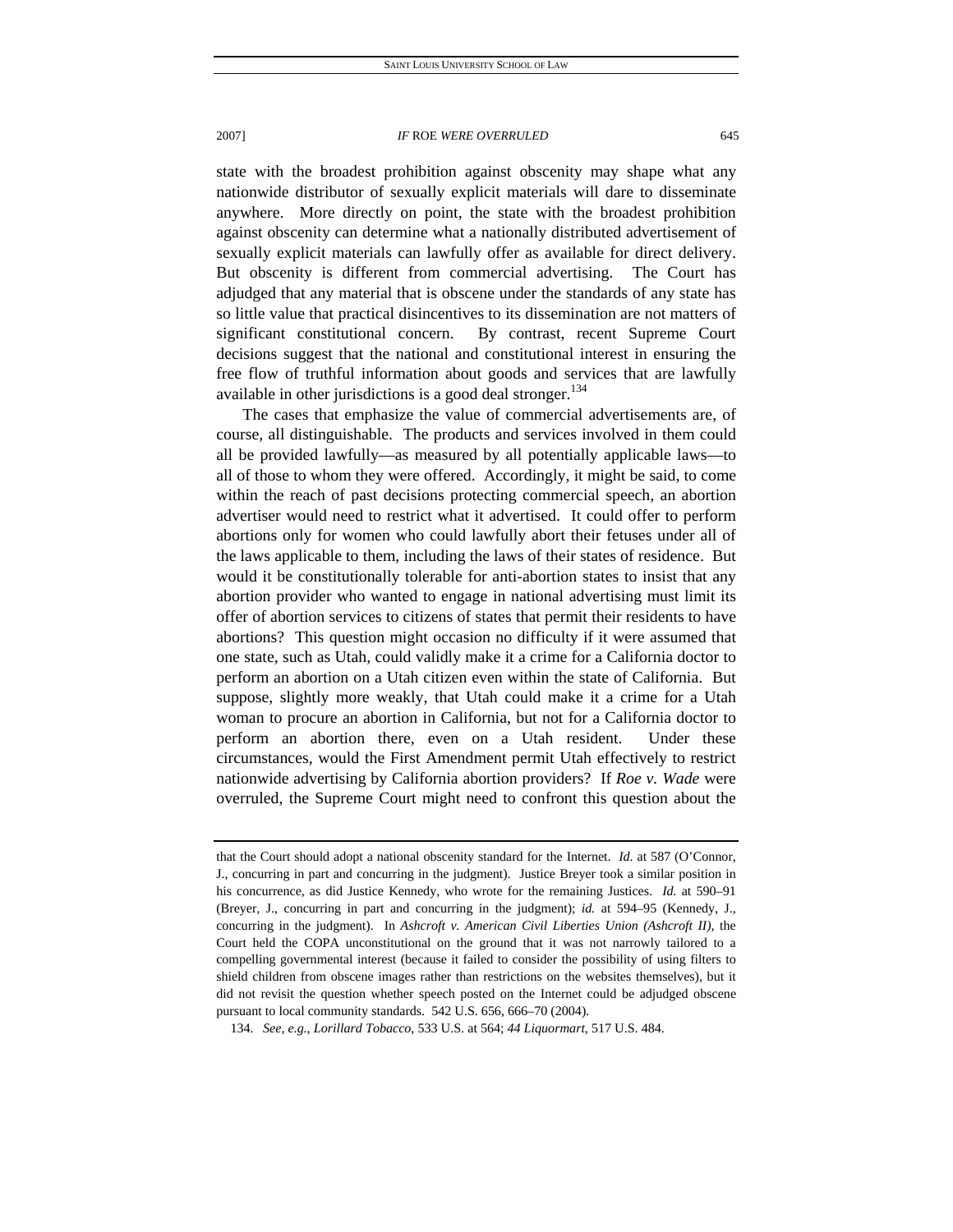state with the broadest prohibition against obscenity may shape what any nationwide distributor of sexually explicit materials will dare to disseminate anywhere. More directly on point, the state with the broadest prohibition against obscenity can determine what a nationally distributed advertisement of sexually explicit materials can lawfully offer as available for direct delivery. But obscenity is different from commercial advertising. The Court has adjudged that any material that is obscene under the standards of any state has so little value that practical disincentives to its dissemination are not matters of significant constitutional concern. By contrast, recent Supreme Court decisions suggest that the national and constitutional interest in ensuring the free flow of truthful information about goods and services that are lawfully available in other jurisdictions is a good deal stronger.[134]

The cases that emphasize the value of commercial advertisements are, of course, all distinguishable. The products and services involved in them could all be provided lawfully—as measured by all potentially applicable laws—to all of those to whom they were offered. Accordingly, it might be said, to come within the reach of past decisions protecting commercial speech, an abortion advertiser would need to restrict what it advertised. It could offer to perform abortions only for women who could lawfully abort their fetuses under all of the laws applicable to them, including the laws of their states of residence. But would it be constitutionally tolerable for anti-abortion states to insist that any abortion provider who wanted to engage in national advertising must limit its offer of abortion services to citizens of states that permit their residents to have abortions? This question might occasion no difficulty if it were assumed that one state, such as Utah, could validly make it a crime for a California doctor to perform an abortion on a Utah citizen even within the state of California. But suppose, slightly more weakly, that Utah could make it a crime for a Utah woman to procure an abortion in California, but not for a California doctor to perform an abortion there, even on a Utah resident. Under these circumstances, would the First Amendment permit Utah effectively to restrict nationwide advertising by California abortion providers? If *Roe v. Wade* were overruled, the Supreme Court might need to confront this question about the

---

that the Court should adopt a national obscenity standard for the Internet. *Id*. at 587 (O'Connor, J., concurring in part and concurring in the judgment). Justice Breyer took a similar position in his concurrence, as did Justice Kennedy, who wrote for the remaining Justices. *Id.* at 590–91 (Breyer, J., concurring in part and concurring in the judgment); *id.* at 594–95 (Kennedy, J., concurring in the judgment). In *Ashcroft v. American Civil Liberties Union (Ashcroft II)*, the Court held the COPA unconstitutional on the ground that it was not narrowly tailored to a compelling governmental interest (because it failed to consider the possibility of using filters to shield children from obscene images rather than restrictions on the websites themselves), but it did not revisit the question whether speech posted on the Internet could be adjudged obscene pursuant to local community standards. 542 U.S. 656, 666–70 (2004).

134. *See, e.g.*, *Lorillard Tobacco*, 533 U.S. at 564; *44 Liquormart*, 517 U.S. 484.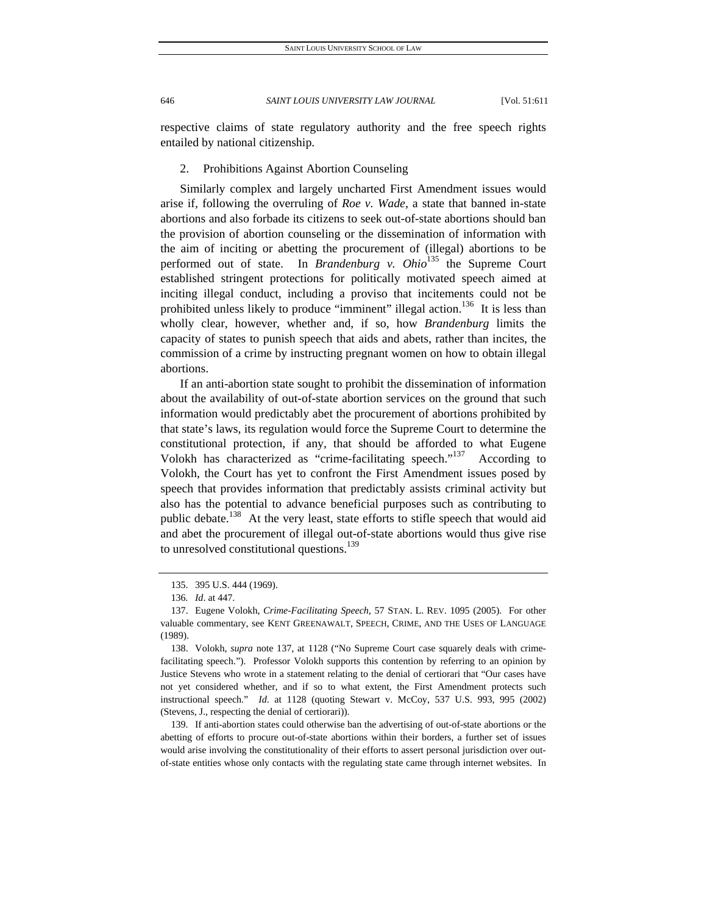respective claims of state regulatory authority and the free speech rights entailed by national citizenship.

### 2. Prohibitions Against Abortion Counseling

Similarly complex and largely uncharted First Amendment issues would arise if, following the overruling of *Roe v. Wade*, a state that banned in-state abortions and also forbade its citizens to seek out-of-state abortions should ban the provision of abortion counseling or the dissemination of information with the aim of inciting or abetting the procurement of (illegal) abortions to be performed out of state. In *Brandenburg v. Ohio*[135] the Supreme Court established stringent protections for politically motivated speech aimed at inciting illegal conduct, including a proviso that incitements could not be prohibited unless likely to produce "imminent" illegal action.[136] It is less than wholly clear, however, whether and, if so, how *Brandenburg* limits the capacity of states to punish speech that aids and abets, rather than incites, the commission of a crime by instructing pregnant women on how to obtain illegal abortions.

If an anti-abortion state sought to prohibit the dissemination of information about the availability of out-of-state abortion services on the ground that such information would predictably abet the procurement of abortions prohibited by that state's laws, its regulation would force the Supreme Court to determine the constitutional protection, if any, that should be afforded to what Eugene Volokh has characterized as "crime-facilitating speech."[137] According to Volokh, the Court has yet to confront the First Amendment issues posed by speech that provides information that predictably assists criminal activity but also has the potential to advance beneficial purposes such as contributing to public debate.[138] At the very least, state efforts to stifle speech that would aid and abet the procurement of illegal out-of-state abortions would thus give rise to unresolved constitutional questions.[139]

---

135. 395 U.S. 444 (1969).

136. *Id*. at 447.

137. Eugene Volokh, *Crime-Facilitating Speech*, 57 STAN. L. REV. 1095 (2005). For other valuable commentary, see KENT GREENAWALT, SPEECH, CRIME, AND THE USES OF LANGUAGE (1989).

138. Volokh, *supra* note 137, at 1128 ("No Supreme Court case squarely deals with crime-facilitating speech."). Professor Volokh supports this contention by referring to an opinion by Justice Stevens who wrote in a statement relating to the denial of certiorari that "Our cases have not yet considered whether, and if so to what extent, the First Amendment protects such instructional speech." *Id*. at 1128 (quoting Stewart v. McCoy, 537 U.S. 993, 995 (2002) (Stevens, J., respecting the denial of certiorari)).

139. If anti-abortion states could otherwise ban the advertising of out-of-state abortions or the abetting of efforts to procure out-of-state abortions within their borders, a further set of issues would arise involving the constitutionality of their efforts to assert personal jurisdiction over out-of-state entities whose only contacts with the regulating state came through internet websites. In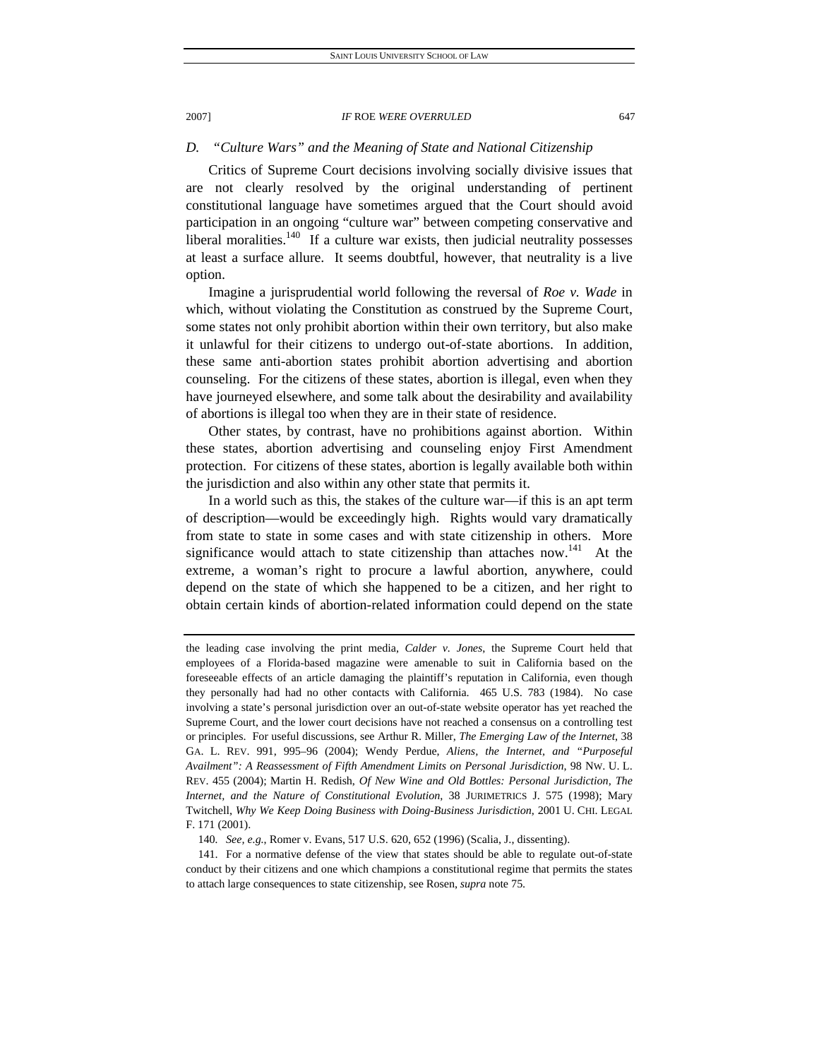### D. *"Culture Wars" and the Meaning of State and National Citizenship*

Critics of Supreme Court decisions involving socially divisive issues that are not clearly resolved by the original understanding of pertinent constitutional language have sometimes argued that the Court should avoid participation in an ongoing "culture war" between competing conservative and liberal moralities.[140] If a culture war exists, then judicial neutrality possesses at least a surface allure. It seems doubtful, however, that neutrality is a live option.

Imagine a jurisprudential world following the reversal of *Roe v. Wade* in which, without violating the Constitution as construed by the Supreme Court, some states not only prohibit abortion within their own territory, but also make it unlawful for their citizens to undergo out-of-state abortions. In addition, these same anti-abortion states prohibit abortion advertising and abortion counseling. For the citizens of these states, abortion is illegal, even when they have journeyed elsewhere, and some talk about the desirability and availability of abortions is illegal too when they are in their state of residence.

Other states, by contrast, have no prohibitions against abortion. Within these states, abortion advertising and counseling enjoy First Amendment protection. For citizens of these states, abortion is legally available both within the jurisdiction and also within any other state that permits it.

In a world such as this, the stakes of the culture war—if this is an apt term of description—would be exceedingly high. Rights would vary dramatically from state to state in some cases and with state citizenship in others. More significance would attach to state citizenship than attaches now.[141] At the extreme, a woman's right to procure a lawful abortion, anywhere, could depend on the state of which she happened to be a citizen, and her right to obtain certain kinds of abortion-related information could depend on the state

---

the leading case involving the print media, *Calder v. Jones*, the Supreme Court held that employees of a Florida-based magazine were amenable to suit in California based on the foreseeable effects of an article damaging the plaintiff's reputation in California, even though they personally had had no other contacts with California. 465 U.S. 783 (1984). No case involving a state's personal jurisdiction over an out-of-state website operator has yet reached the Supreme Court, and the lower court decisions have not reached a consensus on a controlling test or principles. For useful discussions, see Arthur R. Miller, *The Emerging Law of the Internet*, 38 GA. L. REV. 991, 995–96 (2004); Wendy Perdue, *Aliens, the Internet, and "Purposeful Availment": A Reassessment of Fifth Amendment Limits on Personal Jurisdiction*, 98 NW. U. L. REV. 455 (2004); Martin H. Redish, *Of New Wine and Old Bottles: Personal Jurisdiction, The Internet, and the Nature of Constitutional Evolution*, 38 JURIMETRICS J. 575 (1998); Mary Twitchell, *Why We Keep Doing Business with Doing-Business Jurisdiction*, 2001 U. CHI. LEGAL F. 171 (2001).

140. *See, e.g.*, Romer v. Evans, 517 U.S. 620, 652 (1996) (Scalia, J., dissenting).

141. For a normative defense of the view that states should be able to regulate out-of-state conduct by their citizens and one which champions a constitutional regime that permits the states to attach large consequences to state citizenship, see Rosen, *supra* note 75.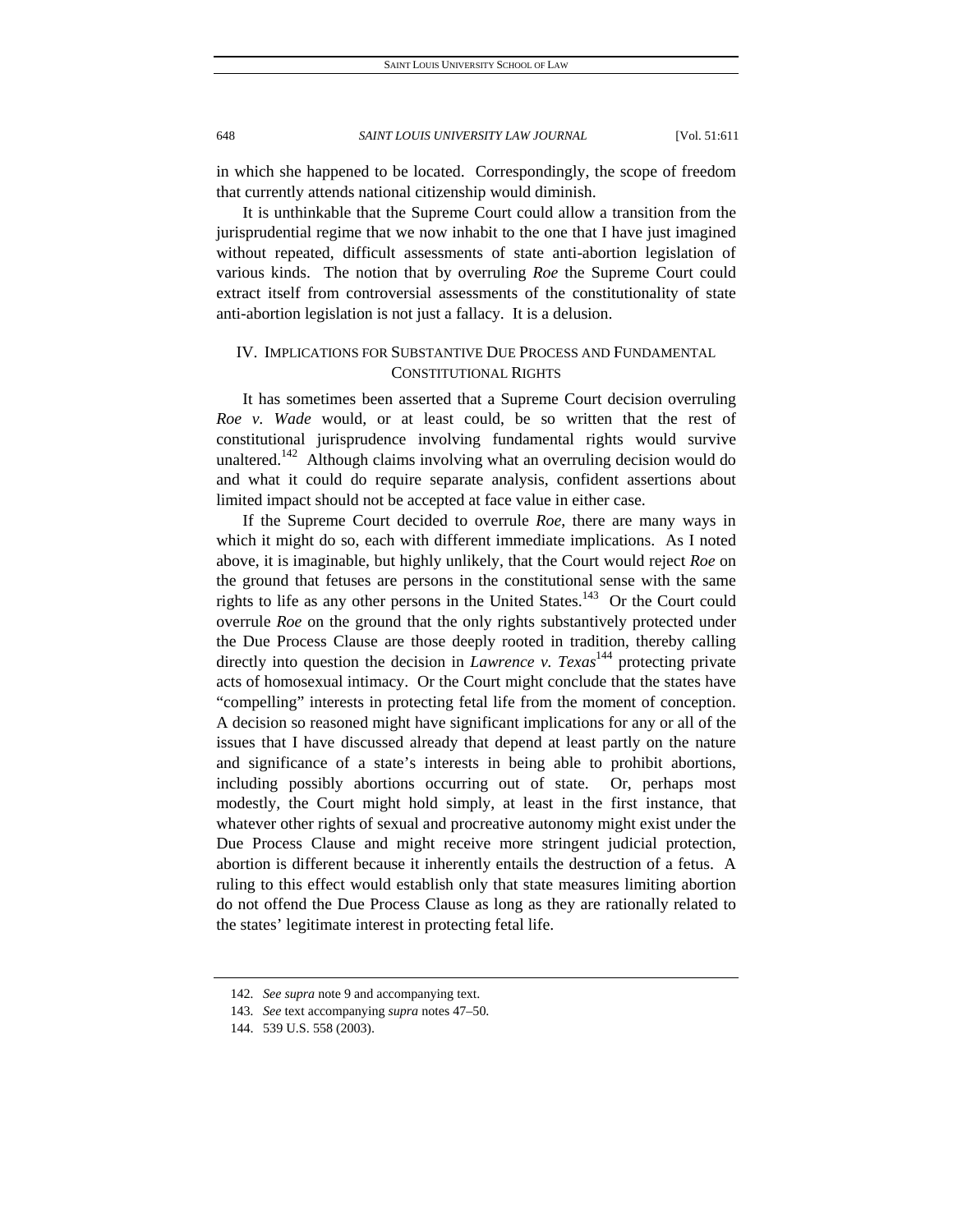in which she happened to be located. Correspondingly, the scope of freedom that currently attends national citizenship would diminish.

It is unthinkable that the Supreme Court could allow a transition from the jurisprudential regime that we now inhabit to the one that I have just imagined without repeated, difficult assessments of state anti-abortion legislation of various kinds. The notion that by overruling *Roe* the Supreme Court could extract itself from controversial assessments of the constitutionality of state anti-abortion legislation is not just a fallacy. It is a delusion.

## IV. Implications for Substantive Due Process and Fundamental Constitutional Rights

It has sometimes been asserted that a Supreme Court decision overruling *Roe v. Wade* would, or at least could, be so written that the rest of constitutional jurisprudence involving fundamental rights would survive unaltered.[142] Although claims involving what an overruling decision would do and what it could do require separate analysis, confident assertions about limited impact should not be accepted at face value in either case.

If the Supreme Court decided to overrule *Roe*, there are many ways in which it might do so, each with different immediate implications. As I noted above, it is imaginable, but highly unlikely, that the Court would reject *Roe* on the ground that fetuses are persons in the constitutional sense with the same rights to life as any other persons in the United States.[143] Or the Court could overrule *Roe* on the ground that the only rights substantively protected under the Due Process Clause are those deeply rooted in tradition, thereby calling directly into question the decision in *Lawrence v. Texas*[144] protecting private acts of homosexual intimacy. Or the Court might conclude that the states have "compelling" interests in protecting fetal life from the moment of conception. A decision so reasoned might have significant implications for any or all of the issues that I have discussed already that depend at least partly on the nature and significance of a state's interests in being able to prohibit abortions, including possibly abortions occurring out of state. Or, perhaps most modestly, the Court might hold simply, at least in the first instance, that whatever other rights of sexual and procreative autonomy might exist under the Due Process Clause and might receive more stringent judicial protection, abortion is different because it inherently entails the destruction of a fetus. A ruling to this effect would establish only that state measures limiting abortion do not offend the Due Process Clause as long as they are rationally related to the states' legitimate interest in protecting fetal life.

---

142. *See supra* note 9 and accompanying text.

143. *See* text accompanying *supra* notes 47–50.

144. 539 U.S. 558 (2003).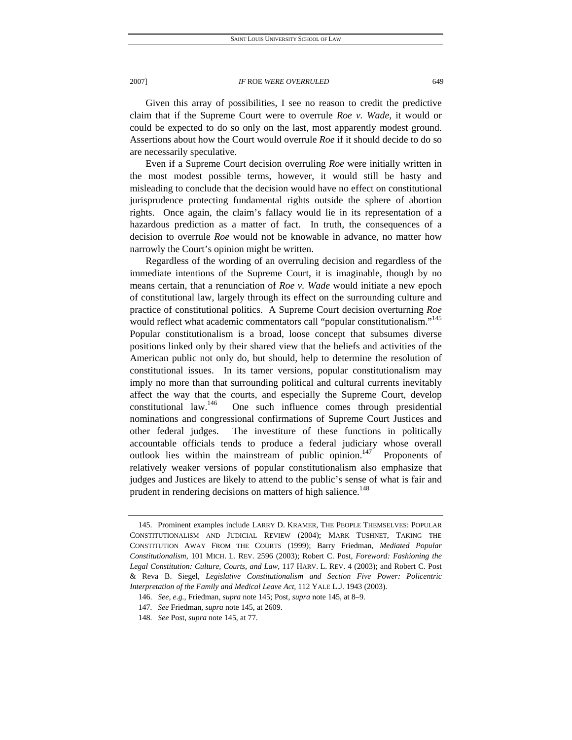Given this array of possibilities, I see no reason to credit the predictive claim that if the Supreme Court were to overrule *Roe v. Wade*, it would or could be expected to do so only on the last, most apparently modest ground. Assertions about how the Court would overrule *Roe* if it should decide to do so are necessarily speculative.

Even if a Supreme Court decision overruling *Roe* were initially written in the most modest possible terms, however, it would still be hasty and misleading to conclude that the decision would have no effect on constitutional jurisprudence protecting fundamental rights outside the sphere of abortion rights. Once again, the claim's fallacy would lie in its representation of a hazardous prediction as a matter of fact. In truth, the consequences of a decision to overrule *Roe* would not be knowable in advance, no matter how narrowly the Court's opinion might be written.

Regardless of the wording of an overruling decision and regardless of the immediate intentions of the Supreme Court, it is imaginable, though by no means certain, that a renunciation of *Roe v. Wade* would initiate a new epoch of constitutional law, largely through its effect on the surrounding culture and practice of constitutional politics. A Supreme Court decision overturning *Roe* would reflect what academic commentators call "popular constitutionalism."[145] Popular constitutionalism is a broad, loose concept that subsumes diverse positions linked only by their shared view that the beliefs and activities of the American public not only do, but should, help to determine the resolution of constitutional issues. In its tamer versions, popular constitutionalism may imply no more than that surrounding political and cultural currents inevitably affect the way that the courts, and especially the Supreme Court, develop constitutional law.[146] One such influence comes through presidential nominations and congressional confirmations of Supreme Court Justices and other federal judges. The investiture of these functions in politically accountable officials tends to produce a federal judiciary whose overall outlook lies within the mainstream of public opinion.[147] Proponents of relatively weaker versions of popular constitutionalism also emphasize that judges and Justices are likely to attend to the public's sense of what is fair and prudent in rendering decisions on matters of high salience.[148]

---

145. Prominent examples include LARRY D. KRAMER, THE PEOPLE THEMSELVES: POPULAR CONSTITUTIONALISM AND JUDICIAL REVIEW (2004); MARK TUSHNET, TAKING THE CONSTITUTION AWAY FROM THE COURTS (1999); Barry Friedman, *Mediated Popular Constitutionalism*, 101 MICH. L. REV. 2596 (2003); Robert C. Post, *Foreword: Fashioning the Legal Constitution: Culture, Courts, and Law*, 117 HARV. L. REV. 4 (2003); and Robert C. Post & Reva B. Siegel, *Legislative Constitutionalism and Section Five Power: Policentric Interpretation of the Family and Medical Leave Act*, 112 YALE L.J. 1943 (2003).

146. *See, e.g.*, Friedman, *supra* note 145; Post, *supra* note 145, at 8–9.

147. *See* Friedman, *supra* note 145, at 2609.

148. *See* Post, *supra* note 145, at 77.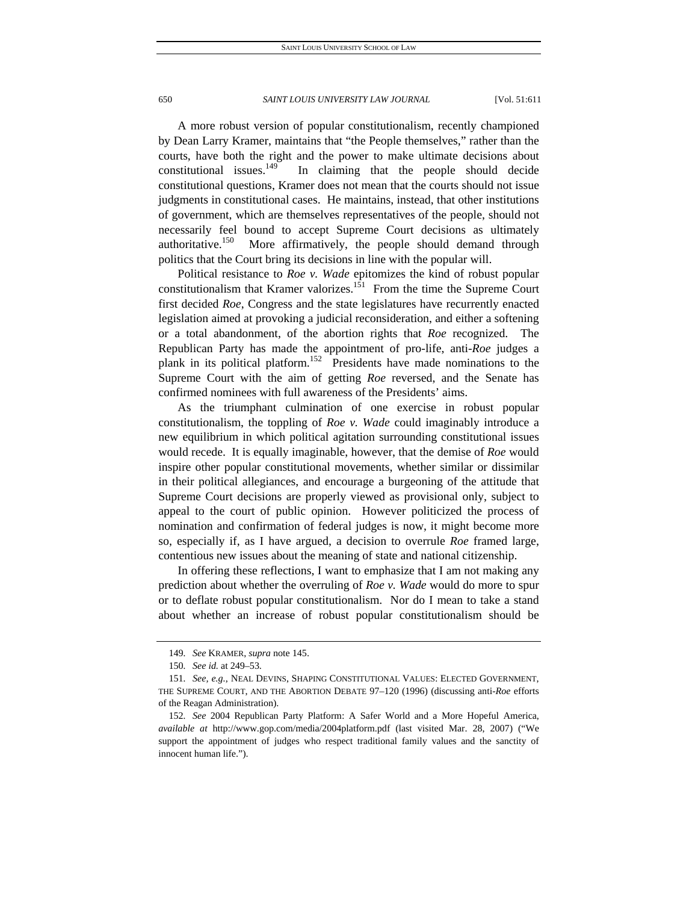A more robust version of popular constitutionalism, recently championed by Dean Larry Kramer, maintains that "the People themselves," rather than the courts, have both the right and the power to make ultimate decisions about constitutional issues.[149] In claiming that the people should decide constitutional questions, Kramer does not mean that the courts should not issue judgments in constitutional cases. He maintains, instead, that other institutions of government, which are themselves representatives of the people, should not necessarily feel bound to accept Supreme Court decisions as ultimately authoritative.[150] More affirmatively, the people should demand through politics that the Court bring its decisions in line with the popular will.

Political resistance to *Roe v. Wade* epitomizes the kind of robust popular constitutionalism that Kramer valorizes.[151] From the time the Supreme Court first decided *Roe*, Congress and the state legislatures have recurrently enacted legislation aimed at provoking a judicial reconsideration, and either a softening or a total abandonment, of the abortion rights that *Roe* recognized. The Republican Party has made the appointment of pro-life, anti-*Roe* judges a plank in its political platform.[152] Presidents have made nominations to the Supreme Court with the aim of getting *Roe* reversed, and the Senate has confirmed nominees with full awareness of the Presidents' aims.

As the triumphant culmination of one exercise in robust popular constitutionalism, the toppling of *Roe v. Wade* could imaginably introduce a new equilibrium in which political agitation surrounding constitutional issues would recede. It is equally imaginable, however, that the demise of *Roe* would inspire other popular constitutional movements, whether similar or dissimilar in their political allegiances, and encourage a burgeoning of the attitude that Supreme Court decisions are properly viewed as provisional only, subject to appeal to the court of public opinion. However politicized the process of nomination and confirmation of federal judges is now, it might become more so, especially if, as I have argued, a decision to overrule *Roe* framed large, contentious new issues about the meaning of state and national citizenship.

In offering these reflections, I want to emphasize that I am not making any prediction about whether the overruling of *Roe v. Wade* would do more to spur or to deflate robust popular constitutionalism. Nor do I mean to take a stand about whether an increase of robust popular constitutionalism should be

---

149. *See* KRAMER, *supra* note 145.

150. *See id.* at 249–53.

151. *See, e.g.*, NEAL DEVINS, SHAPING CONSTITUTIONAL VALUES: ELECTED GOVERNMENT, THE SUPREME COURT, AND THE ABORTION DEBATE 97–120 (1996) (discussing anti-*Roe* efforts of the Reagan Administration).

152. *See* 2004 Republican Party Platform: A Safer World and a More Hopeful America, *available at* http://www.gop.com/media/2004platform.pdf (last visited Mar. 28, 2007) ("We support the appointment of judges who respect traditional family values and the sanctity of innocent human life.").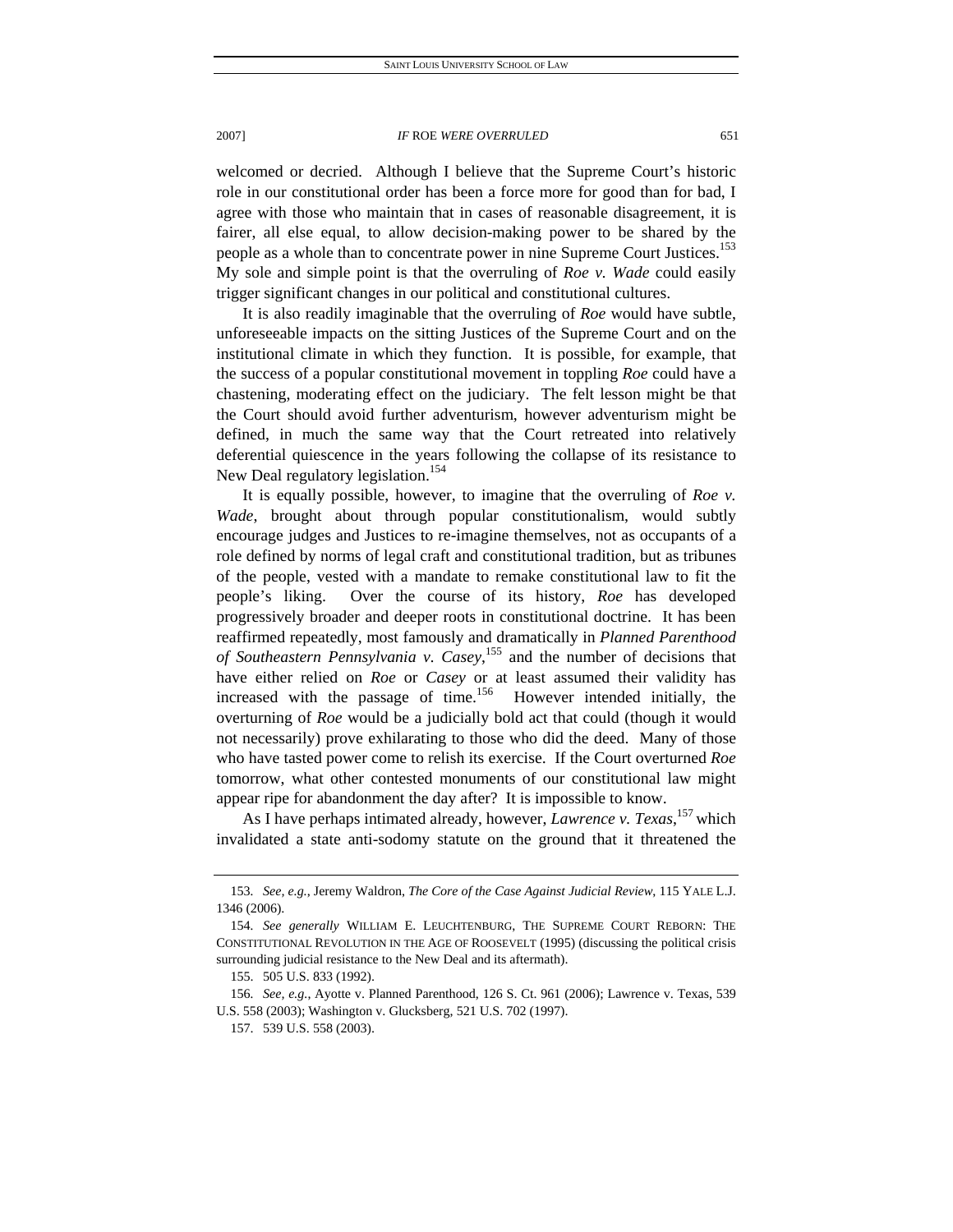welcomed or decried. Although I believe that the Supreme Court's historic role in our constitutional order has been a force more for good than for bad, I agree with those who maintain that in cases of reasonable disagreement, it is fairer, all else equal, to allow decision-making power to be shared by the people as a whole than to concentrate power in nine Supreme Court Justices.[153] My sole and simple point is that the overruling of *Roe v. Wade* could easily trigger significant changes in our political and constitutional cultures.

It is also readily imaginable that the overruling of *Roe* would have subtle, unforeseeable impacts on the sitting Justices of the Supreme Court and on the institutional climate in which they function. It is possible, for example, that the success of a popular constitutional movement in toppling *Roe* could have a chastening, moderating effect on the judiciary. The felt lesson might be that the Court should avoid further adventurism, however adventurism might be defined, in much the same way that the Court retreated into relatively deferential quiescence in the years following the collapse of its resistance to New Deal regulatory legislation.[154]

It is equally possible, however, to imagine that the overruling of *Roe v. Wade*, brought about through popular constitutionalism, would subtly encourage judges and Justices to re-imagine themselves, not as occupants of a role defined by norms of legal craft and constitutional tradition, but as tribunes of the people, vested with a mandate to remake constitutional law to fit the people's liking. Over the course of its history, *Roe* has developed progressively broader and deeper roots in constitutional doctrine. It has been reaffirmed repeatedly, most famously and dramatically in *Planned Parenthood of Southeastern Pennsylvania v. Casey*,[155] and the number of decisions that have either relied on *Roe* or *Casey* or at least assumed their validity has increased with the passage of time.[156] However intended initially, the overturning of *Roe* would be a judicially bold act that could (though it would not necessarily) prove exhilarating to those who did the deed. Many of those who have tasted power come to relish its exercise. If the Court overturned *Roe* tomorrow, what other contested monuments of our constitutional law might appear ripe for abandonment the day after? It is impossible to know.

As I have perhaps intimated already, however, *Lawrence v. Texas*,[157] which invalidated a state anti-sodomy statute on the ground that it threatened the

---

153. *See, e.g.*, Jeremy Waldron, *The Core of the Case Against Judicial Review*, 115 YALE L.J. 1346 (2006).

154. *See generally* WILLIAM E. LEUCHTENBURG, THE SUPREME COURT REBORN: THE CONSTITUTIONAL REVOLUTION IN THE AGE OF ROOSEVELT (1995) (discussing the political crisis surrounding judicial resistance to the New Deal and its aftermath).

155. 505 U.S. 833 (1992).

156. *See, e.g.*, Ayotte v. Planned Parenthood, 126 S. Ct. 961 (2006); Lawrence v. Texas, 539 U.S. 558 (2003); Washington v. Glucksberg, 521 U.S. 702 (1997).

157. 539 U.S. 558 (2003).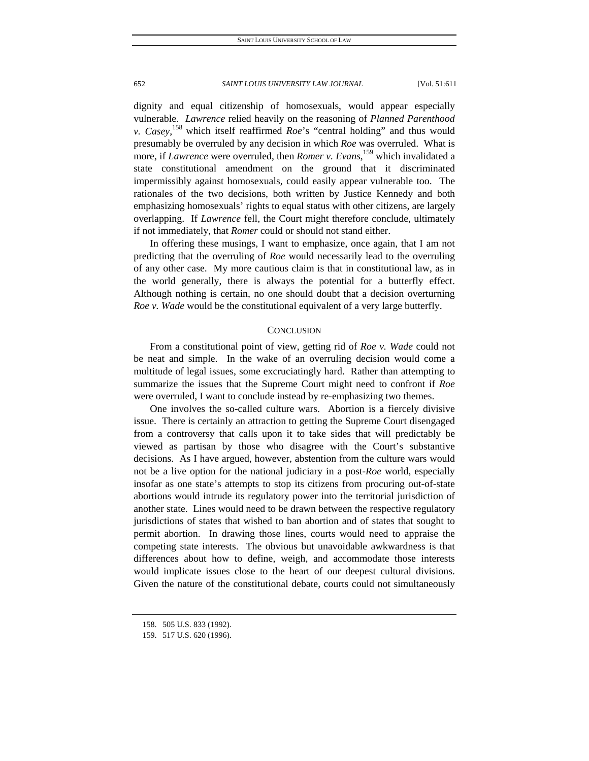dignity and equal citizenship of homosexuals, would appear especially vulnerable. *Lawrence* relied heavily on the reasoning of *Planned Parenthood v. Casey*,[158] which itself reaffirmed *Roe*'s "central holding" and thus would presumably be overruled by any decision in which *Roe* was overruled. What is more, if *Lawrence* were overruled, then *Romer v. Evans*,[159] which invalidated a state constitutional amendment on the ground that it discriminated impermissibly against homosexuals, could easily appear vulnerable too. The rationales of the two decisions, both written by Justice Kennedy and both emphasizing homosexuals' rights to equal status with other citizens, are largely overlapping. If *Lawrence* fell, the Court might therefore conclude, ultimately if not immediately, that *Romer* could or should not stand either.

In offering these musings, I want to emphasize, once again, that I am not predicting that the overruling of *Roe* would necessarily lead to the overruling of any other case. My more cautious claim is that in constitutional law, as in the world generally, there is always the potential for a butterfly effect. Although nothing is certain, no one should doubt that a decision overturning *Roe v. Wade* would be the constitutional equivalent of a very large butterfly.

## CONCLUSION

From a constitutional point of view, getting rid of *Roe v. Wade* could not be neat and simple. In the wake of an overruling decision would come a multitude of legal issues, some excruciatingly hard. Rather than attempting to summarize the issues that the Supreme Court might need to confront if *Roe* were overruled, I want to conclude instead by re-emphasizing two themes.

One involves the so-called culture wars. Abortion is a fiercely divisive issue. There is certainly an attraction to getting the Supreme Court disengaged from a controversy that calls upon it to take sides that will predictably be viewed as partisan by those who disagree with the Court's substantive decisions. As I have argued, however, abstention from the culture wars would not be a live option for the national judiciary in a post-*Roe* world, especially insofar as one state's attempts to stop its citizens from procuring out-of-state abortions would intrude its regulatory power into the territorial jurisdiction of another state. Lines would need to be drawn between the respective regulatory jurisdictions of states that wished to ban abortion and of states that sought to permit abortion. In drawing those lines, courts would need to appraise the competing state interests. The obvious but unavoidable awkwardness is that differences about how to define, weigh, and accommodate those interests would implicate issues close to the heart of our deepest cultural divisions. Given the nature of the constitutional debate, courts could not simultaneously

158. 505 U.S. 833 (1992).

159. 517 U.S. 620 (1996).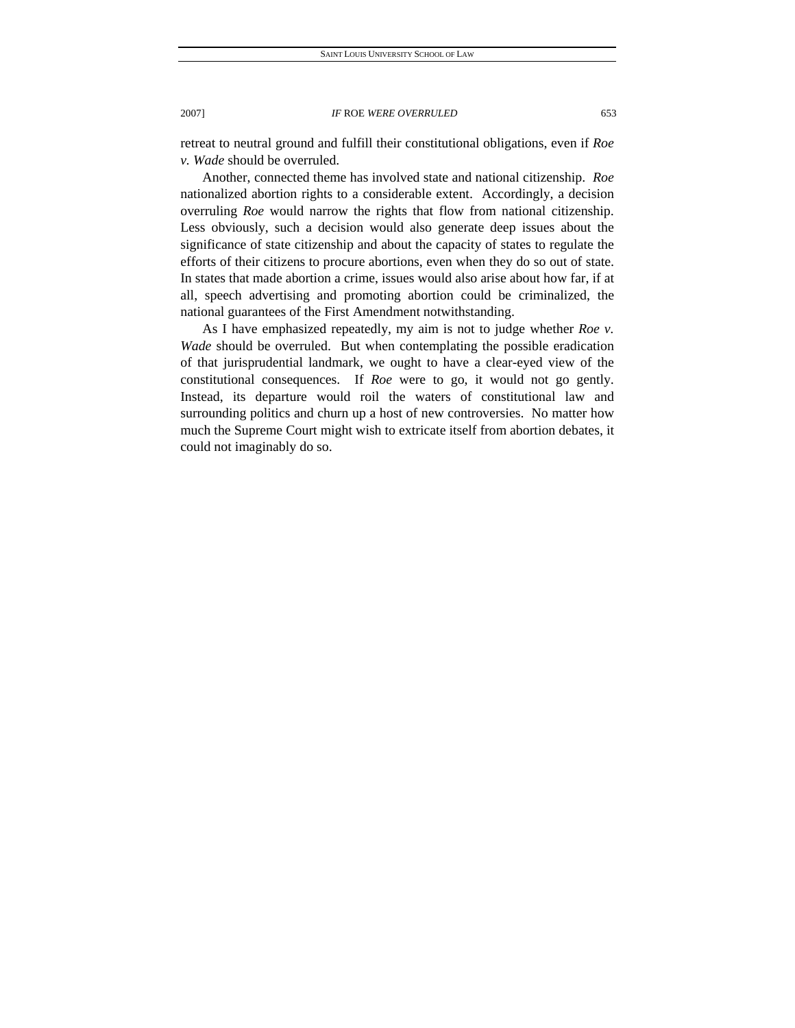retreat to neutral ground and fulfill their constitutional obligations, even if *Roe v. Wade* should be overruled.

Another, connected theme has involved state and national citizenship. *Roe* nationalized abortion rights to a considerable extent. Accordingly, a decision overruling *Roe* would narrow the rights that flow from national citizenship. Less obviously, such a decision would also generate deep issues about the significance of state citizenship and about the capacity of states to regulate the efforts of their citizens to procure abortions, even when they do so out of state. In states that made abortion a crime, issues would also arise about how far, if at all, speech advertising and promoting abortion could be criminalized, the national guarantees of the First Amendment notwithstanding.

As I have emphasized repeatedly, my aim is not to judge whether *Roe v. Wade* should be overruled. But when contemplating the possible eradication of that jurisprudential landmark, we ought to have a clear-eyed view of the constitutional consequences. If *Roe* were to go, it would not go gently. Instead, its departure would roil the waters of constitutional law and surrounding politics and churn up a host of new controversies. No matter how much the Supreme Court might wish to extricate itself from abortion debates, it could not imaginably do so.